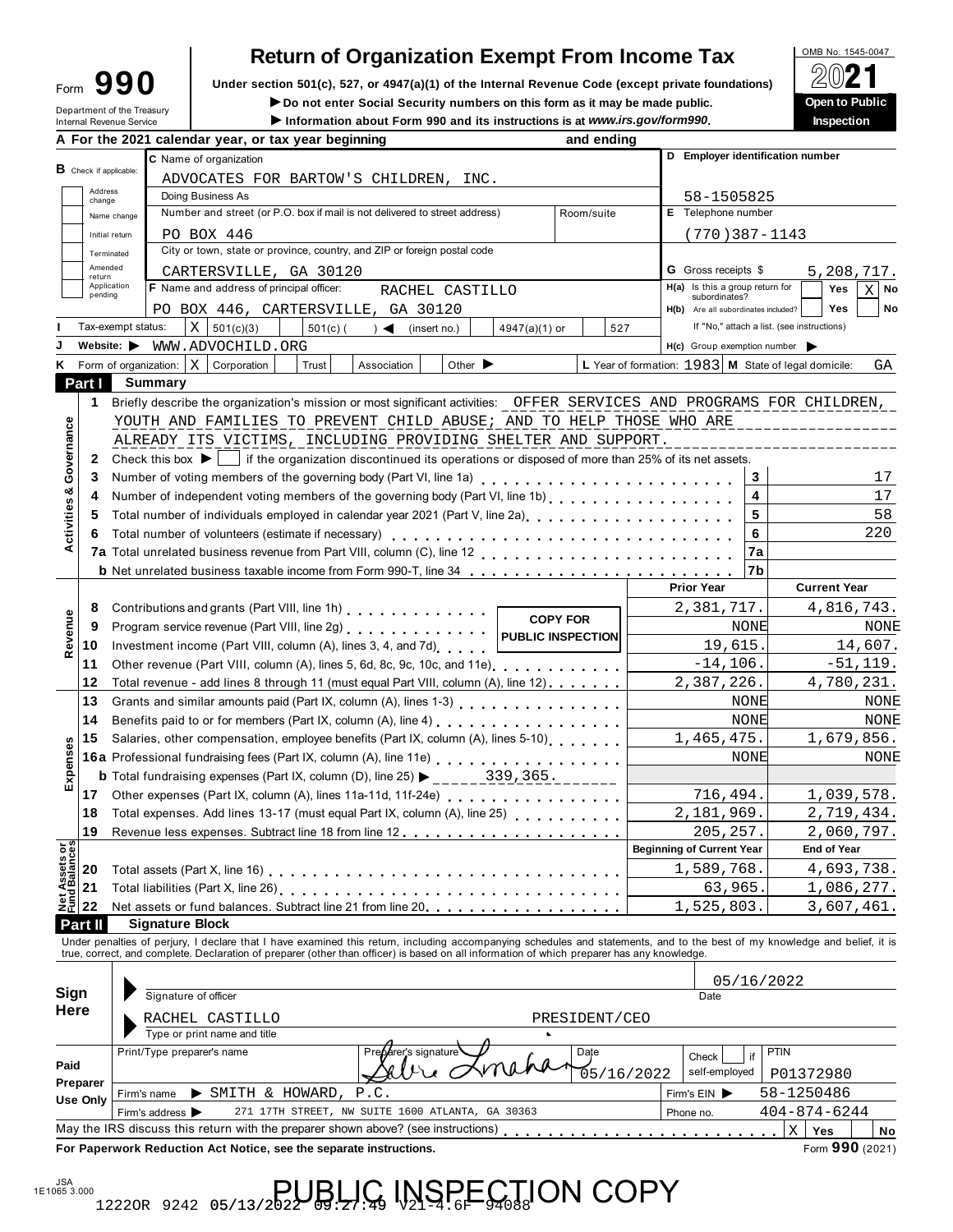# Form 990 — Return of Organization Exempt From Income Tax

Under section 501(c), 527, or 4947(a)(1) of the Internal Revenue Code (except private foundations)

▶ Do not enter Social Security numbers on this form as it may be made public.

▶ Information about Form 990 and its instructions is at *www.irs.gov/form990*.

OMB No. 1545-0047 — **2021** — Open to Public Inspection

Department of the Treasury, Internal Revenue Service

**A** For the 2021 calendar year, or tax year beginning and ending

**B** Check if applicable: Address change | Name change | Initial return | Terminated | Amended return | Application pending

**C** Name of organization: ADVOCATES FOR BARTOW'S CHILDREN, INC.

Doing Business As

Number and street (or P.O. box if mail is not delivered to street address): PO BOX 446 — Room/suite

City or town, state or province, country, and ZIP or foreign postal code: CARTERSVILLE, GA 30120

**D** Employer identification number: 58-1505825

**E** Telephone number: (770)387-1143

**G** Gross receipts $ 5,208,717.

**F** Name and address of principal officer: RACHEL CASTILLO, PO BOX 446, CARTERSVILLE, GA 30120

**H(a)** Is this a group return for subordinates? Yes [ ] No [X]

**H(b)** Are all subordinates included? Yes [ ] No [ ] — If "No," attach a list. (see instructions)

**I** Tax-exempt status: [X] 501(c)(3) [ ] 501(c) ( ) ◀ (insert no.) [ ] 4947(a)(1) or [ ] 527

**J** Website: ▶ WWW.ADVOCHILD.ORG

**H(c)** Group exemption number ▶

**K** Form of organization: [X] Corporation [ ] Trust [ ] Association [ ] Other ▶

**L** Year of formation: 1983 **M** State of legal domicile: GA

## Part I Summary

### Activities & Governance

1 Briefly describe the organization's mission or most significant activities: OFFER SERVICES AND PROGRAMS FOR CHILDREN, YOUTH AND FAMILIES TO PREVENT CHILD ABUSE; AND TO HELP THOSE WHO ARE ALREADY ITS VICTIMS, INCLUDING PROVIDING SHELTER AND SUPPORT.

2 Check this box ▶ [ ] if the organization discontinued its operations or disposed of more than 25% of its net assets.

| Line | Description | Box | Value |
|---|---|---|---|
| 3 | Number of voting members of the governing body (Part VI, line 1a) | 3 | 17 |
| 4 | Number of independent voting members of the governing body (Part VI, line 1b) | 4 | 17 |
| 5 | Total number of individuals employed in calendar year 2021 (Part V, line 2a) | 5 | 58 |
| 6 | Total number of volunteers (estimate if necessary) | 6 | 220 |
| 7a | Total unrelated business revenue from Part VIII, column (C), line 12 | 7a | |
| b | Net unrelated business taxable income from Form 990-T, line 34 | 7b | |

### Revenue, Expenses, Net Assets

| Line | Description | Prior Year | Current Year |
|---|---|---|---|
| 8 | Contributions and grants (Part VIII, line 1h) | 2,381,717. | 4,816,743. |
| 9 | Program service revenue (Part VIII, line 2g) | NONE | NONE |
| 10 | Investment income (Part VIII, column (A), lines 3, 4, and 7d) | 19,615. | 14,607. |
| 11 | Other revenue (Part VIII, column (A), lines 5, 6d, 8c, 9c, 10c, and 11e) | -14,106. | -51,119. |
| 12 | Total revenue - add lines 8 through 11 (must equal Part VIII, column (A), line 12) | 2,387,226. | 4,780,231. |
| 13 | Grants and similar amounts paid (Part IX, column (A), lines 1-3) | NONE | NONE |
| 14 | Benefits paid to or for members (Part IX, column (A), line 4) | NONE | NONE |
| 15 | Salaries, other compensation, employee benefits (Part IX, column (A), lines 5-10) | 1,465,475. | 1,679,856. |
| 16a | Professional fundraising fees (Part IX, column (A), line 11e) | NONE | NONE |
| b | Total fundraising expenses (Part IX, column (D), line 25) ▶ 339,365. | | |
| 17 | Other expenses (Part IX, column (A), lines 11a-11d, 11f-24e) | 716,494. | 1,039,578. |
| 18 | Total expenses. Add lines 13-17 (must equal Part IX, column (A), line 25) | 2,181,969. | 2,719,434. |
| 19 | Revenue less expenses. Subtract line 18 from line 12 | 205,257. | 2,060,797. |
| | | **Beginning of Current Year** | **End of Year** |
| 20 | Total assets (Part X, line 16) | 1,589,768. | 4,693,738. |
| 21 | Total liabilities (Part X, line 26) | 63,965. | 1,086,277. |
| 22 | Net assets or fund balances. Subtract line 21 from line 20 | 1,525,803. | 3,607,461. |

COPY FOR PUBLIC INSPECTION

## Part II Signature Block

Under penalties of perjury, I declare that I have examined this return, including accompanying schedules and statements, and to the best of my knowledge and belief, it is true, correct, and complete. Declaration of preparer (other than officer) is based on all information of which preparer has any knowledge.

**Sign Here**

Signature of officer — Date: 05/16/2022

RACHEL CASTILLO — PRESIDENT/CEO

Type or print name and title

**Paid Preparer Use Only**

Print/Type preparer's name — Preparer's signature: [signature] — Date: 05/16/2022 — Check [ ] if self-employed — PTIN: P01372980

Firm's name ▶ SMITH & HOWARD, P.C. — Firm's EIN ▶ 58-1250486

Firm's address ▶ 271 17TH STREET, NW SUITE 1600 ATLANTA, GA 30363 — Phone no. 404-874-6244

May the IRS discuss this return with the preparer shown above? (see instructions) [X] Yes [ ] No

**For Paperwork Reduction Act Notice, see the separate instructions.** Form **990** (2021)

JSA 1E1065 3.000

PUBLIC INSPECTION COPY

12220R 9242 05/13/2022 09:27:49 V21-4.6F 94088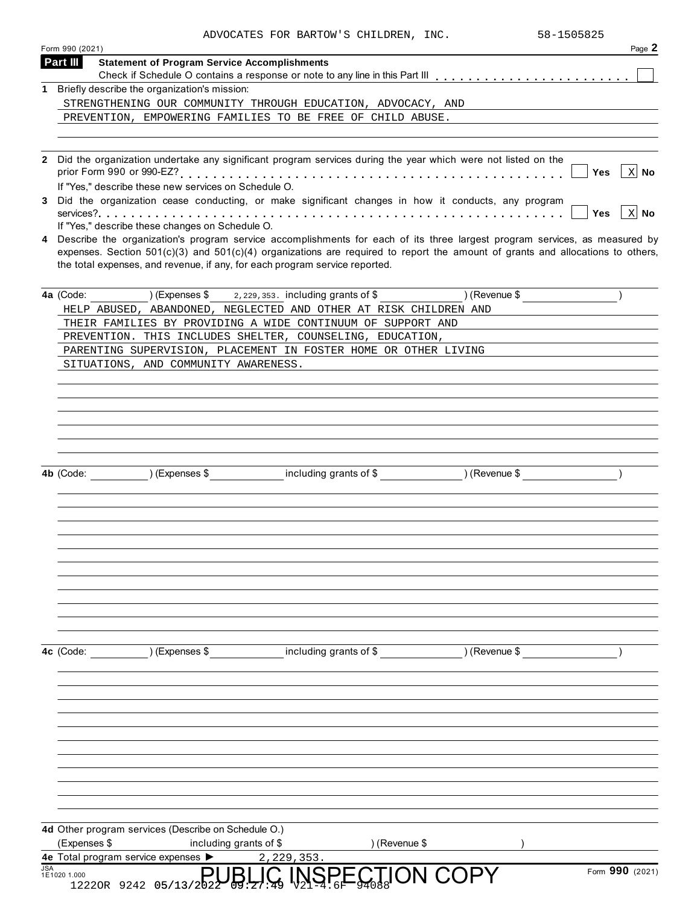ADVOCATES FOR BARTOW'S CHILDREN, INC. 58-1505825

Form 990 (2021) Page **2**

## Part III Statement of Program Service Accomplishments

Check if Schedule O contains a response or note to any line in this Part III . . . . . . . . . . . . . . . . . . . . . . . ☐

**1** Briefly describe the organization's mission:

STRENGTHENING OUR COMMUNITY THROUGH EDUCATION, ADVOCACY, AND PREVENTION, EMPOWERING FAMILIES TO BE FREE OF CHILD ABUSE.

**2** Did the organization undertake any significant program services during the year which were not listed on the prior Form 990 or 990-EZ? . . . . . . . . . . . . . . . . . . . . . . . . . . . . . . . . . . . . . ☐ Yes ☒ No

If "Yes," describe these new services on Schedule O.

**3** Did the organization cease conducting, or make significant changes in how it conducts, any program services? . . . . . . . . . . . . . . . . . . . . . . . . . . . . . . . . . . . . . . . . . . . . . . . . . ☐ Yes ☒ No

If "Yes," describe these changes on Schedule O.

**4** Describe the organization's program service accomplishments for each of its three largest program services, as measured by expenses. Section 501(c)(3) and 501(c)(4) organizations are required to report the amount of grants and allocations to others, the total expenses, and revenue, if any, for each program service reported.

**4a** (Code: ) (Expenses $ 2,229,353. including grants of $ ) (Revenue $ )

HELP ABUSED, ABANDONED, NEGLECTED AND OTHER AT RISK CHILDREN AND THEIR FAMILIES BY PROVIDING A WIDE CONTINUUM OF SUPPORT AND PREVENTION. THIS INCLUDES SHELTER, COUNSELING, EDUCATION, PARENTING SUPERVISION, PLACEMENT IN FOSTER HOME OR OTHER LIVING SITUATIONS, AND COMMUNITY AWARENESS.

**4b** (Code: ) (Expenses $ including grants of $ ) (Revenue $ )

**4c** (Code: ) (Expenses $ including grants of $ ) (Revenue $ )

**4d** Other program services (Describe on Schedule O.)

(Expenses $ including grants of $ ) (Revenue $ )

**4e** Total program service expenses ► 2,229,353.

JSA 1E1020 1.000

PUBLIC INSPECTION COPY

1222OR 9242 05/13/2022 09:27:49 V21-4.6F 94088

Form **990** (2021)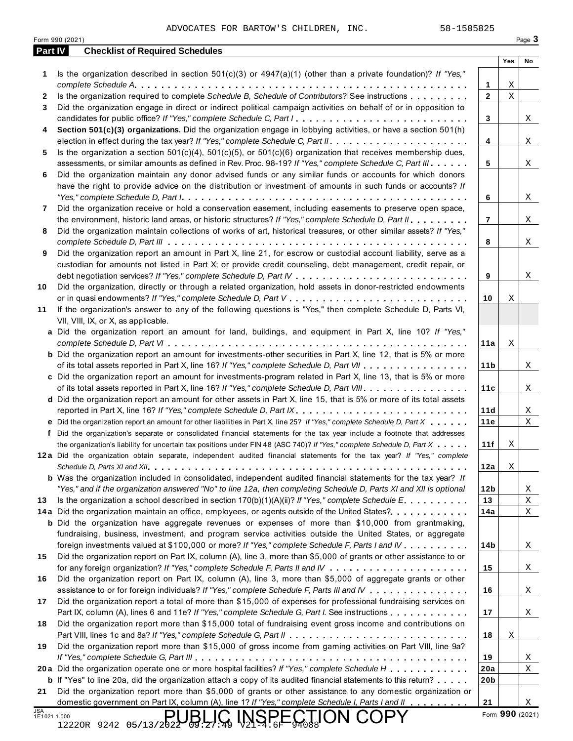ADVOCATES FOR BARTOW'S CHILDREN, INC. 58-1505825

Form 990 (2021)

## Part IV Checklist of Required Schedules

| | | | Yes | No |
|---|---|---|---|---|
| 1 | Is the organization described in section 501(c)(3) or 4947(a)(1) (other than a private foundation)? *If "Yes," complete Schedule A* | 1 | X | |
| 2 | Is the organization required to complete *Schedule B, Schedule of Contributors*? See instructions | 2 | X | |
| 3 | Did the organization engage in direct or indirect political campaign activities on behalf of or in opposition to candidates for public office? *If "Yes," complete Schedule C, Part I* | 3 | | X |
| 4 | **Section 501(c)(3) organizations.** Did the organization engage in lobbying activities, or have a section 501(h) election in effect during the tax year? *If "Yes," complete Schedule C, Part II* | 4 | | X |
| 5 | Is the organization a section 501(c)(4), 501(c)(5), or 501(c)(6) organization that receives membership dues, assessments, or similar amounts as defined in Rev. Proc. 98-19? *If "Yes," complete Schedule C, Part III* | 5 | | X |
| 6 | Did the organization maintain any donor advised funds or any similar funds or accounts for which donors have the right to provide advice on the distribution or investment of amounts in such funds or accounts? *If "Yes," complete Schedule D, Part I* | 6 | | X |
| 7 | Did the organization receive or hold a conservation easement, including easements to preserve open space, the environment, historic land areas, or historic structures? *If "Yes," complete Schedule D, Part II* | 7 | | X |
| 8 | Did the organization maintain collections of works of art, historical treasures, or other similar assets? *If "Yes," complete Schedule D, Part III* | 8 | | X |
| 9 | Did the organization report an amount in Part X, line 21, for escrow or custodial account liability, serve as a custodian for amounts not listed in Part X; or provide credit counseling, debt management, credit repair, or debt negotiation services? *If "Yes," complete Schedule D, Part IV* | 9 | | X |
| 10 | Did the organization, directly or through a related organization, hold assets in donor-restricted endowments or in quasi endowments? *If "Yes," complete Schedule D, Part V* | 10 | X | |
| 11 | If the organization's answer to any of the following questions is "Yes," then complete Schedule D, Parts VI, VII, VIII, IX, or X, as applicable. | | | |
| a | Did the organization report an amount for land, buildings, and equipment in Part X, line 10? *If "Yes," complete Schedule D, Part VI* | 11a | X | |
| b | Did the organization report an amount for investments-other securities in Part X, line 12, that is 5% or more of its total assets reported in Part X, line 16? *If "Yes," complete Schedule D, Part VII* | 11b | | X |
| c | Did the organization report an amount for investments-program related in Part X, line 13, that is 5% or more of its total assets reported in Part X, line 16? *If "Yes," complete Schedule D, Part VIII* | 11c | | X |
| d | Did the organization report an amount for other assets in Part X, line 15, that is 5% or more of its total assets reported in Part X, line 16? *If "Yes," complete Schedule D, Part IX* | 11d | | X |
| e | Did the organization report an amount for other liabilities in Part X, line 25? *If "Yes," complete Schedule D, Part X* | 11e | | X |
| f | Did the organization's separate or consolidated financial statements for the tax year include a footnote that addresses the organization's liability for uncertain tax positions under FIN 48 (ASC 740)? *If "Yes," complete Schedule D, Part X* | 11f | X | |
| 12a | Did the organization obtain separate, independent audited financial statements for the tax year? *If "Yes," complete Schedule D, Parts XI and XII* | 12a | X | |
| b | Was the organization included in consolidated, independent audited financial statements for the tax year? *If "Yes," and if the organization answered "No" to line 12a, then completing Schedule D, Parts XI and XII is optional* | 12b | | X |
| 13 | Is the organization a school described in section 170(b)(1)(A)(ii)? *If "Yes," complete Schedule E* | 13 | | X |
| 14a | Did the organization maintain an office, employees, or agents outside of the United States? | 14a | | X |
| b | Did the organization have aggregate revenues or expenses of more than $10,000 from grantmaking, fundraising, business, investment, and program service activities outside the United States, or aggregate foreign investments valued at $100,000 or more? *If "Yes," complete Schedule F, Parts I and IV* | 14b | | X |
| 15 | Did the organization report on Part IX, column (A), line 3, more than $5,000 of grants or other assistance to or for any foreign organization? *If "Yes," complete Schedule F, Parts II and IV* | 15 | | X |
| 16 | Did the organization report on Part IX, column (A), line 3, more than $5,000 of aggregate grants or other assistance to or for foreign individuals? *If "Yes," complete Schedule F, Parts III and IV* | 16 | | X |
| 17 | Did the organization report a total of more than $15,000 of expenses for professional fundraising services on Part IX, column (A), lines 6 and 11e? *If "Yes," complete Schedule G, Part I.* See instructions | 17 | | X |
| 18 | Did the organization report more than $15,000 total of fundraising event gross income and contributions on Part VIII, lines 1c and 8a? *If "Yes," complete Schedule G, Part II* | 18 | X | |
| 19 | Did the organization report more than $15,000 of gross income from gaming activities on Part VIII, line 9a? *If "Yes," complete Schedule G, Part III* | 19 | | X |
| 20a | Did the organization operate one or more hospital facilities? *If "Yes," complete Schedule H* | 20a | | X |
| b | If "Yes" to line 20a, did the organization attach a copy of its audited financial statements to this return? | 20b | | |
| 21 | Did the organization report more than $5,000 of grants or other assistance to any domestic organization or domestic government on Part IX, column (A), line 1? *If "Yes," complete Schedule I, Parts I and II* | 21 | | X |

Form **990** (2021)

PUBLIC INSPECTION COPY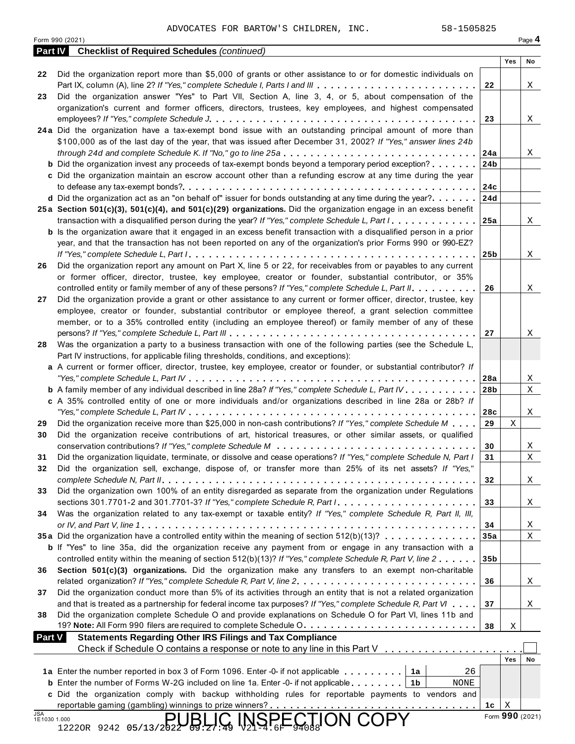ADVOCATES FOR BARTOW'S CHILDREN, INC. 58-1505825

Form 990 (2021) Page **4**

**Part IV** **Checklist of Required Schedules** *(continued)*

| | | | Yes | No |
|---|---|---|---|---|
| **22** | Did the organization report more than $5,000 of grants or other assistance to or for domestic individuals on Part IX, column (A), line 2? *If "Yes," complete Schedule I, Parts I and III* | **22** | | X |
| **23** | Did the organization answer "Yes" to Part VII, Section A, line 3, 4, or 5, about compensation of the organization's current and former officers, directors, trustees, key employees, and highest compensated employees? *If "Yes," complete Schedule J* | **23** | | X |
| **24a** | Did the organization have a tax-exempt bond issue with an outstanding principal amount of more than $100,000 as of the last day of the year, that was issued after December 31, 2002? *If "Yes," answer lines 24b through 24d and complete Schedule K. If "No," go to line 25a* | **24a** | | X |
| **b** | Did the organization invest any proceeds of tax-exempt bonds beyond a temporary period exception? | **24b** | | |
| **c** | Did the organization maintain an escrow account other than a refunding escrow at any time during the year to defease any tax-exempt bonds? | **24c** | | |
| **d** | Did the organization act as an "on behalf of" issuer for bonds outstanding at any time during the year? | **24d** | | |
| **25a** | **Section 501(c)(3), 501(c)(4), and 501(c)(29) organizations.** Did the organization engage in an excess benefit transaction with a disqualified person during the year? *If "Yes," complete Schedule L, Part I* | **25a** | | X |
| **b** | Is the organization aware that it engaged in an excess benefit transaction with a disqualified person in a prior year, and that the transaction has not been reported on any of the organization's prior Forms 990 or 990-EZ? *If "Yes," complete Schedule L, Part I* | **25b** | | X |
| **26** | Did the organization report any amount on Part X, line 5 or 22, for receivables from or payables to any current or former officer, director, trustee, key employee, creator or founder, substantial contributor, or 35% controlled entity or family member of any of these persons? *If "Yes," complete Schedule L, Part II* | **26** | | X |
| **27** | Did the organization provide a grant or other assistance to any current or former officer, director, trustee, key employee, creator or founder, substantial contributor or employee thereof, a grant selection committee member, or to a 35% controlled entity (including an employee thereof) or family member of any of these persons? *If "Yes," complete Schedule L, Part III* | **27** | | X |
| **28** | Was the organization a party to a business transaction with one of the following parties (see the Schedule L, Part IV instructions, for applicable filing thresholds, conditions, and exceptions): | | | |
| **a** | A current or former officer, director, trustee, key employee, creator or founder, or substantial contributor? *If "Yes," complete Schedule L, Part IV* | **28a** | | X |
| **b** | A family member of any individual described in line 28a? *If "Yes," complete Schedule L, Part IV* | **28b** | | X |
| **c** | A 35% controlled entity of one or more individuals and/or organizations described in line 28a or 28b? *If "Yes," complete Schedule L, Part IV* | **28c** | | X |
| **29** | Did the organization receive more than $25,000 in non-cash contributions? *If "Yes," complete Schedule M* | **29** | X | |
| **30** | Did the organization receive contributions of art, historical treasures, or other similar assets, or qualified conservation contributions? *If "Yes," complete Schedule M* | **30** | | X |
| **31** | Did the organization liquidate, terminate, or dissolve and cease operations? *If "Yes," complete Schedule N, Part I* | **31** | | X |
| **32** | Did the organization sell, exchange, dispose of, or transfer more than 25% of its net assets? *If "Yes," complete Schedule N, Part II* | **32** | | X |
| **33** | Did the organization own 100% of an entity disregarded as separate from the organization under Regulations sections 301.7701-2 and 301.7701-3? *If "Yes," complete Schedule R, Part I* | **33** | | X |
| **34** | Was the organization related to any tax-exempt or taxable entity? *If "Yes," complete Schedule R, Part II, III, or IV, and Part V, line 1* | **34** | | X |
| **35a** | Did the organization have a controlled entity within the meaning of section 512(b)(13)? | **35a** | | X |
| **b** | If "Yes" to line 35a, did the organization receive any payment from or engage in any transaction with a controlled entity within the meaning of section 512(b)(13)? *If "Yes," complete Schedule R, Part V, line 2* | **35b** | | |
| **36** | **Section 501(c)(3) organizations.** Did the organization make any transfers to an exempt non-charitable related organization? *If "Yes," complete Schedule R, Part V, line 2* | **36** | | X |
| **37** | Did the organization conduct more than 5% of its activities through an entity that is not a related organization and that is treated as a partnership for federal income tax purposes? *If "Yes," complete Schedule R, Part VI* | **37** | | X |
| **38** | Did the organization complete Schedule O and provide explanations on Schedule O for Part VI, lines 11b and 19? **Note:** All Form 990 filers are required to complete Schedule O. | **38** | X | |

**Part V** **Statements Regarding Other IRS Filings and Tax Compliance**

Check if Schedule O contains a response or note to any line in this Part V ☐

| | | | | | Yes | No |
|---|---|---|---|---|---|---|
| **1a** | Enter the number reported in box 3 of Form 1096. Enter -0- if not applicable | **1a** | 26 | | | |
| **b** | Enter the number of Forms W-2G included on line 1a. Enter -0- if not applicable | **1b** | NONE | | | |
| **c** | Did the organization comply with backup withholding rules for reportable payments to vendors and reportable gaming (gambling) winnings to prize winners? | | | **1c** | X | |

JSA 1E1030 1.000

Form **990** (2021)

PUBLIC INSPECTION COPY

1222OR 9242 05/13/2022 09:27:49 V21-4.6F 94088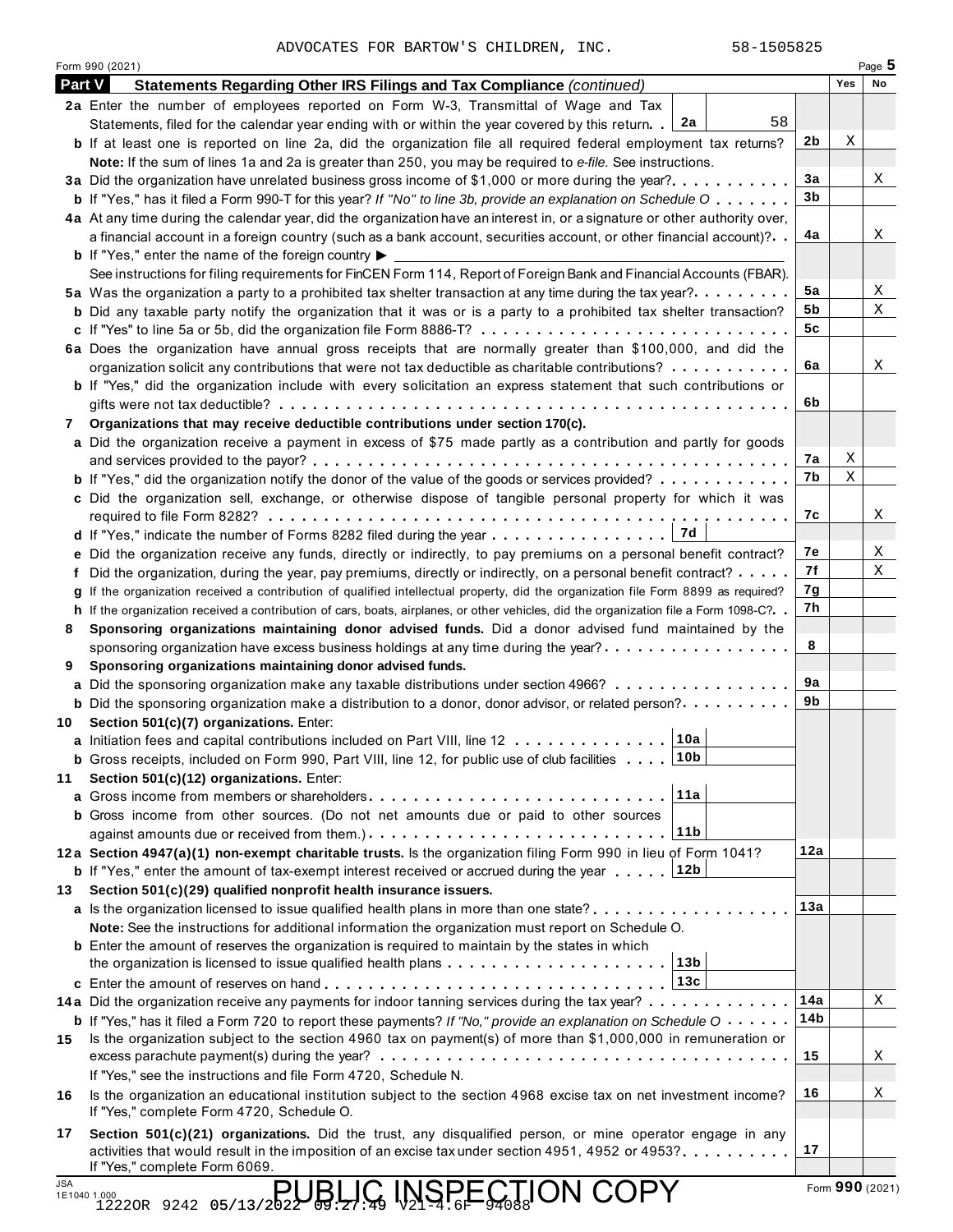ADVOCATES FOR BARTOW'S CHILDREN, INC. 58-1505825

Form 990 (2021) Page 5

## Part V Statements Regarding Other IRS Filings and Tax Compliance *(continued)*

| | | | Yes | No |
|---|---|---|---|---|
| **2a** | Enter the number of employees reported on Form W-3, Transmittal of Wage and Tax Statements, filed for the calendar year ending with or within the year covered by this return . . **2a** 58 | | | |
| **b** | If at least one is reported on line 2a, did the organization file all required federal employment tax returns? | 2b | X | |
| | **Note:** If the sum of lines 1a and 2a is greater than 250, you may be required to *e-file.* See instructions. | | | |
| **3a** | Did the organization have unrelated business gross income of $1,000 or more during the year? | 3a | | X |
| **b** | If "Yes," has it filed a Form 990-T for this year? *If "No" to line 3b, provide an explanation on Schedule O* | 3b | | |
| **4a** | At any time during the calendar year, did the organization have an interest in, or a signature or other authority over, a financial account in a foreign country (such as a bank account, securities account, or other financial account)? | 4a | | X |
| **b** | If "Yes," enter the name of the foreign country ▶ | | | |
| | See instructions for filing requirements for FinCEN Form 114, Report of Foreign Bank and Financial Accounts (FBAR). | | | |
| **5a** | Was the organization a party to a prohibited tax shelter transaction at any time during the tax year? | 5a | | X |
| **b** | Did any taxable party notify the organization that it was or is a party to a prohibited tax shelter transaction? | 5b | | X |
| **c** | If "Yes" to line 5a or 5b, did the organization file Form 8886-T? | 5c | | |
| **6a** | Does the organization have annual gross receipts that are normally greater than $100,000, and did the organization solicit any contributions that were not tax deductible as charitable contributions? | 6a | | X |
| **b** | If "Yes," did the organization include with every solicitation an express statement that such contributions or gifts were not tax deductible? | 6b | | |
| **7** | **Organizations that may receive deductible contributions under section 170(c).** | | | |
| **a** | Did the organization receive a payment in excess of $75 made partly as a contribution and partly for goods and services provided to the payor? | 7a | X | |
| **b** | If "Yes," did the organization notify the donor of the value of the goods or services provided? | 7b | X | |
| **c** | Did the organization sell, exchange, or otherwise dispose of tangible personal property for which it was required to file Form 8282? | 7c | | X |
| **d** | If "Yes," indicate the number of Forms 8282 filed during the year . . . **7d** | | | |
| **e** | Did the organization receive any funds, directly or indirectly, to pay premiums on a personal benefit contract? | 7e | | X |
| **f** | Did the organization, during the year, pay premiums, directly or indirectly, on a personal benefit contract? | 7f | | X |
| **g** | If the organization received a contribution of qualified intellectual property, did the organization file Form 8899 as required? | 7g | | |
| **h** | If the organization received a contribution of cars, boats, airplanes, or other vehicles, did the organization file a Form 1098-C? | 7h | | |
| **8** | **Sponsoring organizations maintaining donor advised funds.** Did a donor advised fund maintained by the sponsoring organization have excess business holdings at any time during the year? | 8 | | |
| **9** | **Sponsoring organizations maintaining donor advised funds.** | | | |
| **a** | Did the sponsoring organization make any taxable distributions under section 4966? | 9a | | |
| **b** | Did the sponsoring organization make a distribution to a donor, donor advisor, or related person? | 9b | | |
| **10** | **Section 501(c)(7) organizations.** Enter: | | | |
| **a** | Initiation fees and capital contributions included on Part VIII, line 12 . . . **10a** | | | |
| **b** | Gross receipts, included on Form 990, Part VIII, line 12, for public use of club facilities . . . **10b** | | | |
| **11** | **Section 501(c)(12) organizations.** Enter: | | | |
| **a** | Gross income from members or shareholders . . . **11a** | | | |
| **b** | Gross income from other sources. (Do not net amounts due or paid to other sources against amounts due or received from them.) . . . **11b** | | | |
| **12a** | **Section 4947(a)(1) non-exempt charitable trusts.** Is the organization filing Form 990 in lieu of Form 1041? | 12a | | |
| **b** | If "Yes," enter the amount of tax-exempt interest received or accrued during the year . . . **12b** | | | |
| **13** | **Section 501(c)(29) qualified nonprofit health insurance issuers.** | | | |
| **a** | Is the organization licensed to issue qualified health plans in more than one state? | 13a | | |
| | **Note:** See the instructions for additional information the organization must report on Schedule O. | | | |
| **b** | Enter the amount of reserves the organization is required to maintain by the states in which the organization is licensed to issue qualified health plans . . . **13b** | | | |
| **c** | Enter the amount of reserves on hand . . . **13c** | | | |
| **14a** | Did the organization receive any payments for indoor tanning services during the tax year? | 14a | | X |
| **b** | If "Yes," has it filed a Form 720 to report these payments? *If "No," provide an explanation on Schedule O* | 14b | | |
| **15** | Is the organization subject to the section 4960 tax on payment(s) of more than $1,000,000 in remuneration or excess parachute payment(s) during the year? If "Yes," see the instructions and file Form 4720, Schedule N. | 15 | | X |
| **16** | Is the organization an educational institution subject to the section 4968 excise tax on net investment income? If "Yes," complete Form 4720, Schedule O. | 16 | | X |
| **17** | **Section 501(c)(21) organizations.** Did the trust, any disqualified person, or mine operator engage in any activities that would result in the imposition of an excise tax under section 4951, 4952 or 4953? If "Yes," complete Form 6069. | 17 | | |

JSA 1E1040 1.000

PUBLIC INSPECTION COPY

Form **990** (2021)

1222OR 9242 05/13/2022 09:27:49 V21-4.6F 94088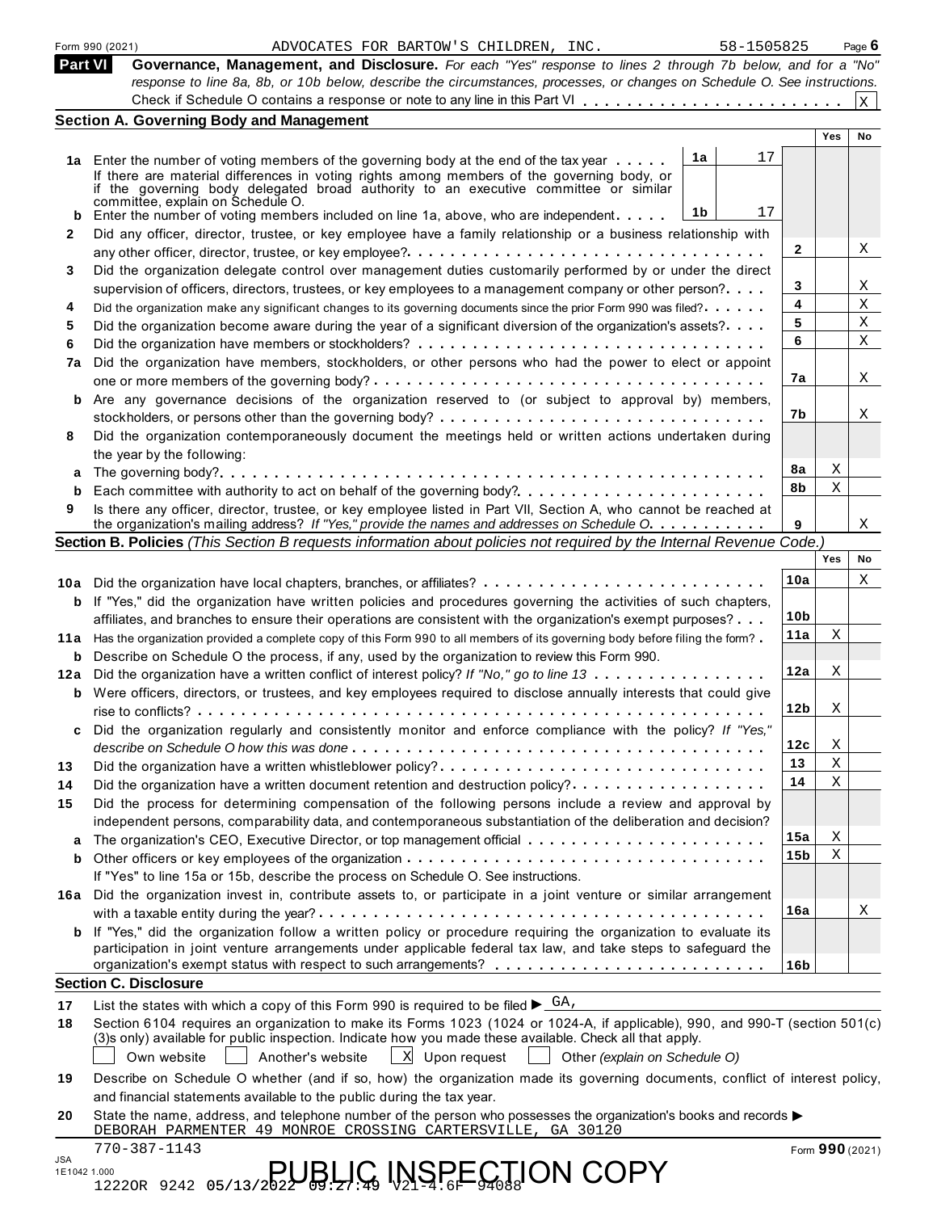Form 990 (2021) ADVOCATES FOR BARTOW'S CHILDREN, INC. 58-1505825

## Part VI Governance, Management, and Disclosure.

*For each "Yes" response to lines 2 through 7b below, and for a "No" response to line 8a, 8b, or 10b below, describe the circumstances, processes, or changes on Schedule O. See instructions.*

Check if Schedule O contains a response or note to any line in this Part VI . . . . . . . . . . . . . . . . . . . . . . . X

### Section A. Governing Body and Management

| | | | | | Yes | No |
|---|---|---|---|---|---|---|
| **1a** | Enter the number of voting members of the governing body at the end of the tax year . . . . . If there are material differences in voting rights among members of the governing body, or if the governing body delegated broad authority to an executive committee or similar committee, explain on Schedule O. | 1a | 17 | | | |
| **b** | Enter the number of voting members included on line 1a, above, who are independent. . . . . | 1b | 17 | | | |
| **2** | Did any officer, director, trustee, or key employee have a family relationship or a business relationship with any other officer, director, trustee, or key employee? | | | 2 | | X |
| **3** | Did the organization delegate control over management duties customarily performed by or under the direct supervision of officers, directors, trustees, or key employees to a management company or other person? | | | 3 | | X |
| **4** | Did the organization make any significant changes to its governing documents since the prior Form 990 was filed? | | | 4 | | X |
| **5** | Did the organization become aware during the year of a significant diversion of the organization's assets? | | | 5 | | X |
| **6** | Did the organization have members or stockholders? | | | 6 | | X |
| **7a** | Did the organization have members, stockholders, or other persons who had the power to elect or appoint one or more members of the governing body? | | | 7a | | X |
| **b** | Are any governance decisions of the organization reserved to (or subject to approval by) members, stockholders, or persons other than the governing body? | | | 7b | | X |
| **8** | Did the organization contemporaneously document the meetings held or written actions undertaken during the year by the following: | | | | | |
| **a** | The governing body? | | | 8a | X | |
| **b** | Each committee with authority to act on behalf of the governing body? | | | 8b | X | |
| **9** | Is there any officer, director, trustee, or key employee listed in Part VII, Section A, who cannot be reached at the organization's mailing address? *If "Yes," provide the names and addresses on Schedule O* | | | 9 | | X |

### Section B. Policies *(This Section B requests information about policies not required by the Internal Revenue Code.)*

| | | | Yes | No |
|---|---|---|---|---|
| **10a** | Did the organization have local chapters, branches, or affiliates? | 10a | | X |
| **b** | If "Yes," did the organization have written policies and procedures governing the activities of such chapters, affiliates, and branches to ensure their operations are consistent with the organization's exempt purposes? | 10b | | |
| **11a** | Has the organization provided a complete copy of this Form 990 to all members of its governing body before filing the form? | 11a | X | |
| **b** | Describe on Schedule O the process, if any, used by the organization to review this Form 990. | | | |
| **12a** | Did the organization have a written conflict of interest policy? *If "No," go to line 13* | 12a | X | |
| **b** | Were officers, directors, or trustees, and key employees required to disclose annually interests that could give rise to conflicts? | 12b | X | |
| **c** | Did the organization regularly and consistently monitor and enforce compliance with the policy? *If "Yes," describe on Schedule O how this was done* | 12c | X | |
| **13** | Did the organization have a written whistleblower policy? | 13 | X | |
| **14** | Did the organization have a written document retention and destruction policy? | 14 | X | |
| **15** | Did the process for determining compensation of the following persons include a review and approval by independent persons, comparability data, and contemporaneous substantiation of the deliberation and decision? | | | |
| **a** | The organization's CEO, Executive Director, or top management official | 15a | X | |
| **b** | Other officers or key employees of the organization | 15b | X | |
| | If "Yes" to line 15a or 15b, describe the process on Schedule O. See instructions. | | | |
| **16a** | Did the organization invest in, contribute assets to, or participate in a joint venture or similar arrangement with a taxable entity during the year? | 16a | | X |
| **b** | If "Yes," did the organization follow a written policy or procedure requiring the organization to evaluate its participation in joint venture arrangements under applicable federal tax law, and take steps to safeguard the organization's exempt status with respect to such arrangements? | 16b | | |

### Section C. Disclosure

**17** List the states with which a copy of this Form 990 is required to be filed ▶ GA,

**18** Section 6104 requires an organization to make its Forms 1023 (1024 or 1024-A, if applicable), 990, and 990-T (section 501(c)(3)s only) available for public inspection. Indicate how you made these available. Check all that apply.

☐ Own website ☐ Another's website ☒ Upon request ☐ Other *(explain on Schedule O)*

**19** Describe on Schedule O whether (and if so, how) the organization made its governing documents, conflict of interest policy, and financial statements available to the public during the tax year.

**20** State the name, address, and telephone number of the person who possesses the organization's books and records ▶
DEBORAH PARMENTER 49 MONROE CROSSING CARTERSVILLE, GA 30120
770-387-1143

Form **990** (2021)

PUBLIC INSPECTION COPY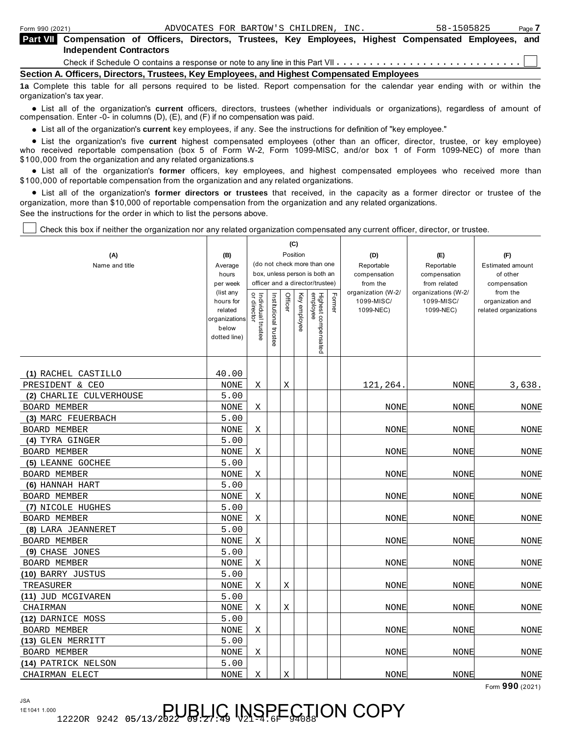Form 990 (2021) ADVOCATES FOR BARTOW'S CHILDREN, INC. 58-1505825

## Part VII Compensation of Officers, Directors, Trustees, Key Employees, Highest Compensated Employees, and Independent Contractors

Check if Schedule O contains a response or note to any line in this Part VII . . . . . . . . . . . . . . . . . . . . . . . . . . . . ☐

### Section A. Officers, Directors, Trustees, Key Employees, and Highest Compensated Employees

**1a** Complete this table for all persons required to be listed. Report compensation for the calendar year ending with or within the organization's tax year.

- List all of the organization's **current** officers, directors, trustees (whether individuals or organizations), regardless of amount of compensation. Enter -0- in columns (D), (E), and (F) if no compensation was paid.
- List all of the organization's **current** key employees, if any. See the instructions for definition of "key employee."
- List the organization's five **current** highest compensated employees (other than an officer, director, trustee, or key employee) who received reportable compensation (box 5 of Form W-2, Form 1099-MISC, and/or box 1 of Form 1099-NEC) of more than $100,000 from the organization and any related organizations.s
- List all of the organization's **former** officers, key employees, and highest compensated employees who received more than $100,000 of reportable compensation from the organization and any related organizations.
- List all of the organization's **former directors or trustees** that received, in the capacity as a former director or trustee of the organization, more than $10,000 of reportable compensation from the organization and any related organizations.

See the instructions for the order in which to list the persons above.

☐ Check this box if neither the organization nor any related organization compensated any current officer, director, or trustee.

| (A) Name and title | (B) Average hours per week (list any hours for related organizations below dotted line) | (C) Position: Individual trustee or director | Institutional trustee | Officer | Key employee | Highest compensated employee | Former | (D) Reportable compensation from the organization (W-2/1099-MISC/1099-NEC) | (E) Reportable compensation from related organizations (W-2/1099-MISC/1099-NEC) | (F) Estimated amount of other compensation from the organization and related organizations |
|---|---|---|---|---|---|---|---|---|---|---|
| (1) RACHEL CASTILLO<br>PRESIDENT & CEO | 40.00<br>NONE | X | | X | | | | 121,264. | NONE | 3,638. |
| (2) CHARLIE CULVERHOUSE<br>BOARD MEMBER | 5.00<br>NONE | X | | | | | | NONE | NONE | NONE |
| (3) MARC FEUERBACH<br>BOARD MEMBER | 5.00<br>NONE | X | | | | | | NONE | NONE | NONE |
| (4) TYRA GINGER<br>BOARD MEMBER | 5.00<br>NONE | X | | | | | | NONE | NONE | NONE |
| (5) LEANNE GOCHEE<br>BOARD MEMBER | 5.00<br>NONE | X | | | | | | NONE | NONE | NONE |
| (6) HANNAH HART<br>BOARD MEMBER | 5.00<br>NONE | X | | | | | | NONE | NONE | NONE |
| (7) NICOLE HUGHES<br>BOARD MEMBER | 5.00<br>NONE | X | | | | | | NONE | NONE | NONE |
| (8) LARA JEANNERET<br>BOARD MEMBER | 5.00<br>NONE | X | | | | | | NONE | NONE | NONE |
| (9) CHASE JONES<br>BOARD MEMBER | 5.00<br>NONE | X | | | | | | NONE | NONE | NONE |
| (10) BARRY JUSTUS<br>TREASURER | 5.00<br>NONE | X | | X | | | | NONE | NONE | NONE |
| (11) JUD MCGIVAREN<br>CHAIRMAN | 5.00<br>NONE | X | | X | | | | NONE | NONE | NONE |
| (12) DARNICE MOSS<br>BOARD MEMBER | 5.00<br>NONE | X | | | | | | NONE | NONE | NONE |
| (13) GLEN MERRITT<br>BOARD MEMBER | 5.00<br>NONE | X | | | | | | NONE | NONE | NONE |
| (14) PATRICK NELSON<br>CHAIRMAN ELECT | 5.00<br>NONE | X | | X | | | | NONE | NONE | NONE |

Form **990** (2021)

JSA
1E1041 1.000
1222OR 9242 05/13/2022 09:27:49 V21-4.6F 94088

PUBLIC INSPECTION COPY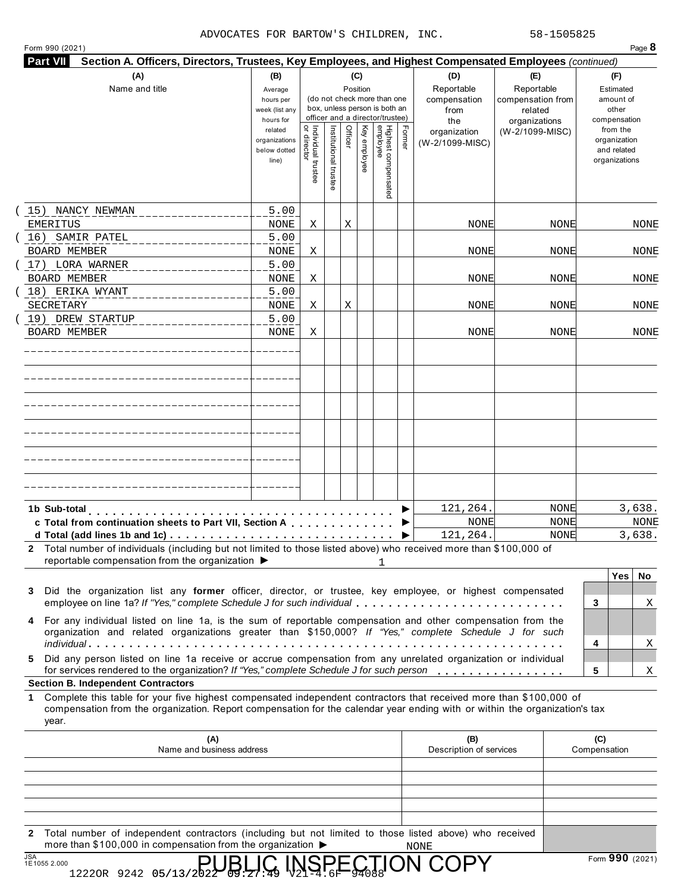ADVOCATES FOR BARTOW'S CHILDREN, INC. 58-1505825

Form 990 (2021) Page **8**

**Part VII** **Section A. Officers, Directors, Trustees, Key Employees, and Highest Compensated Employees** *(continued)*

| (A) Name and title | (B) Average hours per week (list any hours for related organizations below dotted line) | (C) Position: Individual trustee or director | Institutional trustee | Officer | Key employee | Highest compensated employee | Former | (D) Reportable compensation from the organization (W-2/1099-MISC) | (E) Reportable compensation from related organizations (W-2/1099-MISC) | (F) Estimated amount of other compensation from the organization and related organizations |
|---|---|---|---|---|---|---|---|---|---|---|
| (15) NANCY NEWMAN<br>EMERITUS | 5.00<br>NONE | X | | X | | | | NONE | NONE | NONE |
| (16) SAMIR PATEL<br>BOARD MEMBER | 5.00<br>NONE | X | | | | | | NONE | NONE | NONE |
| (17) LORA WARNER<br>BOARD MEMBER | 5.00<br>NONE | X | | | | | | NONE | NONE | NONE |
| (18) ERIKA WYANT<br>SECRETARY | 5.00<br>NONE | X | | X | | | | NONE | NONE | NONE |
| (19) DREW STARTUP<br>BOARD MEMBER | 5.00<br>NONE | X | | | | | | NONE | NONE | NONE |
| | | | | | | | | | | |
| | | | | | | | | | | |
| | | | | | | | | | | |
| | | | | | | | | | | |
| | | | | | | | | | | |
| | | | | | | | | | | |
| **1b Sub-total** | | | | | | | | 121,264. | NONE | 3,638. |
| **c Total from continuation sheets to Part VII, Section A** | | | | | | | | NONE | NONE | NONE |
| **d Total (add lines 1b and 1c)** | | | | | | | | 121,264. | NONE | 3,638. |

**2** Total number of individuals (including but not limited to those listed above) who received more than $100,000 of reportable compensation from the organization ▶ 1

| | | Yes | No |
|---|---|---|---|
| **3** Did the organization list any **former** officer, director, or trustee, key employee, or highest compensated employee on line 1a? *If "Yes," complete Schedule J for such individual* | 3 | | X |
| **4** For any individual listed on line 1a, is the sum of reportable compensation and other compensation from the organization and related organizations greater than $150,000? *If "Yes," complete Schedule J for such individual* | 4 | | X |
| **5** Did any person listed on line 1a receive or accrue compensation from any unrelated organization or individual for services rendered to the organization? *If "Yes," complete Schedule J for such person* | 5 | | X |

**Section B. Independent Contractors**

**1** Complete this table for your five highest compensated independent contractors that received more than $100,000 of compensation from the organization. Report compensation for the calendar year ending with or within the organization's tax year.

| (A) Name and business address | (B) Description of services | (C) Compensation |
|---|---|---|
| | | |
| | | |
| | | |
| | | |
| | | |

**2** Total number of independent contractors (including but not limited to those listed above) who received more than $100,000 in compensation from the organization ▶ NONE

JSA 1E1055 2.000

PUBLIC INSPECTION COPY

Form **990** (2021)

1222OR 9242 05/13/2022 09:27:49 V21-4.6F 94088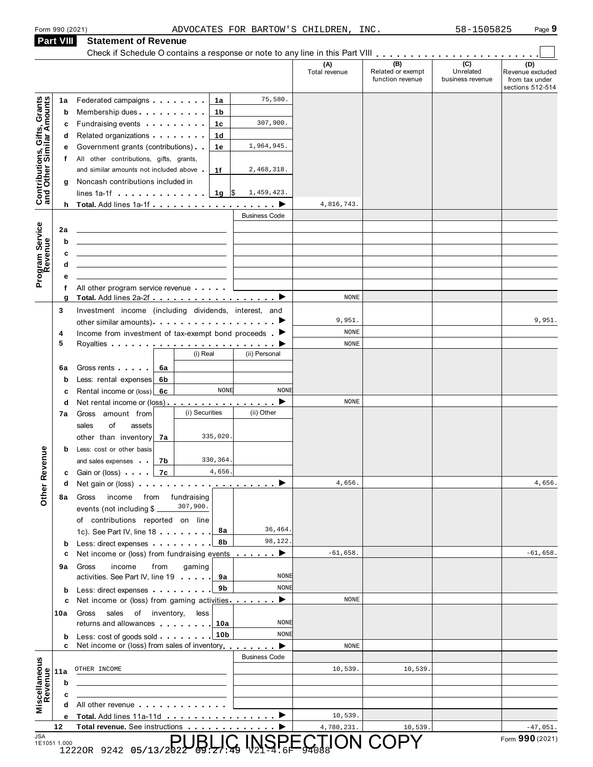Form 990 (2021) ADVOCATES FOR BARTOW'S CHILDREN, INC. 58-1505825

## Part VIII Statement of Revenue

Check if Schedule O contains a response or note to any line in this Part VIII . . . . . . . . . . . . . . . . . . . . . . . ☐

| | | | | (A) Total revenue | (B) Related or exempt function revenue | (C) Unrelated business revenue | (D) Revenue excluded from tax under sections 512-514 |
|---|---|---|---|---|---|---|---|
| **Contributions, Gifts, Grants and Other Similar Amounts** | 1a | Federated campaigns . . . . . . . . 1a | 75,580. | | | | |
| | b | Membership dues . . . . . . . . . . 1b | | | | | |
| | c | Fundraising events . . . . . . . . . 1c | 307,900. | | | | |
| | d | Related organizations . . . . . . . . 1d | | | | | |
| | e | Government grants (contributions) . . 1e | 1,964,945. | | | | |
| | f | All other contributions, gifts, grants, and similar amounts not included above . 1f | 2,468,318. | | | | |
| | g | Noncash contributions included in lines 1a-1f . . . . . . . . . . . . 1g | $ 1,459,423. | | | | |
| | h | **Total.** Add lines 1a-1f . . . . . . . . . . . . . . . . . . ▶ | | 4,816,743. | | | |
| **Program Service Revenue** | | | Business Code | | | | |
| | 2a | | | | | | |
| | b | | | | | | |
| | c | | | | | | |
| | d | | | | | | |
| | e | | | | | | |
| | f | All other program service revenue . . . . . | | | | | |
| | g | **Total.** Add lines 2a-2f . . . . . . . . . . . . . . . . . . ▶ | | NONE | | | |
| **Other Revenue** | 3 | Investment income (including dividends, interest, and other similar amounts) . . . . . . . . . . . . . . . . . ▶ | | 9,951. | | | 9,951. |
| | 4 | Income from investment of tax-exempt bond proceeds . ▶ | | NONE | | | |
| | 5 | Royalties . . . . . . . . . . . . . . . . . . . . . . . . ▶ | | NONE | | | |
| | | | (i) Real / (ii) Personal | | | | |
| | 6a | Gross rents . . . . . 6a | | | | | |
| | b | Less: rental expenses 6b | | | | | |
| | c | Rental income or (loss) 6c | (i) NONE / (ii) NONE | | | | |
| | d | Net rental income or (loss) . . . . . . . . . . . . . . . . ▶ | | NONE | | | |
| | | | (i) Securities / (ii) Other | | | | |
| | 7a | Gross amount from sales of assets other than inventory 7a | (i) 335,020. | | | | |
| | b | Less: cost or other basis and sales expenses . . 7b | (i) 330,364. | | | | |
| | c | Gain or (loss) . . . . 7c | (i) 4,656. | | | | |
| | d | Net gain or (loss) . . . . . . . . . . . . . . . . . . . . ▶ | | 4,656. | | | 4,656. |
| | 8a | Gross income from fundraising events (not including $ 307,900. of contributions reported on line 1c). See Part IV, line 18 . . . . . . . 8a | 36,464. | | | | |
| | b | Less: direct expenses . . . . . . . . . 8b | 98,122. | | | | |
| | c | Net income or (loss) from fundraising events . . . . . . ▶ | | -61,658. | | | -61,658. |
| | 9a | Gross income from gaming activities. See Part IV, line 19 . . . . . 9a | NONE | | | | |
| | b | Less: direct expenses . . . . . . . . . 9b | NONE | | | | |
| | c | Net income or (loss) from gaming activities . . . . . . . ▶ | | NONE | | | |
| | 10a | Gross sales of inventory, less returns and allowances . . . . . . . . 10a | NONE | | | | |
| | b | Less: cost of goods sold . . . . . . . . 10b | NONE | | | | |
| | c | Net income or (loss) from sales of inventory . . . . . . . ▶ | | NONE | | | |
| **Miscellaneous Revenue** | | | Business Code | | | | |
| | 11a | OTHER INCOME | | 10,539. | 10,539. | | |
| | b | | | | | | |
| | c | | | | | | |
| | d | All other revenue . . . . . . . . . . . . . | | | | | |
| | e | **Total.** Add lines 11a-11d . . . . . . . . . . . . . . . . ▶ | | 10,539. | | | |
| | 12 | **Total revenue.** See instructions . . . . . . . . . . . . . ▶ | | 4,780,231. | 10,539. | | -47,051. |

JSA 1E1051 1.000

PUBLIC INSPECTION COPY

12220R 9242 05/13/2022 09:27:49 V21-4.6F 94088

Form **990** (2021)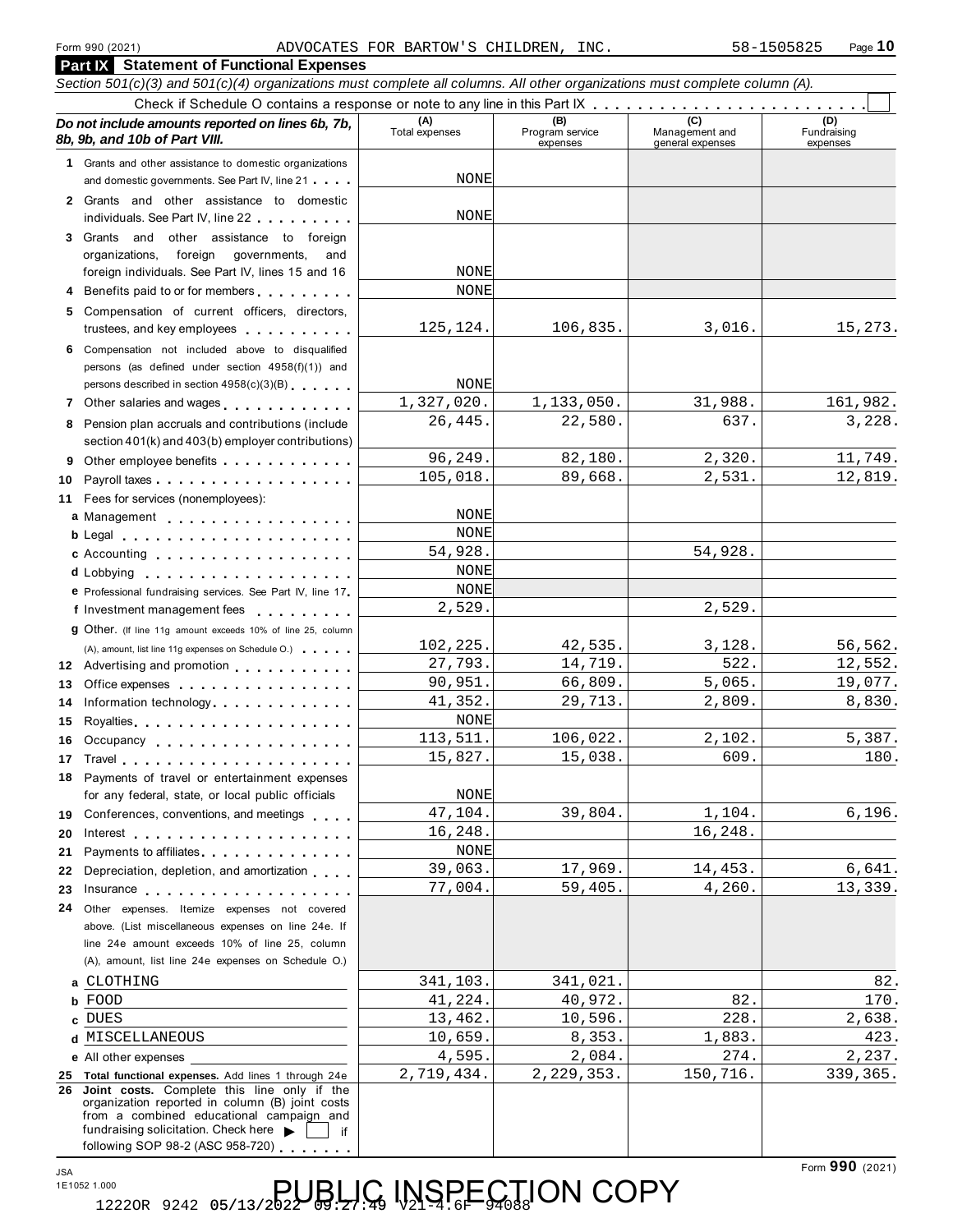Form 990 (2021) ADVOCATES FOR BARTOW'S CHILDREN, INC. 58-1505825

## Part IX Statement of Functional Expenses

*Section 501(c)(3) and 501(c)(4) organizations must complete all columns. All other organizations must complete column (A).*

Check if Schedule O contains a response or note to any line in this Part IX . . . . . . . . . . . . . . . . . . . . . . . . ☐

| *Do not include amounts reported on lines 6b, 7b, 8b, 9b, and 10b of Part VIII.* | (A) Total expenses | (B) Program service expenses | (C) Management and general expenses | (D) Fundraising expenses |
|---|---|---|---|---|
| **1** Grants and other assistance to domestic organizations and domestic governments. See Part IV, line 21 | NONE | | | |
| **2** Grants and other assistance to domestic individuals. See Part IV, line 22 | NONE | | | |
| **3** Grants and other assistance to foreign organizations, foreign governments, and foreign individuals. See Part IV, lines 15 and 16 | NONE | | | |
| **4** Benefits paid to or for members | NONE | | | |
| **5** Compensation of current officers, directors, trustees, and key employees | 125,124. | 106,835. | 3,016. | 15,273. |
| **6** Compensation not included above to disqualified persons (as defined under section 4958(f)(1)) and persons described in section 4958(c)(3)(B) | NONE | | | |
| **7** Other salaries and wages | 1,327,020. | 1,133,050. | 31,988. | 161,982. |
| **8** Pension plan accruals and contributions (include section 401(k) and 403(b) employer contributions) | 26,445. | 22,580. | 637. | 3,228. |
| **9** Other employee benefits | 96,249. | 82,180. | 2,320. | 11,749. |
| **10** Payroll taxes | 105,018. | 89,668. | 2,531. | 12,819. |
| **11** Fees for services (nonemployees): | | | | |
| **a** Management | NONE | | | |
| **b** Legal | NONE | | | |
| **c** Accounting | 54,928. | | 54,928. | |
| **d** Lobbying | NONE | | | |
| **e** Professional fundraising services. See Part IV, line 17 | NONE | | | |
| **f** Investment management fees | 2,529. | | 2,529. | |
| **g** Other. (If line 11g amount exceeds 10% of line 25, column (A), amount, list line 11g expenses on Schedule O.) | 102,225. | 42,535. | 3,128. | 56,562. |
| **12** Advertising and promotion | 27,793. | 14,719. | 522. | 12,552. |
| **13** Office expenses | 90,951. | 66,809. | 5,065. | 19,077. |
| **14** Information technology | 41,352. | 29,713. | 2,809. | 8,830. |
| **15** Royalties | NONE | | | |
| **16** Occupancy | 113,511. | 106,022. | 2,102. | 5,387. |
| **17** Travel | 15,827. | 15,038. | 609. | 180. |
| **18** Payments of travel or entertainment expenses for any federal, state, or local public officials | NONE | | | |
| **19** Conferences, conventions, and meetings | 47,104. | 39,804. | 1,104. | 6,196. |
| **20** Interest | 16,248. | | 16,248. | |
| **21** Payments to affiliates | NONE | | | |
| **22** Depreciation, depletion, and amortization | 39,063. | 17,969. | 14,453. | 6,641. |
| **23** Insurance | 77,004. | 59,405. | 4,260. | 13,339. |
| **24** Other expenses. Itemize expenses not covered above. (List miscellaneous expenses on line 24e. If line 24e amount exceeds 10% of line 25, column (A), amount, list line 24e expenses on Schedule O.) | | | | |
| **a** CLOTHING | 341,103. | 341,021. | | 82. |
| **b** FOOD | 41,224. | 40,972. | 82. | 170. |
| **c** DUES | 13,462. | 10,596. | 228. | 2,638. |
| **d** MISCELLANEOUS | 10,659. | 8,353. | 1,883. | 423. |
| **e** All other expenses | 4,595. | 2,084. | 274. | 2,237. |
| **25 Total functional expenses.** Add lines 1 through 24e | 2,719,434. | 2,229,353. | 150,716. | 339,365. |
| **26 Joint costs.** Complete this line only if the organization reported in column (B) joint costs from a combined educational campaign and fundraising solicitation. Check here ▶ ☐ if following SOP 98-2 (ASC 958-720) | | | | |

Form **990** (2021)

JSA 1E1052 1.000

12220R 9242 05/13/2022 09:27:49 V21-4.6F 94088

PUBLIC INSPECTION COPY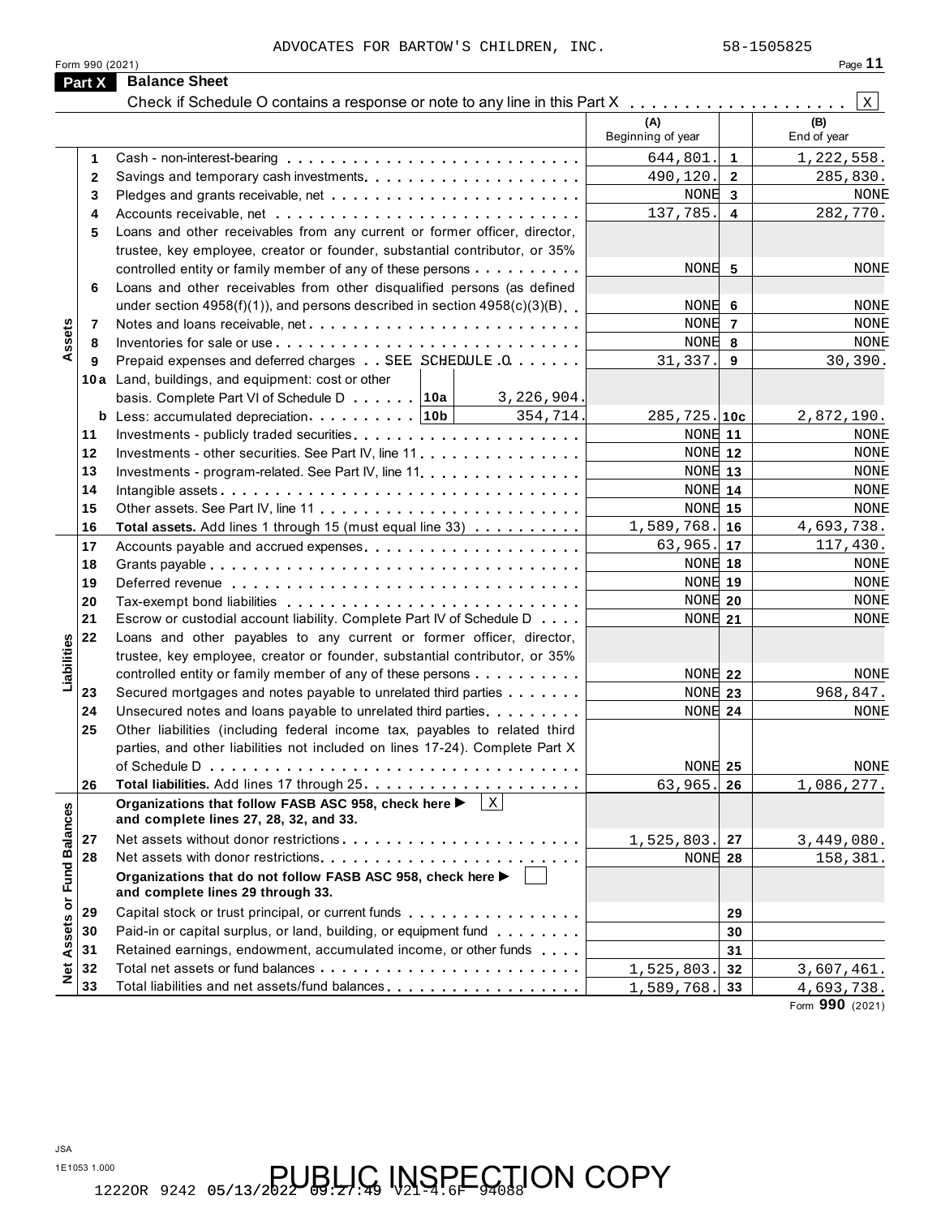ADVOCATES FOR BARTOW'S CHILDREN, INC. 58-1505825

Form 990 (2021)

## Part X Balance Sheet

Check if Schedule O contains a response or note to any line in this Part X . . . . . . . . . . . . . . . . . . . . [X]

| | | | (A) Beginning of year | | (B) End of year |
|---|---|---|---|---|---|
| **Assets** | 1 | Cash - non-interest-bearing | 644,801. | 1 | 1,222,558. |
| | 2 | Savings and temporary cash investments | 490,120. | 2 | 285,830. |
| | 3 | Pledges and grants receivable, net | NONE | 3 | NONE |
| | 4 | Accounts receivable, net | 137,785. | 4 | 282,770. |
| | 5 | Loans and other receivables from any current or former officer, director, trustee, key employee, creator or founder, substantial contributor, or 35% controlled entity or family member of any of these persons | NONE | 5 | NONE |
| | 6 | Loans and other receivables from other disqualified persons (as defined under section 4958(f)(1)), and persons described in section 4958(c)(3)(B) | NONE | 6 | NONE |
| | 7 | Notes and loans receivable, net | NONE | 7 | NONE |
| | 8 | Inventories for sale or use | NONE | 8 | NONE |
| | 9 | Prepaid expenses and deferred charges . . SEE SCHEDULE O | 31,337. | 9 | 30,390. |
| | 10a | Land, buildings, and equipment: cost or other basis. Complete Part VI of Schedule D . . . . . . 10a 3,226,904. | | | |
| | b | Less: accumulated depreciation . . . . . . . . . 10b 354,714. | 285,725. | 10c | 2,872,190. |
| | 11 | Investments - publicly traded securities | NONE | 11 | NONE |
| | 12 | Investments - other securities. See Part IV, line 11 | NONE | 12 | NONE |
| | 13 | Investments - program-related. See Part IV, line 11 | NONE | 13 | NONE |
| | 14 | Intangible assets | NONE | 14 | NONE |
| | 15 | Other assets. See Part IV, line 11 | NONE | 15 | NONE |
| | 16 | **Total assets.** Add lines 1 through 15 (must equal line 33) | 1,589,768. | 16 | 4,693,738. |
| **Liabilities** | 17 | Accounts payable and accrued expenses | 63,965. | 17 | 117,430. |
| | 18 | Grants payable | NONE | 18 | NONE |
| | 19 | Deferred revenue | NONE | 19 | NONE |
| | 20 | Tax-exempt bond liabilities | NONE | 20 | NONE |
| | 21 | Escrow or custodial account liability. Complete Part IV of Schedule D | NONE | 21 | NONE |
| | 22 | Loans and other payables to any current or former officer, director, trustee, key employee, creator or founder, substantial contributor, or 35% controlled entity or family member of any of these persons | NONE | 22 | NONE |
| | 23 | Secured mortgages and notes payable to unrelated third parties | NONE | 23 | 968,847. |
| | 24 | Unsecured notes and loans payable to unrelated third parties | NONE | 24 | NONE |
| | 25 | Other liabilities (including federal income tax, payables to related third parties, and other liabilities not included on lines 17-24). Complete Part X of Schedule D | NONE | 25 | NONE |
| | 26 | **Total liabilities.** Add lines 17 through 25 | 63,965. | 26 | 1,086,277. |
| **Net Assets or Fund Balances** | | **Organizations that follow FASB ASC 958, check here ▶** [X] **and complete lines 27, 28, 32, and 33.** | | | |
| | 27 | Net assets without donor restrictions | 1,525,803. | 27 | 3,449,080. |
| | 28 | Net assets with donor restrictions | NONE | 28 | 158,381. |
| | | **Organizations that do not follow FASB ASC 958, check here ▶** [ ] **and complete lines 29 through 33.** | | | |
| | 29 | Capital stock or trust principal, or current funds | | 29 | |
| | 30 | Paid-in or capital surplus, or land, building, or equipment fund | | 30 | |
| | 31 | Retained earnings, endowment, accumulated income, or other funds | | 31 | |
| | 32 | Total net assets or fund balances | 1,525,803. | 32 | 3,607,461. |
| | 33 | Total liabilities and net assets/fund balances | 1,589,768. | 33 | 4,693,738. |

Form **990** (2021)

JSA
1E1053 1.000

1222OR 9242 05/13/2022 09:27:49 V21-4.6F 94088 PUBLIC INSPECTION COPY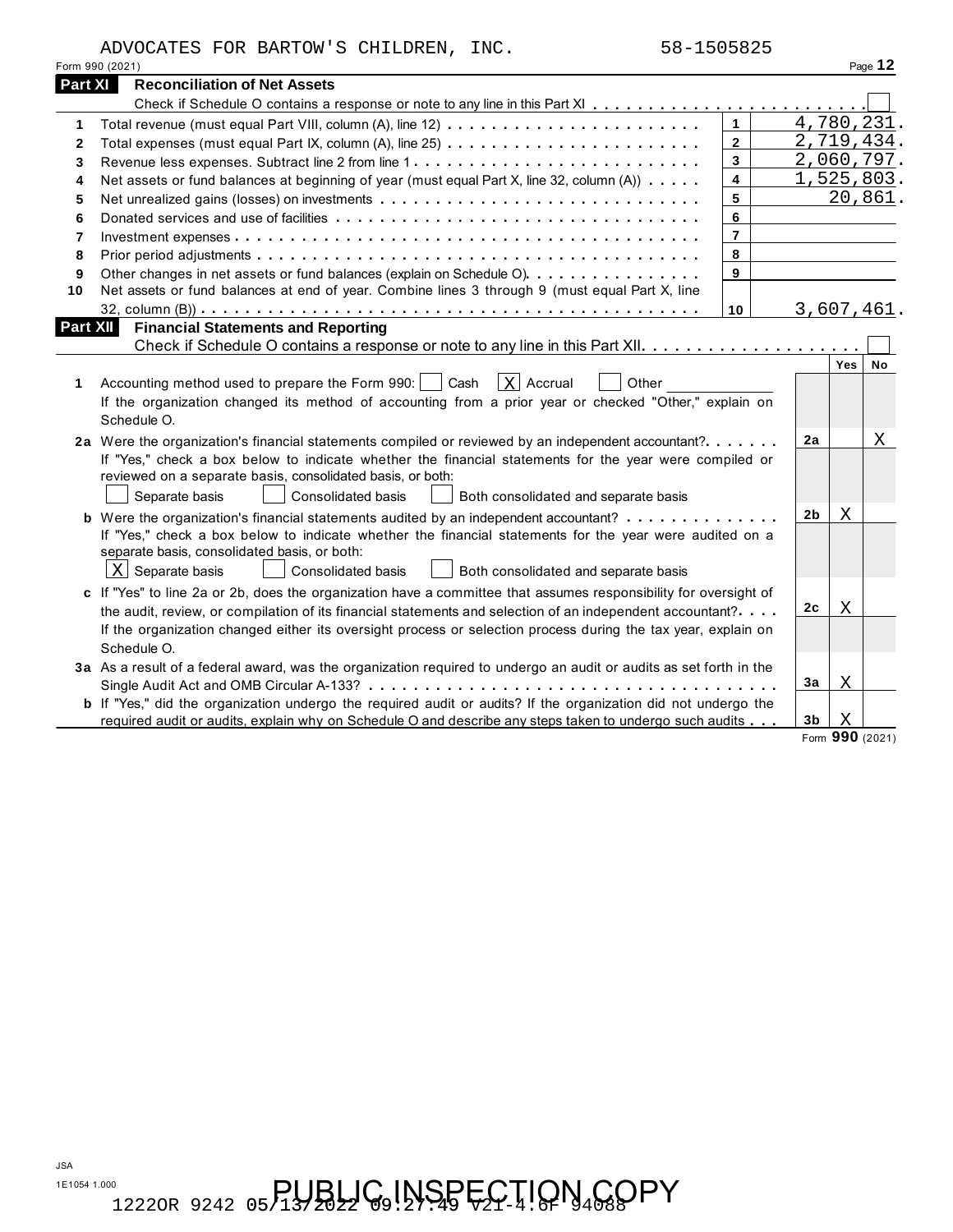ADVOCATES FOR BARTOW'S CHILDREN, INC. 58-1505825

Form 990 (2021)

## Part XI Reconciliation of Net Assets

Check if Schedule O contains a response or note to any line in this Part XI . . . . . . . . . . . . . . . . . . . . . . . ☐

| | | | |
|---|---|---|---|
| 1 | Total revenue (must equal Part VIII, column (A), line 12) | 1 | 4,780,231. |
| 2 | Total expenses (must equal Part IX, column (A), line 25) | 2 | 2,719,434. |
| 3 | Revenue less expenses. Subtract line 2 from line 1 | 3 | 2,060,797. |
| 4 | Net assets or fund balances at beginning of year (must equal Part X, line 32, column (A)) | 4 | 1,525,803. |
| 5 | Net unrealized gains (losses) on investments | 5 | 20,861. |
| 6 | Donated services and use of facilities | 6 | |
| 7 | Investment expenses | 7 | |
| 8 | Prior period adjustments | 8 | |
| 9 | Other changes in net assets or fund balances (explain on Schedule O) | 9 | |
| 10 | Net assets or fund balances at end of year. Combine lines 3 through 9 (must equal Part X, line 32, column (B)) | 10 | 3,607,461. |

## Part XII Financial Statements and Reporting

Check if Schedule O contains a response or note to any line in this Part XII. . . . . . . . . . . . . . . . . . . . ☐

| | | | Yes | No |
|---|---|---|---|---|
| 1 | Accounting method used to prepare the Form 990: ☐ Cash ☒ Accrual ☐ Other<br>If the organization changed its method of accounting from a prior year or checked "Other," explain on Schedule O. | | | |
| 2a | Were the organization's financial statements compiled or reviewed by an independent accountant?<br>If "Yes," check a box below to indicate whether the financial statements for the year were compiled or reviewed on a separate basis, consolidated basis, or both:<br>☐ Separate basis ☐ Consolidated basis ☐ Both consolidated and separate basis | 2a | | X |
| b | Were the organization's financial statements audited by an independent accountant?<br>If "Yes," check a box below to indicate whether the financial statements for the year were audited on a separate basis, consolidated basis, or both:<br>☒ Separate basis ☐ Consolidated basis ☐ Both consolidated and separate basis | 2b | X | |
| c | If "Yes" to line 2a or 2b, does the organization have a committee that assumes responsibility for oversight of the audit, review, or compilation of its financial statements and selection of an independent accountant?<br>If the organization changed either its oversight process or selection process during the tax year, explain on Schedule O. | 2c | X | |
| 3a | As a result of a federal award, was the organization required to undergo an audit or audits as set forth in the Single Audit Act and OMB Circular A-133? | 3a | X | |
| b | If "Yes," did the organization undergo the required audit or audits? If the organization did not undergo the required audit or audits, explain why on Schedule O and describe any steps taken to undergo such audits | 3b | X | |

Form **990** (2021)

JSA
1E1054 1.000

PUBLIC INSPECTION COPY

1222OR 9242 05/13/2022 09:27:49 V21-4.6F 94088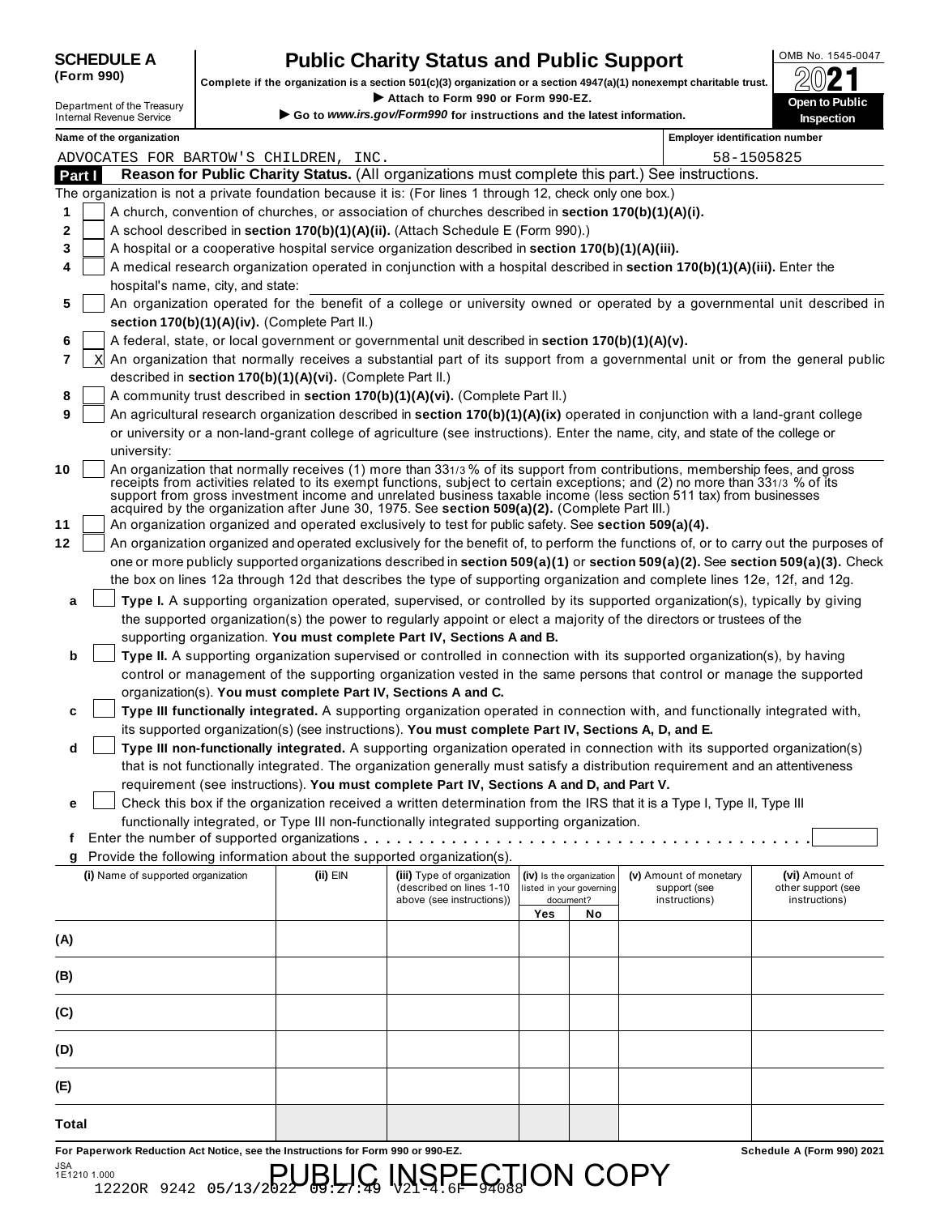**SCHEDULE A (Form 990)**

Department of the Treasury
Internal Revenue Service

# Public Charity Status and Public Support

**Complete if the organization is a section 501(c)(3) organization or a section 4947(a)(1) nonexempt charitable trust.**

▶ **Attach to Form 990 or Form 990-EZ.**

▶ **Go to *www.irs.gov/Form990* for instructions and the latest information.**

OMB No. 1545-0047

**2021**

**Open to Public Inspection**

**Name of the organization**

ADVOCATES FOR BARTOW'S CHILDREN, INC.

**Employer identification number**

58-1505825

## Part I — Reason for Public Charity Status. (All organizations must complete this part.) See instructions.

The organization is not a private foundation because it is: (For lines 1 through 12, check only one box.)

1. [ ] A church, convention of churches, or association of churches described in **section 170(b)(1)(A)(i).**
2. [ ] A school described in **section 170(b)(1)(A)(ii).** (Attach Schedule E (Form 990).)
3. [ ] A hospital or a cooperative hospital service organization described in **section 170(b)(1)(A)(iii).**
4. [ ] A medical research organization operated in conjunction with a hospital described in **section 170(b)(1)(A)(iii).** Enter the hospital's name, city, and state:
5. [ ] An organization operated for the benefit of a college or university owned or operated by a governmental unit described in **section 170(b)(1)(A)(iv).** (Complete Part II.)
6. [ ] A federal, state, or local government or governmental unit described in **section 170(b)(1)(A)(v).**
7. [X] An organization that normally receives a substantial part of its support from a governmental unit or from the general public described in **section 170(b)(1)(A)(vi).** (Complete Part II.)
8. [ ] A community trust described in **section 170(b)(1)(A)(vi).** (Complete Part II.)
9. [ ] An agricultural research organization described in **section 170(b)(1)(A)(ix)** operated in conjunction with a land-grant college or university or a non-land-grant college of agriculture (see instructions). Enter the name, city, and state of the college or university:
10. [ ] An organization that normally receives (1) more than 33 1/3 % of its support from contributions, membership fees, and gross receipts from activities related to its exempt functions, subject to certain exceptions; and (2) no more than 33 1/3 % of its support from gross investment income and unrelated business taxable income (less section 511 tax) from businesses acquired by the organization after June 30, 1975. See **section 509(a)(2).** (Complete Part III.)
11. [ ] An organization organized and operated exclusively to test for public safety. See **section 509(a)(4).**
12. [ ] An organization organized and operated exclusively for the benefit of, to perform the functions of, or to carry out the purposes of one or more publicly supported organizations described in **section 509(a)(1)** or **section 509(a)(2).** See **section 509(a)(3).** Check the box on lines 12a through 12d that describes the type of supporting organization and complete lines 12e, 12f, and 12g.

   a. [ ] **Type I.** A supporting organization operated, supervised, or controlled by its supported organization(s), typically by giving the supported organization(s) the power to regularly appoint or elect a majority of the directors or trustees of the supporting organization. **You must complete Part IV, Sections A and B.**

   b. [ ] **Type II.** A supporting organization supervised or controlled in connection with its supported organization(s), by having control or management of the supporting organization vested in the same persons that control or manage the supported organization(s). **You must complete Part IV, Sections A and C.**

   c. [ ] **Type III functionally integrated.** A supporting organization operated in connection with, and functionally integrated with, its supported organization(s) (see instructions). **You must complete Part IV, Sections A, D, and E.**

   d. [ ] **Type III non-functionally integrated.** A supporting organization operated in connection with its supported organization(s) that is not functionally integrated. The organization generally must satisfy a distribution requirement and an attentiveness requirement (see instructions). **You must complete Part IV, Sections A and D, and Part V.**

   e. [ ] Check this box if the organization received a written determination from the IRS that it is a Type I, Type II, Type III functionally integrated, or Type III non-functionally integrated supporting organization.

   f. Enter the number of supported organizations . . . . . . . . . . . . . . . . . . . .

   g. Provide the following information about the supported organization(s).

| (i) Name of supported organization | (ii) EIN | (iii) Type of organization (described on lines 1-10 above (see instructions)) | (iv) Is the organization listed in your governing document? | | (v) Amount of monetary support (see instructions) | (vi) Amount of other support (see instructions) |
|---|---|---|---|---|---|---|
| | | | Yes | No | | |
| (A) | | | | | | |
| (B) | | | | | | |
| (C) | | | | | | |
| (D) | | | | | | |
| (E) | | | | | | |
| Total | | | | | | |

**For Paperwork Reduction Act Notice, see the Instructions for Form 990 or 990-EZ.** **Schedule A (Form 990) 2021**

JSA
1E1210 1.000

PUBLIC INSPECTION COPY

1222OR 9242 05/13/2022 09:27:49 V21-4.6F 94088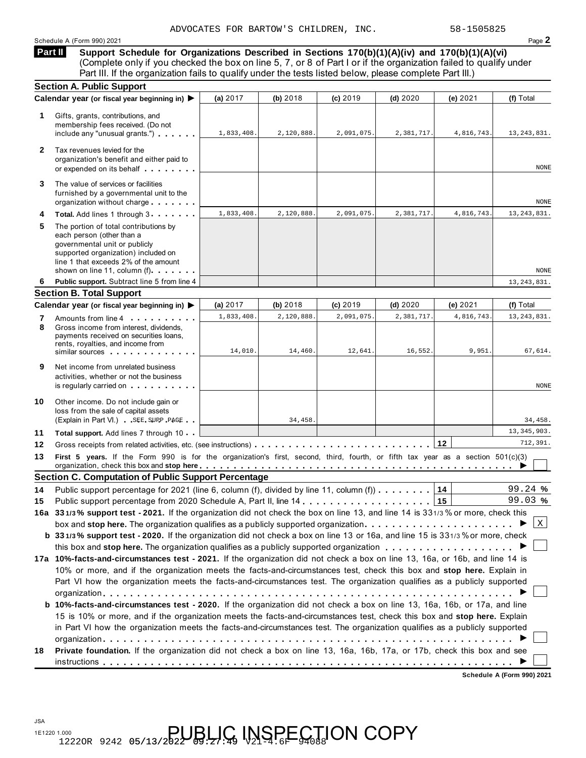ADVOCATES FOR BARTOW'S CHILDREN, INC. 58-1505825

Schedule A (Form 990) 2021

## Part II Support Schedule for Organizations Described in Sections 170(b)(1)(A)(iv) and 170(b)(1)(A)(vi)

(Complete only if you checked the box on line 5, 7, or 8 of Part I or if the organization failed to qualify under Part III. If the organization fails to qualify under the tests listed below, please complete Part III.)

### Section A. Public Support

| Calendar year (or fiscal year beginning in) ▶ | (a) 2017 | (b) 2018 | (c) 2019 | (d) 2020 | (e) 2021 | (f) Total |
|---|---|---|---|---|---|---|
| **1** Gifts, grants, contributions, and membership fees received. (Do not include any "unusual grants.") | 1,833,408. | 2,120,888. | 2,091,075. | 2,381,717. | 4,816,743. | 13,243,831. |
| **2** Tax revenues levied for the organization's benefit and either paid to or expended on its behalf | | | | | | NONE |
| **3** The value of services or facilities furnished by a governmental unit to the organization without charge | | | | | | NONE |
| **4 Total.** Add lines 1 through 3 | 1,833,408. | 2,120,888. | 2,091,075. | 2,381,717. | 4,816,743. | 13,243,831. |
| **5** The portion of total contributions by each person (other than a governmental unit or publicly supported organization) included on line 1 that exceeds 2% of the amount shown on line 11, column (f) | | | | | | NONE |
| **6 Public support.** Subtract line 5 from line 4 | | | | | | 13,243,831. |

### Section B. Total Support

| Calendar year (or fiscal year beginning in) ▶ | (a) 2017 | (b) 2018 | (c) 2019 | (d) 2020 | (e) 2021 | (f) Total |
|---|---|---|---|---|---|---|
| **7** Amounts from line 4 | 1,833,408. | 2,120,888. | 2,091,075. | 2,381,717. | 4,816,743. | 13,243,831. |
| **8** Gross income from interest, dividends, payments received on securities loans, rents, royalties, and income from similar sources | 14,010. | 14,460. | 12,641. | 16,552. | 9,951. | 67,614. |
| **9** Net income from unrelated business activities, whether or not the business is regularly carried on | | | | | | NONE |
| **10** Other income. Do not include gain or loss from the sale of capital assets (Explain in Part VI.) SEE SUPP PAGE | | 34,458. | | | | 34,458. |
| **11 Total support.** Add lines 7 through 10 | | | | | | 13,345,903. |

**12** Gross receipts from related activities, etc. (see instructions) ... **12** 712,391.

**13 First 5 years.** If the Form 990 is for the organization's first, second, third, fourth, or fifth tax year as a section 501(c)(3) organization, check this box and **stop here** ▶ ☐

### Section C. Computation of Public Support Percentage

**14** Public support percentage for 2021 (line 6, column (f), divided by line 11, column (f)) ... **14** 99.24 %

**15** Public support percentage from 2020 Schedule A, Part II, line 14 ... **15** 99.03 %

**16a 33 1/3 % support test - 2021.** If the organization did not check the box on line 13, and line 14 is 33 1/3 % or more, check this box and **stop here.** The organization qualifies as a publicly supported organization ▶ ☒

**b 33 1/3 % support test - 2020.** If the organization did not check a box on line 13 or 16a, and line 15 is 33 1/3 % or more, check this box and **stop here.** The organization qualifies as a publicly supported organization ▶ ☐

**17a 10%-facts-and-circumstances test - 2021.** If the organization did not check a box on line 13, 16a, or 16b, and line 14 is 10% or more, and if the organization meets the facts-and-circumstances test, check this box and **stop here.** Explain in Part VI how the organization meets the facts-and-circumstances test. The organization qualifies as a publicly supported organization ▶ ☐

**b 10%-facts-and-circumstances test - 2020.** If the organization did not check a box on line 13, 16a, 16b, or 17a, and line 15 is 10% or more, and if the organization meets the facts-and-circumstances test, check this box and **stop here.** Explain in Part VI how the organization meets the facts-and-circumstances test. The organization qualifies as a publicly supported organization ▶ ☐

**18 Private foundation.** If the organization did not check a box on line 13, 16a, 16b, 17a, or 17b, check this box and see instructions ▶ ☐

**Schedule A (Form 990) 2021**

JSA
1E1220 1.000
1222OR 9242 05/13/2022 09:27:49 V21-4.6F 94088

PUBLIC INSPECTION COPY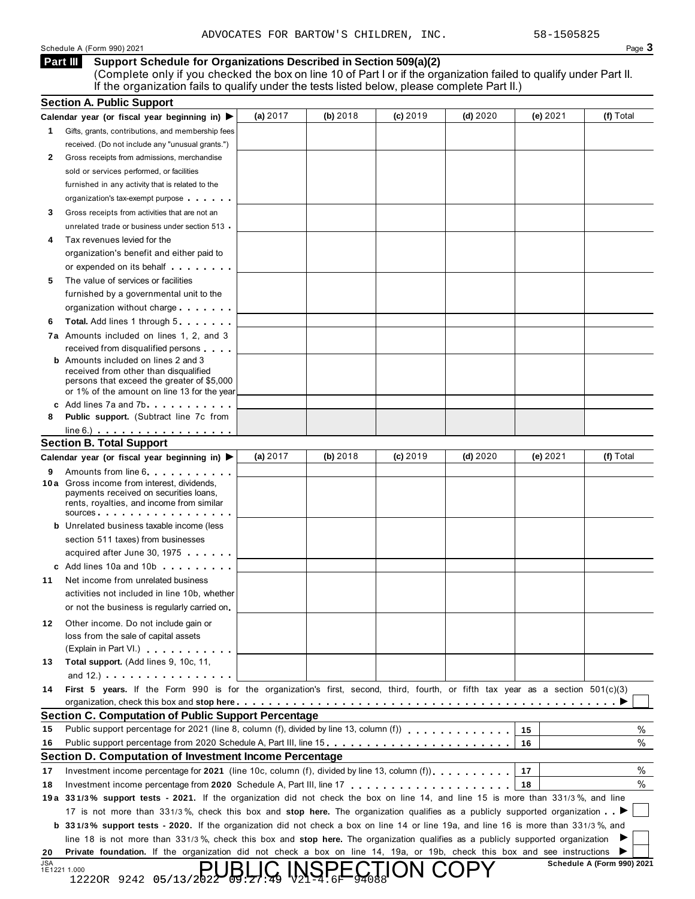ADVOCATES FOR BARTOW'S CHILDREN, INC. 58-1505825

Schedule A (Form 990) 2021

## Part III Support Schedule for Organizations Described in Section 509(a)(2)

(Complete only if you checked the box on line 10 of Part I or if the organization failed to qualify under Part II. If the organization fails to qualify under the tests listed below, please complete Part II.)

### Section A. Public Support

| Calendar year (or fiscal year beginning in) ▶ | (a) 2017 | (b) 2018 | (c) 2019 | (d) 2020 | (e) 2021 | (f) Total |
|---|---|---|---|---|---|---|
| **1** Gifts, grants, contributions, and membership fees received. (Do not include any "unusual grants.") | | | | | | |
| **2** Gross receipts from admissions, merchandise sold or services performed, or facilities furnished in any activity that is related to the organization's tax-exempt purpose | | | | | | |
| **3** Gross receipts from activities that are not an unrelated trade or business under section 513 | | | | | | |
| **4** Tax revenues levied for the organization's benefit and either paid to or expended on its behalf | | | | | | |
| **5** The value of services or facilities furnished by a governmental unit to the organization without charge | | | | | | |
| **6** **Total.** Add lines 1 through 5 | | | | | | |
| **7a** Amounts included on lines 1, 2, and 3 received from disqualified persons | | | | | | |
| **b** Amounts included on lines 2 and 3 received from other than disqualified persons that exceed the greater of $5,000 or 1% of the amount on line 13 for the year | | | | | | |
| **c** Add lines 7a and 7b | | | | | | |
| **8** **Public support.** (Subtract line 7c from line 6.) | | | | | | |

### Section B. Total Support

| Calendar year (or fiscal year beginning in) ▶ | (a) 2017 | (b) 2018 | (c) 2019 | (d) 2020 | (e) 2021 | (f) Total |
|---|---|---|---|---|---|---|
| **9** Amounts from line 6 | | | | | | |
| **10a** Gross income from interest, dividends, payments received on securities loans, rents, royalties, and income from similar sources | | | | | | |
| **b** Unrelated business taxable income (less section 511 taxes) from businesses acquired after June 30, 1975 | | | | | | |
| **c** Add lines 10a and 10b | | | | | | |
| **11** Net income from unrelated business activities not included in line 10b, whether or not the business is regularly carried on | | | | | | |
| **12** Other income. Do not include gain or loss from the sale of capital assets (Explain in Part VI.) | | | | | | |
| **13** **Total support.** (Add lines 9, 10c, 11, and 12.) | | | | | | |

**14** **First 5 years.** If the Form 990 is for the organization's first, second, third, fourth, or fifth tax year as a section 501(c)(3) organization, check this box and **stop here** ▶ ☐

### Section C. Computation of Public Support Percentage

| | | | |
|---|---|---|---|
| **15** | Public support percentage for 2021 (line 8, column (f), divided by line 13, column (f)) | 15 | % |
| **16** | Public support percentage from 2020 Schedule A, Part III, line 15 | 16 | % |

### Section D. Computation of Investment Income Percentage

| | | | |
|---|---|---|---|
| **17** | Investment income percentage for **2021** (line 10c, column (f), divided by line 13, column (f)) | 17 | % |
| **18** | Investment income percentage from **2020** Schedule A, Part III, line 17 | 18 | % |

**19a** **33 1/3% support tests - 2021.** If the organization did not check the box on line 14, and line 15 is more than 33 1/3%, and line 17 is not more than 33 1/3%, check this box and **stop here.** The organization qualifies as a publicly supported organization ▶ ☐

**b** **33 1/3% support tests - 2020.** If the organization did not check a box on line 14 or line 19a, and line 16 is more than 33 1/3%, and line 18 is not more than 33 1/3%, check this box and **stop here.** The organization qualifies as a publicly supported organization ▶ ☐

**20** **Private foundation.** If the organization did not check a box on line 14, 19a, or 19b, check this box and see instructions ▶ ☐

JSA 1E1221 1.000

**Schedule A (Form 990) 2021**

PUBLIC INSPECTION COPY

1222OR 9242 05/13/2022 09:27:49 V21-4.6F 94088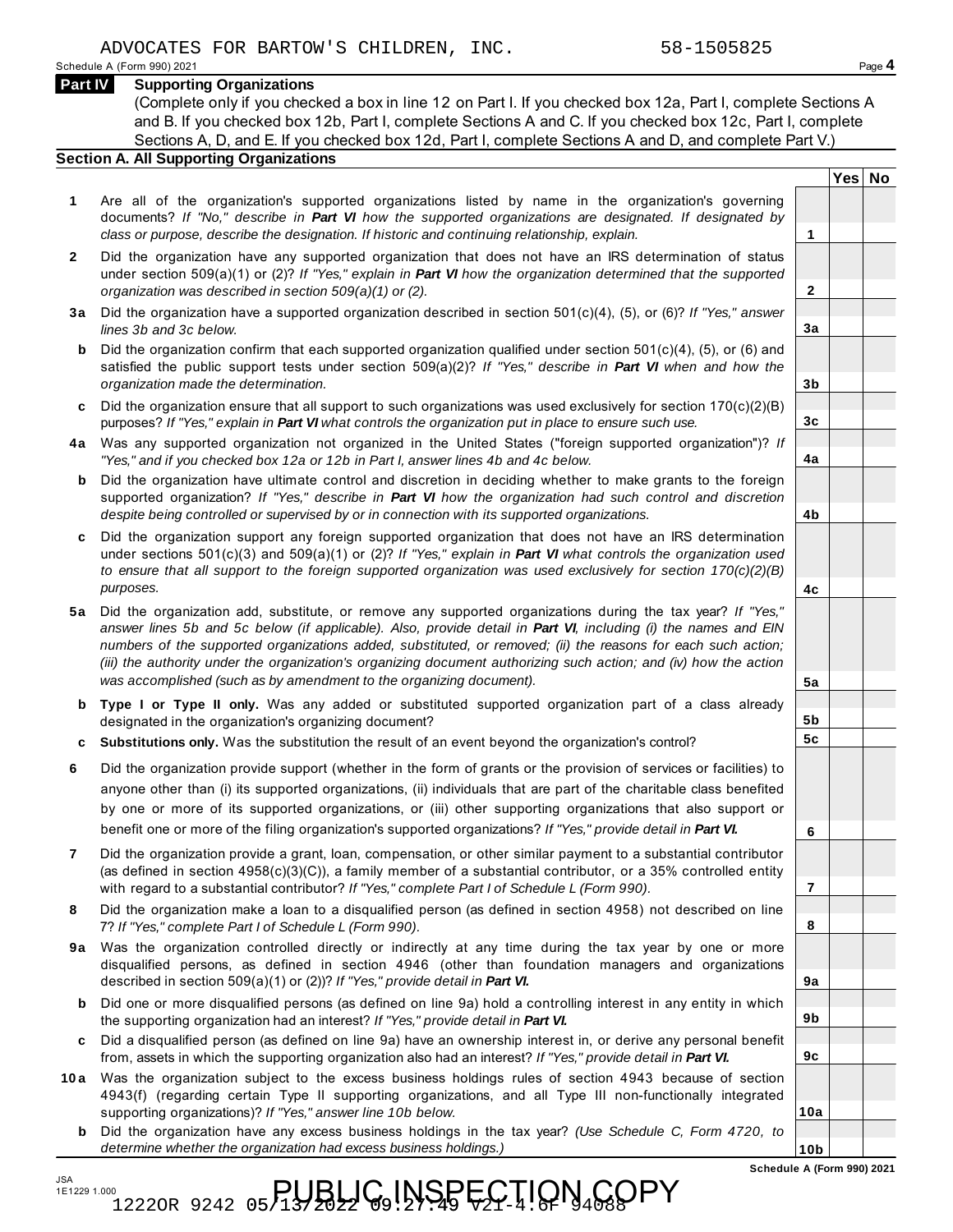ADVOCATES FOR BARTOW'S CHILDREN, INC. 58-1505825

Schedule A (Form 990) 2021

## Part IV Supporting Organizations

(Complete only if you checked a box in line 12 on Part I. If you checked box 12a, Part I, complete Sections A and B. If you checked box 12b, Part I, complete Sections A and C. If you checked box 12c, Part I, complete Sections A, D, and E. If you checked box 12d, Part I, complete Sections A and D, and complete Part V.)

### Section A. All Supporting Organizations

| | | Line | Yes | No |
|---|---|---|---|---|
| **1** | Are all of the organization's supported organizations listed by name in the organization's governing documents? *If "No," describe in **Part VI** how the supported organizations are designated. If designated by class or purpose, describe the designation. If historic and continuing relationship, explain.* | 1 | | |
| **2** | Did the organization have any supported organization that does not have an IRS determination of status under section 509(a)(1) or (2)? *If "Yes," explain in **Part VI** how the organization determined that the supported organization was described in section 509(a)(1) or (2).* | 2 | | |
| **3a** | Did the organization have a supported organization described in section 501(c)(4), (5), or (6)? *If "Yes," answer lines 3b and 3c below.* | 3a | | |
| **b** | Did the organization confirm that each supported organization qualified under section 501(c)(4), (5), or (6) and satisfied the public support tests under section 509(a)(2)? *If "Yes," describe in **Part VI** when and how the organization made the determination.* | 3b | | |
| **c** | Did the organization ensure that all support to such organizations was used exclusively for section 170(c)(2)(B) purposes? *If "Yes," explain in **Part VI** what controls the organization put in place to ensure such use.* | 3c | | |
| **4a** | Was any supported organization not organized in the United States ("foreign supported organization")? *If "Yes," and if you checked box 12a or 12b in Part I, answer lines 4b and 4c below.* | 4a | | |
| **b** | Did the organization have ultimate control and discretion in deciding whether to make grants to the foreign supported organization? *If "Yes," describe in **Part VI** how the organization had such control and discretion despite being controlled or supervised by or in connection with its supported organizations.* | 4b | | |
| **c** | Did the organization support any foreign supported organization that does not have an IRS determination under sections 501(c)(3) and 509(a)(1) or (2)? *If "Yes," explain in **Part VI** what controls the organization used to ensure that all support to the foreign supported organization was used exclusively for section 170(c)(2)(B) purposes.* | 4c | | |
| **5a** | Did the organization add, substitute, or remove any supported organizations during the tax year? *If "Yes," answer lines 5b and 5c below (if applicable). Also, provide detail in **Part VI**, including (i) the names and EIN numbers of the supported organizations added, substituted, or removed; (ii) the reasons for each such action; (iii) the authority under the organization's organizing document authorizing such action; and (iv) how the action was accomplished (such as by amendment to the organizing document).* | 5a | | |
| **b** | **Type I or Type II only.** Was any added or substituted supported organization part of a class already designated in the organization's organizing document? | 5b | | |
| **c** | **Substitutions only.** Was the substitution the result of an event beyond the organization's control? | 5c | | |
| **6** | Did the organization provide support (whether in the form of grants or the provision of services or facilities) to anyone other than (i) its supported organizations, (ii) individuals that are part of the charitable class benefited by one or more of its supported organizations, or (iii) other supporting organizations that also support or benefit one or more of the filing organization's supported organizations? *If "Yes," provide detail in **Part VI.*** | 6 | | |
| **7** | Did the organization provide a grant, loan, compensation, or other similar payment to a substantial contributor (as defined in section 4958(c)(3)(C)), a family member of a substantial contributor, or a 35% controlled entity with regard to a substantial contributor? *If "Yes," complete Part I of Schedule L (Form 990).* | 7 | | |
| **8** | Did the organization make a loan to a disqualified person (as defined in section 4958) not described on line 7? *If "Yes," complete Part I of Schedule L (Form 990).* | 8 | | |
| **9a** | Was the organization controlled directly or indirectly at any time during the tax year by one or more disqualified persons, as defined in section 4946 (other than foundation managers and organizations described in section 509(a)(1) or (2))? *If "Yes," provide detail in **Part VI.*** | 9a | | |
| **b** | Did one or more disqualified persons (as defined on line 9a) hold a controlling interest in any entity in which the supporting organization had an interest? *If "Yes," provide detail in **Part VI.*** | 9b | | |
| **c** | Did a disqualified person (as defined on line 9a) have an ownership interest in, or derive any personal benefit from, assets in which the supporting organization also had an interest? *If "Yes," provide detail in **Part VI.*** | 9c | | |
| **10a** | Was the organization subject to the excess business holdings rules of section 4943 because of section 4943(f) (regarding certain Type II supporting organizations, and all Type III non-functionally integrated supporting organizations)? *If "Yes," answer line 10b below.* | 10a | | |
| **b** | Did the organization have any excess business holdings in the tax year? *(Use Schedule C, Form 4720, to determine whether the organization had excess business holdings.)* | 10b | | |

Schedule A (Form 990) 2021

JSA 1E1229 1.000

PUBLIC INSPECTION COPY

12220R 9242 05/13/2022 09:27:49 V21-4.6F 94088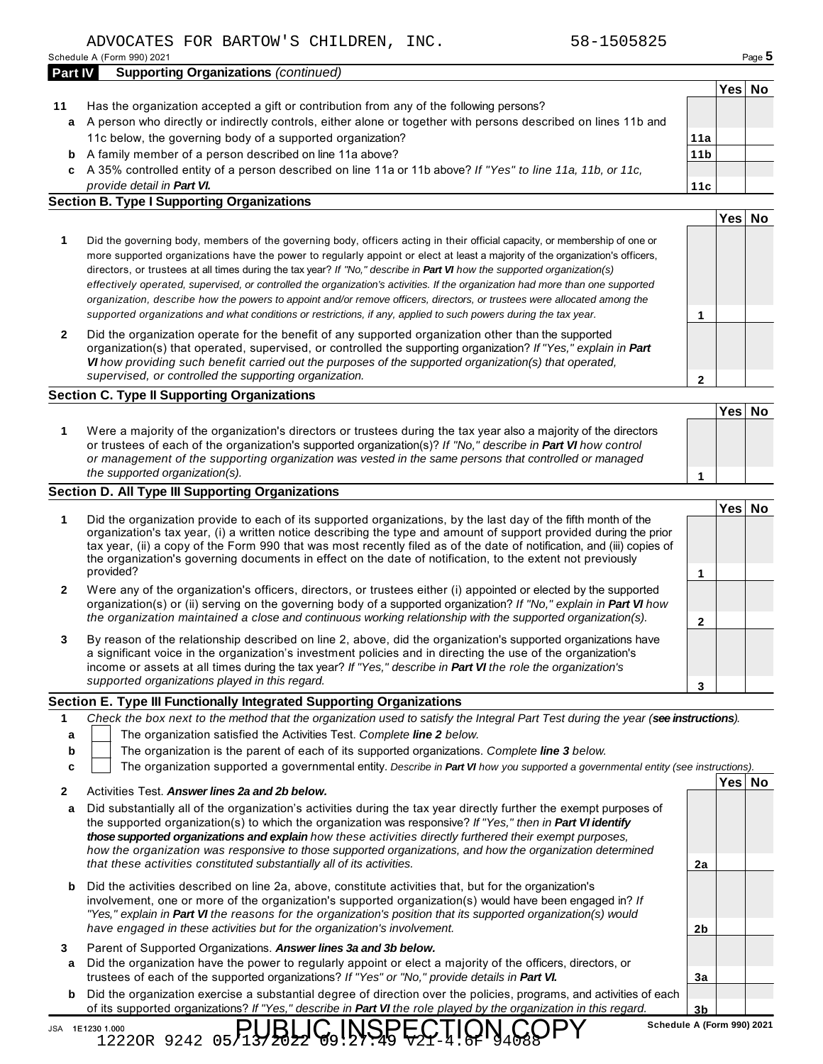ADVOCATES FOR BARTOW'S CHILDREN, INC. 58-1505825

Schedule A (Form 990) 2021

**Part IV Supporting Organizations** *(continued)*

| | | | Yes | No |
|---|---|---|---|---|
| **11** | Has the organization accepted a gift or contribution from any of the following persons? | | | |
| **a** | A person who directly or indirectly controls, either alone or together with persons described on lines 11b and 11c below, the governing body of a supported organization? | **11a** | | |
| **b** | A family member of a person described on line 11a above? | **11b** | | |
| **c** | A 35% controlled entity of a person described on line 11a or 11b above? *If "Yes" to line 11a, 11b, or 11c, provide detail in* ***Part VI.*** | **11c** | | |

### Section B. Type I Supporting Organizations

| | | | Yes | No |
|---|---|---|---|---|
| **1** | Did the governing body, members of the governing body, officers acting in their official capacity, or membership of one or more supported organizations have the power to regularly appoint or elect at least a majority of the organization's officers, directors, or trustees at all times during the tax year? *If "No," describe in* ***Part VI*** *how the supported organization(s) effectively operated, supervised, or controlled the organization's activities. If the organization had more than one supported organization, describe how the powers to appoint and/or remove officers, directors, or trustees were allocated among the supported organizations and what conditions or restrictions, if any, applied to such powers during the tax year.* | **1** | | |
| **2** | Did the organization operate for the benefit of any supported organization other than the supported organization(s) that operated, supervised, or controlled the supporting organization? *If "Yes," explain in* ***Part VI*** *how providing such benefit carried out the purposes of the supported organization(s) that operated, supervised, or controlled the supporting organization.* | **2** | | |

### Section C. Type II Supporting Organizations

| | | | Yes | No |
|---|---|---|---|---|
| **1** | Were a majority of the organization's directors or trustees during the tax year also a majority of the directors or trustees of each of the organization's supported organization(s)? *If "No," describe in* ***Part VI*** *how control or management of the supporting organization was vested in the same persons that controlled or managed the supported organization(s).* | **1** | | |

### Section D. All Type III Supporting Organizations

| | | | Yes | No |
|---|---|---|---|---|
| **1** | Did the organization provide to each of its supported organizations, by the last day of the fifth month of the organization's tax year, (i) a written notice describing the type and amount of support provided during the prior tax year, (ii) a copy of the Form 990 that was most recently filed as of the date of notification, and (iii) copies of the organization's governing documents in effect on the date of notification, to the extent not previously provided? | **1** | | |
| **2** | Were any of the organization's officers, directors, or trustees either (i) appointed or elected by the supported organization(s) or (ii) serving on the governing body of a supported organization? *If "No," explain in* ***Part VI*** *how the organization maintained a close and continuous working relationship with the supported organization(s).* | **2** | | |
| **3** | By reason of the relationship described on line 2, above, did the organization's supported organizations have a significant voice in the organization's investment policies and in directing the use of the organization's income or assets at all times during the tax year? *If "Yes," describe in* ***Part VI*** *the role the organization's supported organizations played in this regard.* | **3** | | |

### Section E. Type III Functionally Integrated Supporting Organizations

**1** *Check the box next to the method that the organization used to satisfy the Integral Part Test during the year (****see instructions****).*

- **a** ☐ The organization satisfied the Activities Test. *Complete* ***line 2*** *below.*
- **b** ☐ The organization is the parent of each of its supported organizations. *Complete* ***line 3*** *below.*
- **c** ☐ The organization supported a governmental entity. *Describe in* ***Part VI*** *how you supported a governmental entity (see instructions).*

| | | | Yes | No |
|---|---|---|---|---|
| **2** | Activities Test. ***Answer lines 2a and 2b below.*** | | | |
| **a** | Did substantially all of the organization's activities during the tax year directly further the exempt purposes of the supported organization(s) to which the organization was responsive? *If "Yes," then in* ***Part VI identify those supported organizations and explain*** *how these activities directly furthered their exempt purposes, how the organization was responsive to those supported organizations, and how the organization determined that these activities constituted substantially all of its activities.* | **2a** | | |
| **b** | Did the activities described on line 2a, above, constitute activities that, but for the organization's involvement, one or more of the organization's supported organization(s) would have been engaged in? *If "Yes," explain in* ***Part VI*** *the reasons for the organization's position that its supported organization(s) would have engaged in these activities but for the organization's involvement.* | **2b** | | |
| **3** | Parent of Supported Organizations. ***Answer lines 3a and 3b below.*** | | | |
| **a** | Did the organization have the power to regularly appoint or elect a majority of the officers, directors, or trustees of each of the supported organizations? *If "Yes" or "No," provide details in* ***Part VI.*** | **3a** | | |
| **b** | Did the organization exercise a substantial degree of direction over the policies, programs, and activities of each of its supported organizations? *If "Yes," describe in* ***Part VI*** *the role played by the organization in this regard.* | **3b** | | |

JSA 1E1230 1.000 PUBLIC INSPECTION COPY
1222OR 9242 05/13/2022 09:27:49 V21-4.6F 94088

Schedule A (Form 990) 2021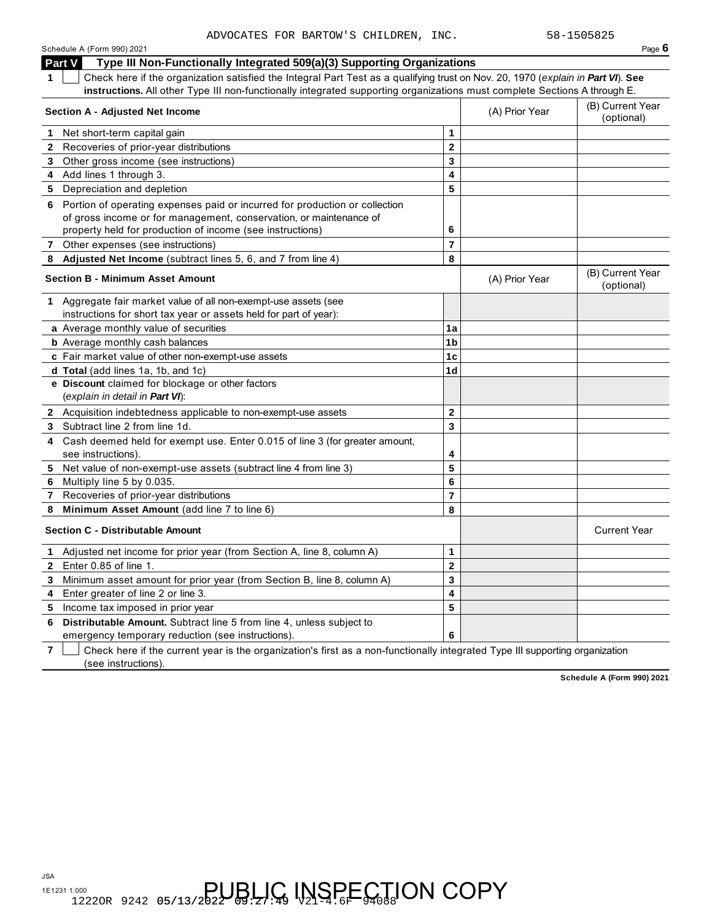ADVOCATES FOR BARTOW'S CHILDREN, INC. 58-1505825

## Part V Type III Non-Functionally Integrated 509(a)(3) Supporting Organizations

**1** ☐ Check here if the organization satisfied the Integral Part Test as a qualifying trust on Nov. 20, 1970 (*explain in* ***Part VI***). **See instructions.** All other Type III non-functionally integrated supporting organizations must complete Sections A through E.

| Section A - Adjusted Net Income | | (A) Prior Year | (B) Current Year (optional) |
|---|---|---|---|
| 1 Net short-term capital gain | 1 | | |
| 2 Recoveries of prior-year distributions | 2 | | |
| 3 Other gross income (see instructions) | 3 | | |
| 4 Add lines 1 through 3. | 4 | | |
| 5 Depreciation and depletion | 5 | | |
| 6 Portion of operating expenses paid or incurred for production or collection of gross income or for management, conservation, or maintenance of property held for production of income (see instructions) | 6 | | |
| 7 Other expenses (see instructions) | 7 | | |
| 8 **Adjusted Net Income** (subtract lines 5, 6, and 7 from line 4) | 8 | | |

| Section B - Minimum Asset Amount | | (A) Prior Year | (B) Current Year (optional) |
|---|---|---|---|
| 1 Aggregate fair market value of all non-exempt-use assets (see instructions for short tax year or assets held for part of year): | | | |
| **a** Average monthly value of securities | 1a | | |
| **b** Average monthly cash balances | 1b | | |
| **c** Fair market value of other non-exempt-use assets | 1c | | |
| **d Total** (add lines 1a, 1b, and 1c) | 1d | | |
| **e Discount** claimed for blockage or other factors (*explain in detail in* ***Part VI***): | | | |
| 2 Acquisition indebtedness applicable to non-exempt-use assets | 2 | | |
| 3 Subtract line 2 from line 1d. | 3 | | |
| 4 Cash deemed held for exempt use. Enter 0.015 of line 3 (for greater amount, see instructions). | 4 | | |
| 5 Net value of non-exempt-use assets (subtract line 4 from line 3) | 5 | | |
| 6 Multiply line 5 by 0.035. | 6 | | |
| 7 Recoveries of prior-year distributions | 7 | | |
| 8 **Minimum Asset Amount** (add line 7 to line 6) | 8 | | |

| Section C - Distributable Amount | | | Current Year |
|---|---|---|---|
| 1 Adjusted net income for prior year (from Section A, line 8, column A) | 1 | | |
| 2 Enter 0.85 of line 1. | 2 | | |
| 3 Minimum asset amount for prior year (from Section B, line 8, column A) | 3 | | |
| 4 Enter greater of line 2 or line 3. | 4 | | |
| 5 Income tax imposed in prior year | 5 | | |
| 6 **Distributable Amount.** Subtract line 5 from line 4, unless subject to emergency temporary reduction (see instructions). | 6 | | |

**7** ☐ Check here if the current year is the organization's first as a non-functionally integrated Type III supporting organization (see instructions).

**Schedule A (Form 990) 2021**

JSA
1E1231 1.000
1222OR 9242 05/13/2022 09:27:49 V21-4.6F 94088

PUBLIC INSPECTION COPY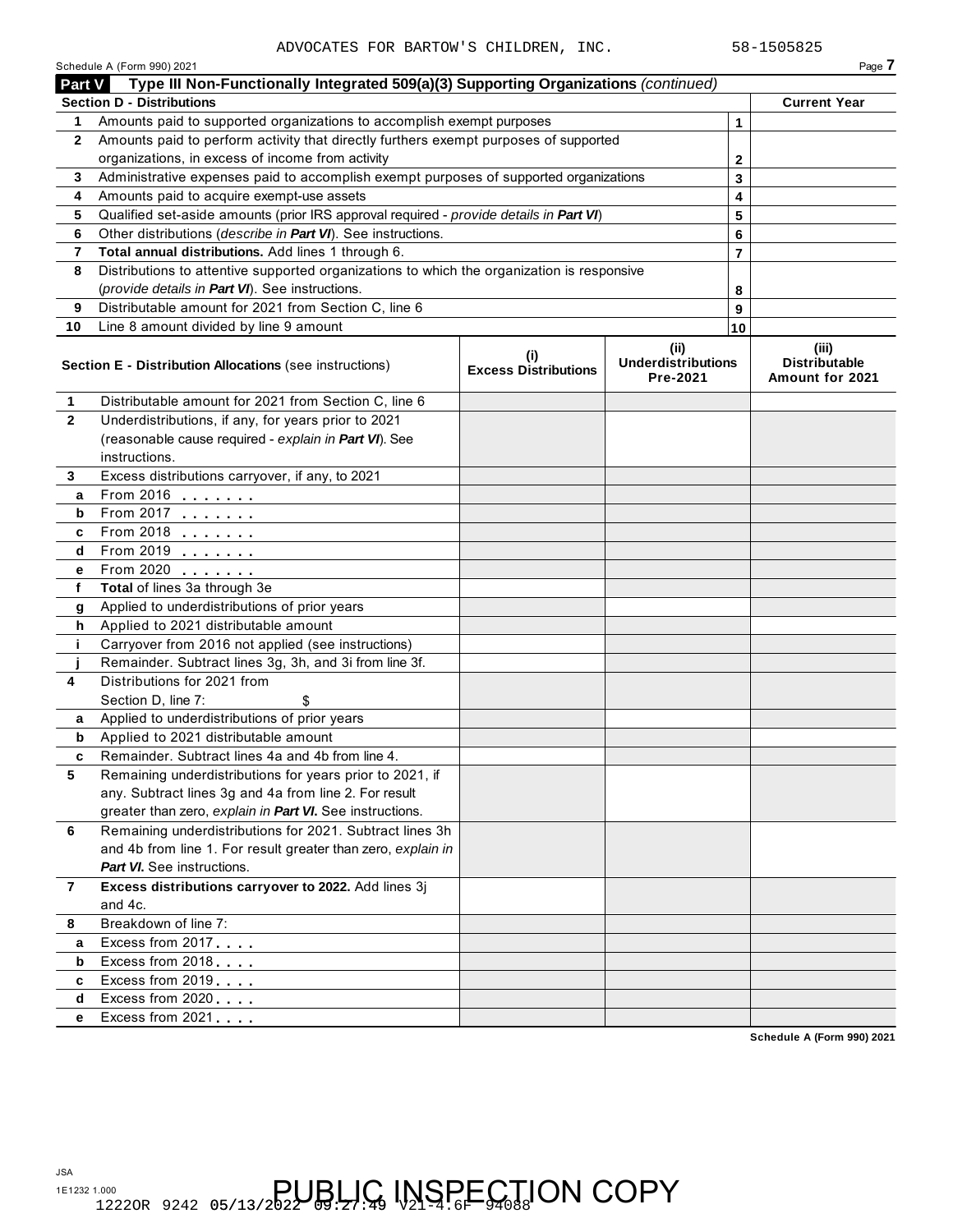ADVOCATES FOR BARTOW'S CHILDREN, INC. 58-1505825

Schedule A (Form 990) 2021 Page **7**

## Part V Type III Non-Functionally Integrated 509(a)(3) Supporting Organizations *(continued)*

| **Section D - Distributions** | | | **Current Year** |
|---|---|---|---|
| **1** | Amounts paid to supported organizations to accomplish exempt purposes | 1 | |
| **2** | Amounts paid to perform activity that directly furthers exempt purposes of supported organizations, in excess of income from activity | 2 | |
| **3** | Administrative expenses paid to accomplish exempt purposes of supported organizations | 3 | |
| **4** | Amounts paid to acquire exempt-use assets | 4 | |
| **5** | Qualified set-aside amounts (prior IRS approval required - *provide details in **Part VI***) | 5 | |
| **6** | Other distributions (*describe in **Part VI***). See instructions. | 6 | |
| **7** | **Total annual distributions.** Add lines 1 through 6. | 7 | |
| **8** | Distributions to attentive supported organizations to which the organization is responsive (*provide details in **Part VI***). See instructions. | 8 | |
| **9** | Distributable amount for 2021 from Section C, line 6 | 9 | |
| **10** | Line 8 amount divided by line 9 amount | 10 | |

| | **Section E - Distribution Allocations** (see instructions) | **(i) Excess Distributions** | **(ii) Underdistributions Pre-2021** | **(iii) Distributable Amount for 2021** |
|---|---|---|---|---|
| **1** | Distributable amount for 2021 from Section C, line 6 | | | |
| **2** | Underdistributions, if any, for years prior to 2021 (reasonable cause required - *explain in **Part VI***). See instructions. | | | |
| **3** | Excess distributions carryover, if any, to 2021 | | | |
| **a** | From 2016 | | | |
| **b** | From 2017 | | | |
| **c** | From 2018 | | | |
| **d** | From 2019 | | | |
| **e** | From 2020 | | | |
| **f** | **Total** of lines 3a through 3e | | | |
| **g** | Applied to underdistributions of prior years | | | |
| **h** | Applied to 2021 distributable amount | | | |
| **i** | Carryover from 2016 not applied (see instructions) | | | |
| **j** | Remainder. Subtract lines 3g, 3h, and 3i from line 3f. | | | |
| **4** | Distributions for 2021 from Section D, line 7: $ | | | |
| **a** | Applied to underdistributions of prior years | | | |
| **b** | Applied to 2021 distributable amount | | | |
| **c** | Remainder. Subtract lines 4a and 4b from line 4. | | | |
| **5** | Remaining underdistributions for years prior to 2021, if any. Subtract lines 3g and 4a from line 2. For result greater than zero, *explain in **Part VI***. See instructions. | | | |
| **6** | Remaining underdistributions for 2021. Subtract lines 3h and 4b from line 1. For result greater than zero, *explain in **Part VI***. See instructions. | | | |
| **7** | **Excess distributions carryover to 2022.** Add lines 3j and 4c. | | | |
| **8** | Breakdown of line 7: | | | |
| **a** | Excess from 2017 | | | |
| **b** | Excess from 2018 | | | |
| **c** | Excess from 2019 | | | |
| **d** | Excess from 2020 | | | |
| **e** | Excess from 2021 | | | |

**Schedule A (Form 990) 2021**

JSA
1E1232 1.000
1222OR 9242 05/13/2022 09:27:49 V21-4.6F 94088

PUBLIC INSPECTION COPY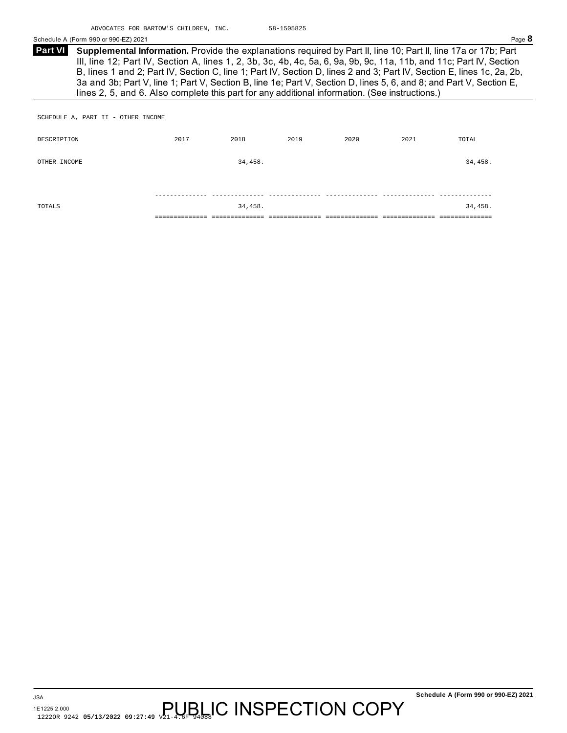ADVOCATES FOR BARTOW'S CHILDREN, INC. 58-1505825

Schedule A (Form 990 or 990-EZ) 2021

**Part VI Supplemental Information.** Provide the explanations required by Part II, line 10; Part II, line 17a or 17b; Part III, line 12; Part IV, Section A, lines 1, 2, 3b, 3c, 4b, 4c, 5a, 6, 9a, 9b, 9c, 11a, 11b, and 11c; Part IV, Section B, lines 1 and 2; Part IV, Section C, line 1; Part IV, Section D, lines 2 and 3; Part IV, Section E, lines 1c, 2a, 2b, 3a and 3b; Part V, line 1; Part V, Section B, line 1e; Part V, Section D, lines 5, 6, and 8; and Part V, Section E, lines 2, 5, and 6. Also complete this part for any additional information. (See instructions.)

SCHEDULE A, PART II - OTHER INCOME

| DESCRIPTION | 2017 | 2018 | 2019 | 2020 | 2021 | TOTAL |
|---|---|---|---|---|---|---|
| OTHER INCOME | | 34,458. | | | | 34,458. |
| TOTALS | | 34,458. | | | | 34,458. |

JSA
1E1225 2.000
12220R 9242 **05/13/2022 09:27:49** V21-4.6F 94088

Schedule A (Form 990 or 990-EZ) 2021

PUBLIC INSPECTION COPY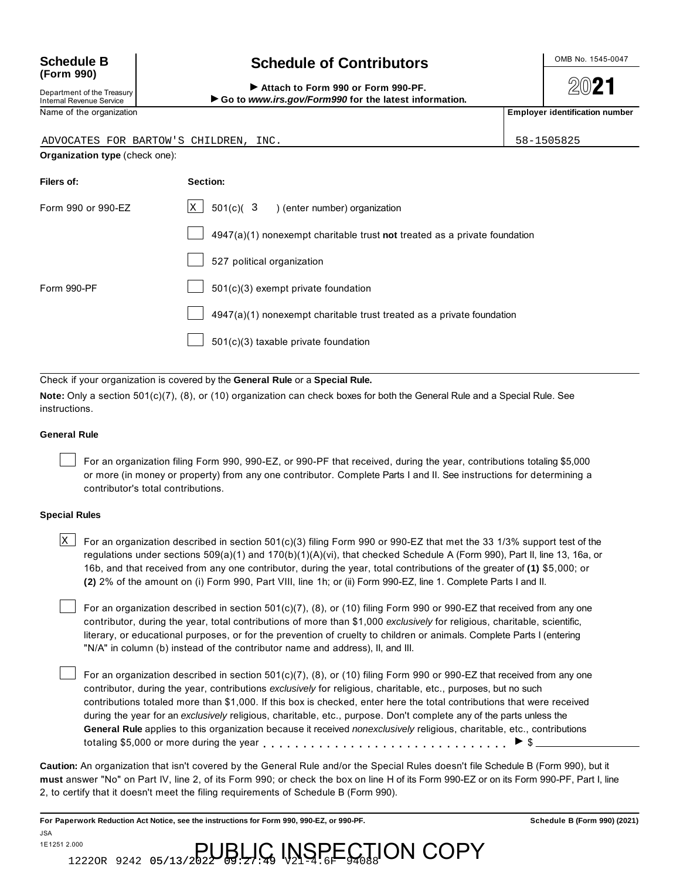**Schedule B (Form 990)**

Department of the Treasury
Internal Revenue Service

# Schedule of Contributors

► Attach to Form 990 or Form 990-PF.
► Go to *www.irs.gov/Form990* for the latest information.

OMB No. 1545-0047

**2021**

| Name of the organization | Employer identification number |
|---|---|
| ADVOCATES FOR BARTOW'S CHILDREN, INC. | 58-1505825 |

**Organization type** (check one):

| Filers of: | Section: |
|---|---|
| Form 990 or 990-EZ | [X] 501(c)( 3 ) (enter number) organization |
| | [ ] 4947(a)(1) nonexempt charitable trust **not** treated as a private foundation |
| | [ ] 527 political organization |
| Form 990-PF | [ ] 501(c)(3) exempt private foundation |
| | [ ] 4947(a)(1) nonexempt charitable trust treated as a private foundation |
| | [ ] 501(c)(3) taxable private foundation |

Check if your organization is covered by the **General Rule** or a **Special Rule.**

**Note:** Only a section 501(c)(7), (8), or (10) organization can check boxes for both the General Rule and a Special Rule. See instructions.

**General Rule**

[ ] For an organization filing Form 990, 990-EZ, or 990-PF that received, during the year, contributions totaling $5,000 or more (in money or property) from any one contributor. Complete Parts I and II. See instructions for determining a contributor's total contributions.

**Special Rules**

[X] For an organization described in section 501(c)(3) filing Form 990 or 990-EZ that met the 33 1/3% support test of the regulations under sections 509(a)(1) and 170(b)(1)(A)(vi), that checked Schedule A (Form 990), Part II, line 13, 16a, or 16b, and that received from any one contributor, during the year, total contributions of the greater of **(1)** $5,000; or **(2)** 2% of the amount on (i) Form 990, Part VIII, line 1h; or (ii) Form 990-EZ, line 1. Complete Parts I and II.

[ ] For an organization described in section 501(c)(7), (8), or (10) filing Form 990 or 990-EZ that received from any one contributor, during the year, total contributions of more than $1,000 *exclusively* for religious, charitable, scientific, literary, or educational purposes, or for the prevention of cruelty to children or animals. Complete Parts I (entering "N/A" in column (b) instead of the contributor name and address), II, and III.

[ ] For an organization described in section 501(c)(7), (8), or (10) filing Form 990 or 990-EZ that received from any one contributor, during the year, contributions *exclusively* for religious, charitable, etc., purposes, but no such contributions totaled more than $1,000. If this box is checked, enter here the total contributions that were received during the year for an *exclusively* religious, charitable, etc., purpose. Don't complete any of the parts unless the **General Rule** applies to this organization because it received *nonexclusively* religious, charitable, etc., contributions totaling $5,000 or more during the year . . . . . . . . . . . . . . . . . . . . . . . . . . . . . . ► $ ________

**Caution:** An organization that isn't covered by the General Rule and/or the Special Rules doesn't file Schedule B (Form 990), but it **must** answer "No" on Part IV, line 2, of its Form 990; or check the box on line H of its Form 990-EZ or on its Form 990-PF, Part I, line 2, to certify that it doesn't meet the filing requirements of Schedule B (Form 990).

**For Paperwork Reduction Act Notice, see the instructions for Form 990, 990-EZ, or 990-PF.** **Schedule B (Form 990) (2021)**

JSA
1E1251 2.000
1222OR 9242 05/13/2022 09:27:49 V21-4.6F 94088

PUBLIC INSPECTION COPY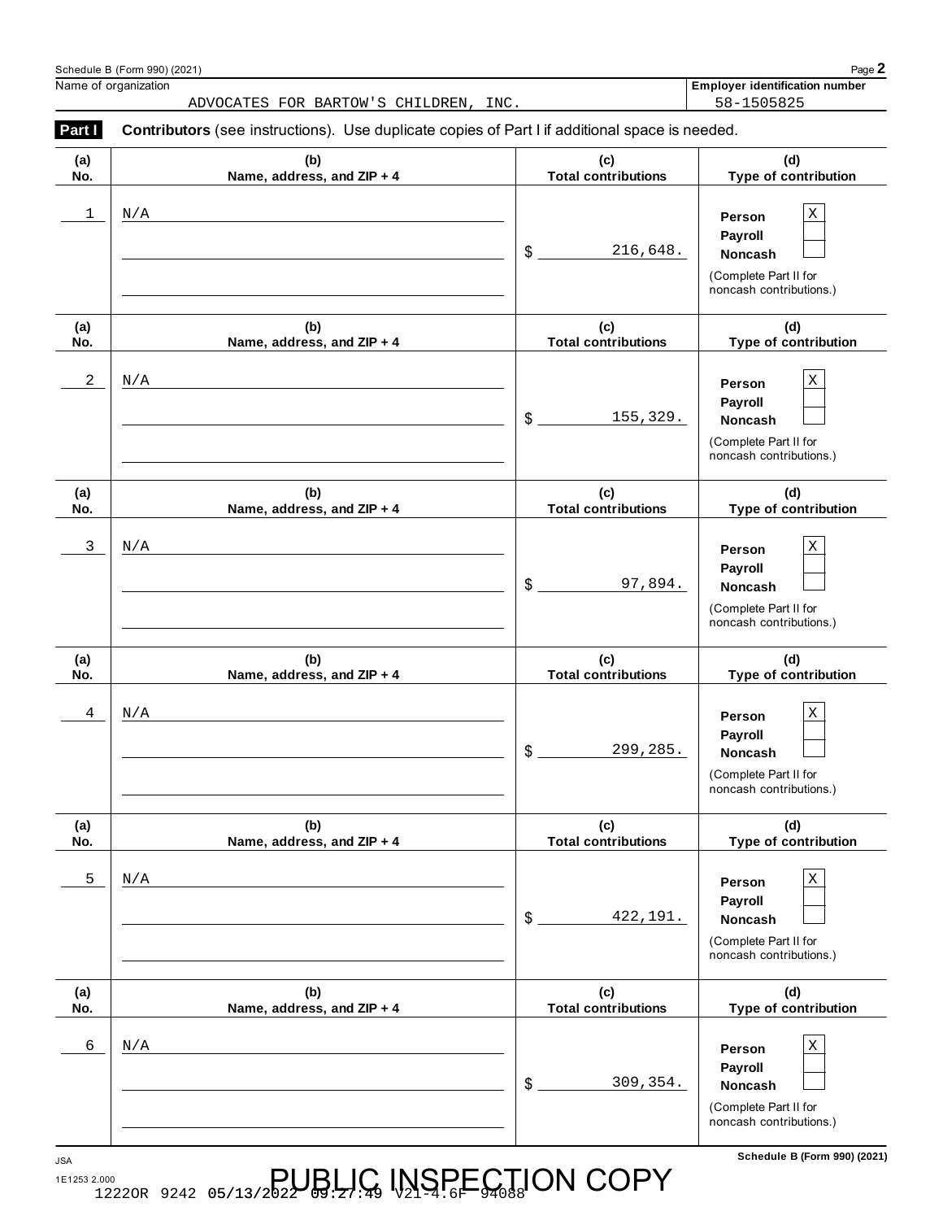Schedule B (Form 990) (2021)

Name of organization: ADVOCATES FOR BARTOW'S CHILDREN, INC.

**Employer identification number:** 58-1505825

**Part I** **Contributors** (see instructions). Use duplicate copies of Part I if additional space is needed.

| (a) No. | (b) Name, address, and ZIP + 4 | (c) Total contributions | (d) Type of contribution |
|---|---|---|---|
| 1 | N/A | $ 216,648. | Person [X] Payroll [ ] Noncash [ ] (Complete Part II for noncash contributions.) |
| 2 | N/A | $ 155,329. | Person [X] Payroll [ ] Noncash [ ] (Complete Part II for noncash contributions.) |
| 3 | N/A | $ 97,894. | Person [X] Payroll [ ] Noncash [ ] (Complete Part II for noncash contributions.) |
| 4 | N/A | $ 299,285. | Person [X] Payroll [ ] Noncash [ ] (Complete Part II for noncash contributions.) |
| 5 | N/A | $ 422,191. | Person [X] Payroll [ ] Noncash [ ] (Complete Part II for noncash contributions.) |
| 6 | N/A | $ 309,354. | Person [X] Payroll [ ] Noncash [ ] (Complete Part II for noncash contributions.) |

JSA
1E1253 2.000
1222OR 9242 05/13/2022 09:27:49 V21-4.6F 94088

PUBLIC INSPECTION COPY

Schedule B (Form 990) (2021)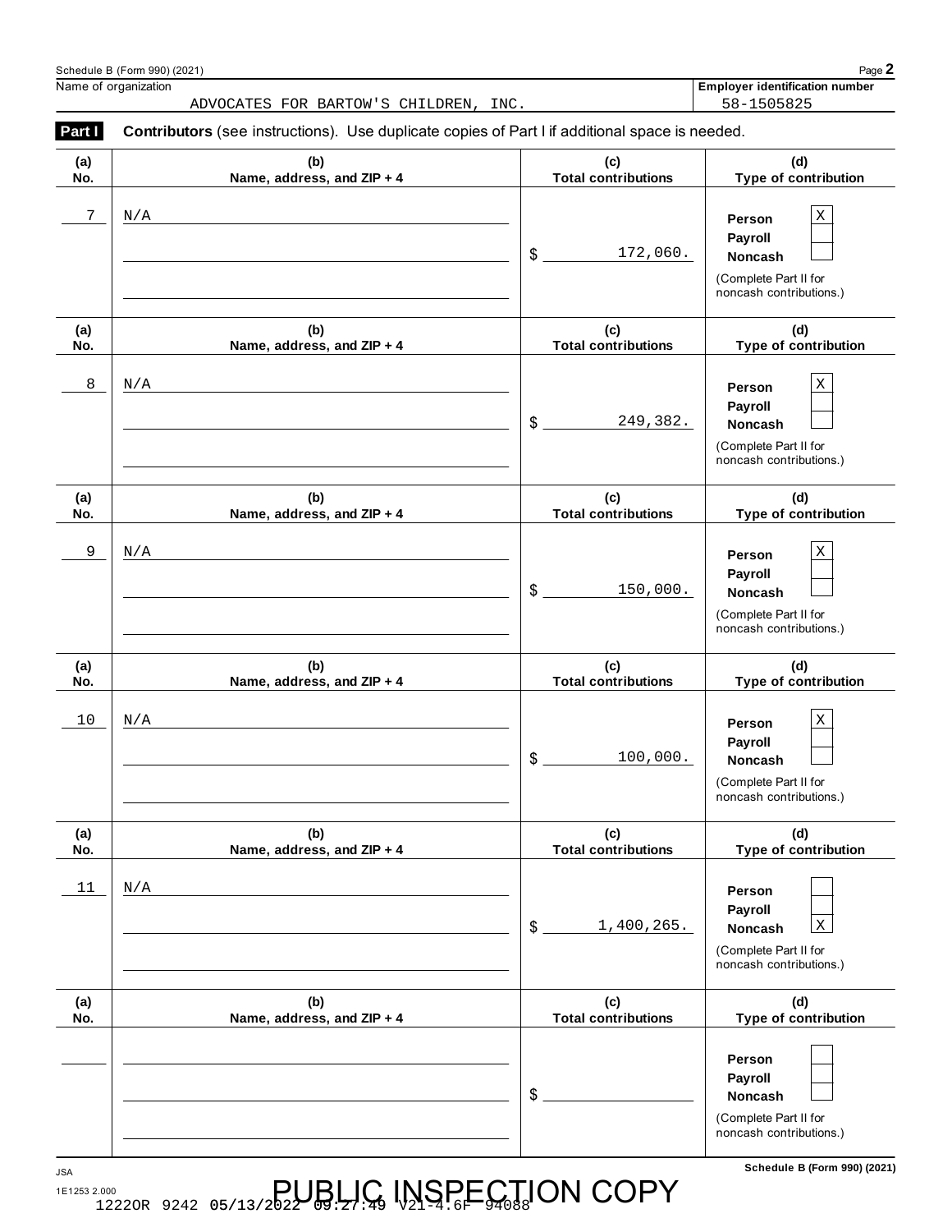Name of organization: ADVOCATES FOR BARTOW'S CHILDREN, INC.

Employer identification number: 58-1505825

**Part I** **Contributors** (see instructions). Use duplicate copies of Part I if additional space is needed.

| (a) No. | (b) Name, address, and ZIP + 4 | (c) Total contributions | (d) Type of contribution |
|---|---|---|---|
| 7 | N/A | $ 172,060. | Person X / Payroll / Noncash (Complete Part II for noncash contributions.) |
| 8 | N/A | $ 249,382. | Person X / Payroll / Noncash (Complete Part II for noncash contributions.) |
| 9 | N/A | $ 150,000. | Person X / Payroll / Noncash (Complete Part II for noncash contributions.) |
| 10 | N/A | $ 100,000. | Person X / Payroll / Noncash (Complete Part II for noncash contributions.) |
| 11 | N/A | $ 1,400,265. | Person / Payroll / Noncash X (Complete Part II for noncash contributions.) |
| | | $ | Person / Payroll / Noncash (Complete Part II for noncash contributions.) |

Schedule B (Form 990) (2021)

PUBLIC INSPECTION COPY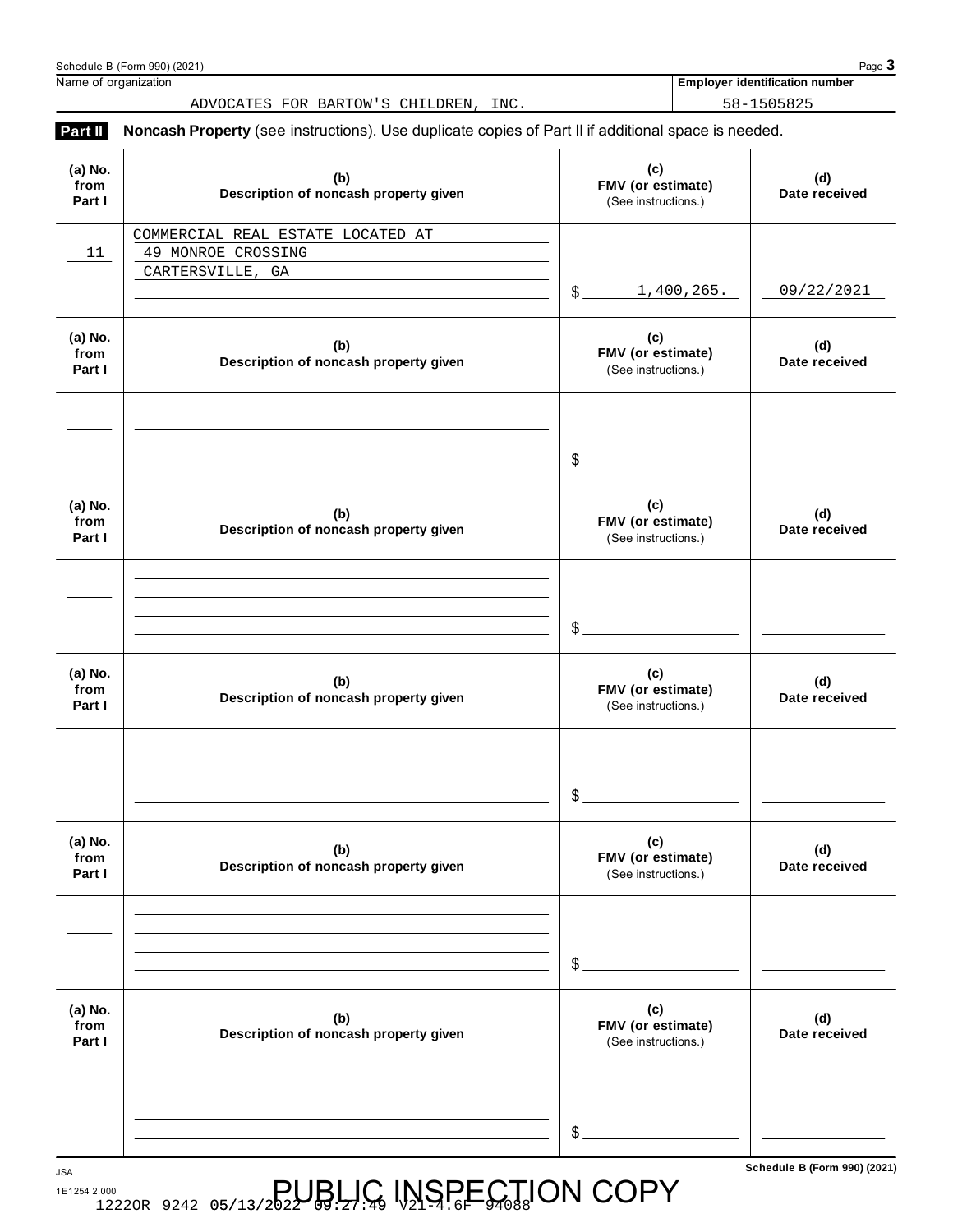Schedule B (Form 990) (2021) Page **3**

| Name of organization | Employer identification number |
|---|---|
| ADVOCATES FOR BARTOW'S CHILDREN, INC. | 58-1505825 |

**Part II** **Noncash Property** (see instructions). Use duplicate copies of Part II if additional space is needed.

| (a) No. from Part I | (b) Description of noncash property given | (c) FMV (or estimate) (See instructions.) | (d) Date received |
|---|---|---|---|
| 11 | COMMERCIAL REAL ESTATE LOCATED AT 49 MONROE CROSSING CARTERSVILLE, GA | $ 1,400,265. | 09/22/2021 |
| | | $ | |
| | | $ | |
| | | $ | |
| | | $ | |
| | | $ | |

**Schedule B (Form 990) (2021)**

PUBLIC INSPECTION COPY

1222OR 9242 05/13/2022 09:27:49 V21-4.6F 94088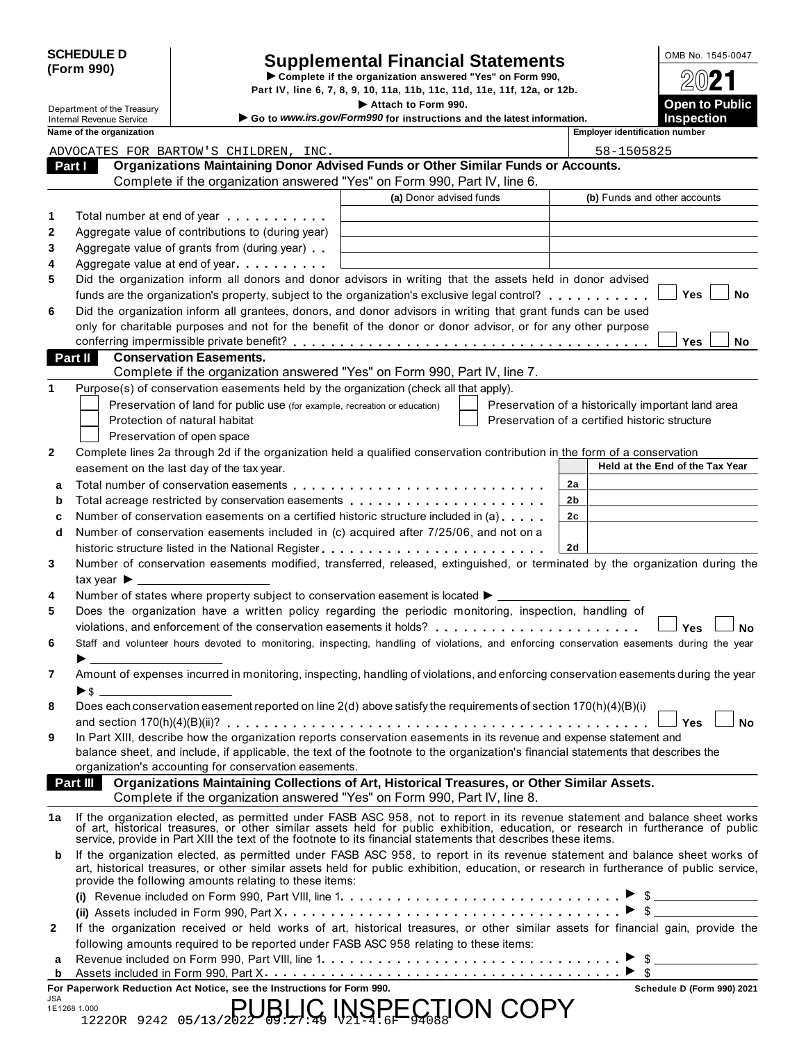**SCHEDULE D (Form 990)**

Department of the Treasury
Internal Revenue Service

# Supplemental Financial Statements

▶ **Complete if the organization answered "Yes" on Form 990, Part IV, line 6, 7, 8, 9, 10, 11a, 11b, 11c, 11d, 11e, 11f, 12a, or 12b.**

▶ **Attach to Form 990.**

▶ **Go to *www.irs.gov/Form990* for instructions and the latest information.**

OMB No. 1545-0047

**2021**

**Open to Public Inspection**

**Name of the organization:** ADVOCATES FOR BARTOW'S CHILDREN, INC.

**Employer identification number:** 58-1505825

## Part I — Organizations Maintaining Donor Advised Funds or Other Similar Funds or Accounts.

Complete if the organization answered "Yes" on Form 990, Part IV, line 6.

| | | (a) Donor advised funds | (b) Funds and other accounts |
|---|---|---|---|
| 1 | Total number at end of year | | |
| 2 | Aggregate value of contributions to (during year) | | |
| 3 | Aggregate value of grants from (during year) | | |
| 4 | Aggregate value at end of year | | |

5 Did the organization inform all donors and donor advisors in writing that the assets held in donor advised funds are the organization's property, subject to the organization's exclusive legal control? ☐ Yes ☐ No

6 Did the organization inform all grantees, donors, and donor advisors in writing that grant funds can be used only for charitable purposes and not for the benefit of the donor or donor advisor, or for any other purpose conferring impermissible private benefit? ☐ Yes ☐ No

## Part II — Conservation Easements.

Complete if the organization answered "Yes" on Form 990, Part IV, line 7.

1 Purpose(s) of conservation easements held by the organization (check all that apply).

- ☐ Preservation of land for public use (for example, recreation or education)
- ☐ Protection of natural habitat
- ☐ Preservation of open space
- ☐ Preservation of a historically important land area
- ☐ Preservation of a certified historic structure

2 Complete lines 2a through 2d if the organization held a qualified conservation contribution in the form of a conservation easement on the last day of the tax year.

| | | | Held at the End of the Tax Year |
|---|---|---|---|
| a | Total number of conservation easements | 2a | |
| b | Total acreage restricted by conservation easements | 2b | |
| c | Number of conservation easements on a certified historic structure included in (a) | 2c | |
| d | Number of conservation easements included in (c) acquired after 7/25/06, and not on a historic structure listed in the National Register | 2d | |

3 Number of conservation easements modified, transferred, released, extinguished, or terminated by the organization during the tax year ▶

4 Number of states where property subject to conservation easement is located ▶

5 Does the organization have a written policy regarding the periodic monitoring, inspection, handling of violations, and enforcement of the conservation easements it holds? ☐ Yes ☐ No

6 Staff and volunteer hours devoted to monitoring, inspecting, handling of violations, and enforcing conservation easements during the year ▶

7 Amount of expenses incurred in monitoring, inspecting, handling of violations, and enforcing conservation easements during the year ▶ $

8 Does each conservation easement reported on line 2(d) above satisfy the requirements of section 170(h)(4)(B)(i) and section 170(h)(4)(B)(ii)? ☐ Yes ☐ No

9 In Part XIII, describe how the organization reports conservation easements in its revenue and expense statement and balance sheet, and include, if applicable, the text of the footnote to the organization's financial statements that describes the organization's accounting for conservation easements.

## Part III — Organizations Maintaining Collections of Art, Historical Treasures, or Other Similar Assets.

Complete if the organization answered "Yes" on Form 990, Part IV, line 8.

1a If the organization elected, as permitted under FASB ASC 958, not to report in its revenue statement and balance sheet works of art, historical treasures, or other similar assets held for public exhibition, education, or research in furtherance of public service, provide in Part XIII the text of the footnote to its financial statements that describes these items.

b If the organization elected, as permitted under FASB ASC 958, to report in its revenue statement and balance sheet works of art, historical treasures, or other similar assets held for public exhibition, education, or research in furtherance of public service, provide the following amounts relating to these items:

(i) Revenue included on Form 990, Part VIII, line 1 ▶ $

(ii) Assets included in Form 990, Part X ▶ $

2 If the organization received or held works of art, historical treasures, or other similar assets for financial gain, provide the following amounts required to be reported under FASB ASC 958 relating to these items:

a Revenue included on Form 990, Part VIII, line 1 ▶ $

b Assets included in Form 990, Part X ▶ $

**For Paperwork Reduction Act Notice, see the Instructions for Form 990.** **Schedule D (Form 990) 2021**

JSA
1E1268 1.000

PUBLIC INSPECTION COPY

1222OR 9242 05/13/2022 09:27:49 V21-4.6F 94088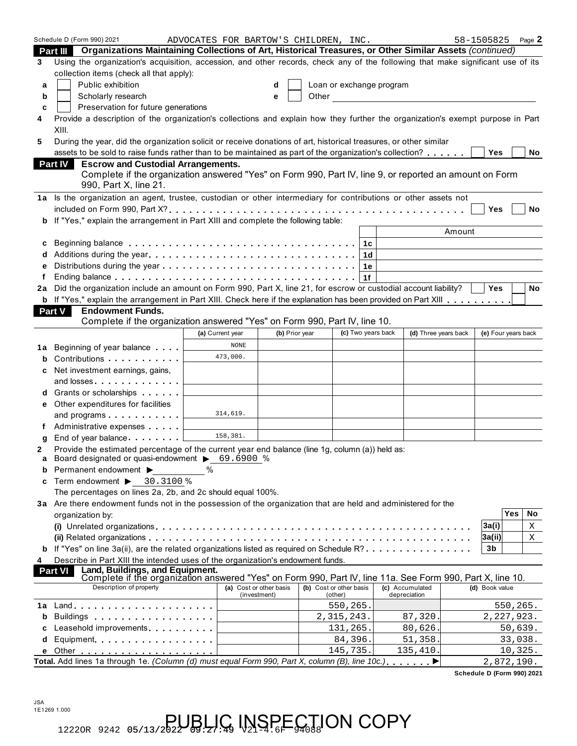Schedule D (Form 990) 2021 ADVOCATES FOR BARTOW'S CHILDREN, INC. 58-1505825 Page 2

**Part III Organizations Maintaining Collections of Art, Historical Treasures, or Other Similar Assets** *(continued)*

3 Using the organization's acquisition, accession, and other records, check any of the following that make significant use of its collection items (check all that apply):

a ☐ Public exhibition
b ☐ Scholarly research
c ☐ Preservation for future generations
d ☐ Loan or exchange program
e ☐ Other

4 Provide a description of the organization's collections and explain how they further the organization's exempt purpose in Part XIII.

5 During the year, did the organization solicit or receive donations of art, historical treasures, or other similar assets to be sold to raise funds rather than to be maintained as part of the organization's collection? ☐ Yes ☐ No

**Part IV Escrow and Custodial Arrangements.**
Complete if the organization answered "Yes" on Form 990, Part IV, line 9, or reported an amount on Form 990, Part X, line 21.

1a Is the organization an agent, trustee, custodian or other intermediary for contributions or other assets not included on Form 990, Part X? ☐ Yes ☐ No

b If "Yes," explain the arrangement in Part XIII and complete the following table:

| | | | Amount |
|---|---|---|---|
| c | Beginning balance | 1c | |
| d | Additions during the year | 1d | |
| e | Distributions during the year | 1e | |
| f | Ending balance | 1f | |

2a Did the organization include an amount on Form 990, Part X, line 21, for escrow or custodial account liability? ☐ Yes ☐ No

b If "Yes," explain the arrangement in Part XIII. Check here if the explanation has been provided on Part XIII ☐

**Part V Endowment Funds.**
Complete if the organization answered "Yes" on Form 990, Part IV, line 10.

| | | (a) Current year | (b) Prior year | (c) Two years back | (d) Three years back | (e) Four years back |
|---|---|---|---|---|---|---|
| 1a | Beginning of year balance | NONE | | | | |
| b | Contributions | 473,000. | | | | |
| c | Net investment earnings, gains, and losses | | | | | |
| d | Grants or scholarships | | | | | |
| e | Other expenditures for facilities and programs | 314,619. | | | | |
| f | Administrative expenses | | | | | |
| g | End of year balance | 158,381. | | | | |

2 Provide the estimated percentage of the current year end balance (line 1g, column (a)) held as:
a Board designated or quasi-endowment ▶ 69.6900 %
b Permanent endowment ▶ %
c Term endowment ▶ 30.3100 %
The percentages on lines 2a, 2b, and 2c should equal 100%.

3a Are there endowment funds not in the possession of the organization that are held and administered for the organization by:

| | | | Yes | No |
|---|---|---|---|---|
| (i) | Unrelated organizations | 3a(i) | | X |
| (ii) | Related organizations | 3a(ii) | | X |
| b | If "Yes" on line 3a(ii), are the related organizations listed as required on Schedule R? | 3b | | |

4 Describe in Part XIII the intended uses of the organization's endowment funds.

**Part VI Land, Buildings, and Equipment.**
Complete if the organization answered "Yes" on Form 990, Part IV, line 11a. See Form 990, Part X, line 10.

| | Description of property | (a) Cost or other basis (investment) | (b) Cost or other basis (other) | (c) Accumulated depreciation | (d) Book value |
|---|---|---|---|---|---|
| 1a | Land | | 550,265. | | 550,265. |
| b | Buildings | | 2,315,243. | 87,320. | 2,227,923. |
| c | Leasehold improvements | | 131,265. | 80,626. | 50,639. |
| d | Equipment | | 84,396. | 51,358. | 33,038. |
| e | Other | | 145,735. | 135,410. | 10,325. |
| **Total.** | Add lines 1a through 1e. *(Column (d) must equal Form 990, Part X, column (B), line 10c.)* | | | | 2,872,190. |

**Schedule D (Form 990) 2021**

JSA
1E1269 1.000

1222OR 9242 05/13/2022 09:27:49 V21-4.6F 94088 PUBLIC INSPECTION COPY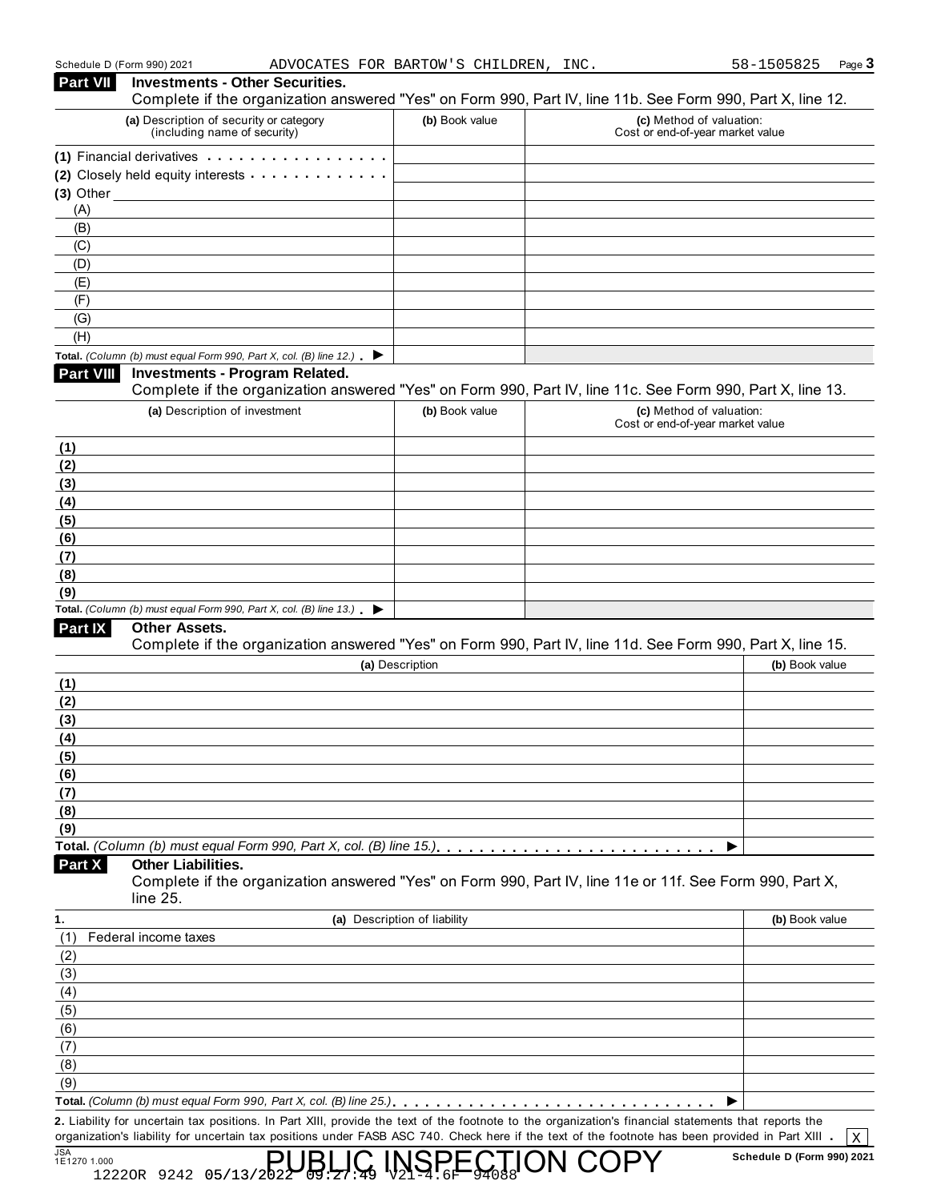Schedule D (Form 990) 2021 ADVOCATES FOR BARTOW'S CHILDREN, INC. 58-1505825

## Part VII Investments - Other Securities.

Complete if the organization answered "Yes" on Form 990, Part IV, line 11b. See Form 990, Part X, line 12.

| (a) Description of security or category (including name of security) | (b) Book value | (c) Method of valuation: Cost or end-of-year market value |
|---|---|---|
| (1) Financial derivatives | | |
| (2) Closely held equity interests | | |
| (3) Other | | |
| (A) | | |
| (B) | | |
| (C) | | |
| (D) | | |
| (E) | | |
| (F) | | |
| (G) | | |
| (H) | | |
| Total. *(Column (b) must equal Form 990, Part X, col. (B) line 12.)* ▶ | | |

## Part VIII Investments - Program Related.

Complete if the organization answered "Yes" on Form 990, Part IV, line 11c. See Form 990, Part X, line 13.

| (a) Description of investment | (b) Book value | (c) Method of valuation: Cost or end-of-year market value |
|---|---|---|
| (1) | | |
| (2) | | |
| (3) | | |
| (4) | | |
| (5) | | |
| (6) | | |
| (7) | | |
| (8) | | |
| (9) | | |
| Total. *(Column (b) must equal Form 990, Part X, col. (B) line 13.)* ▶ | | |

## Part IX Other Assets.

Complete if the organization answered "Yes" on Form 990, Part IV, line 11d. See Form 990, Part X, line 15.

| (a) Description | (b) Book value |
|---|---|
| (1) | |
| (2) | |
| (3) | |
| (4) | |
| (5) | |
| (6) | |
| (7) | |
| (8) | |
| (9) | |
| Total. *(Column (b) must equal Form 990, Part X, col. (B) line 15.)* ▶ | |

## Part X Other Liabilities.

Complete if the organization answered "Yes" on Form 990, Part IV, line 11e or 11f. See Form 990, Part X, line 25.

| 1. (a) Description of liability | (b) Book value |
|---|---|
| (1) Federal income taxes | |
| (2) | |
| (3) | |
| (4) | |
| (5) | |
| (6) | |
| (7) | |
| (8) | |
| (9) | |
| Total. *(Column (b) must equal Form 990, Part X, col. (B) line 25.)* ▶ | |

**2.** Liability for uncertain tax positions. In Part XIII, provide the text of the footnote to the organization's financial statements that reports the organization's liability for uncertain tax positions under FASB ASC 740. Check here if the text of the footnote has been provided in Part XIII . [X]

JSA 1E1270 1.000

PUBLIC INSPECTION COPY

Schedule D (Form 990) 2021

1222OR 9242 05/13/2022 09:27:49 V21-4.6F 94088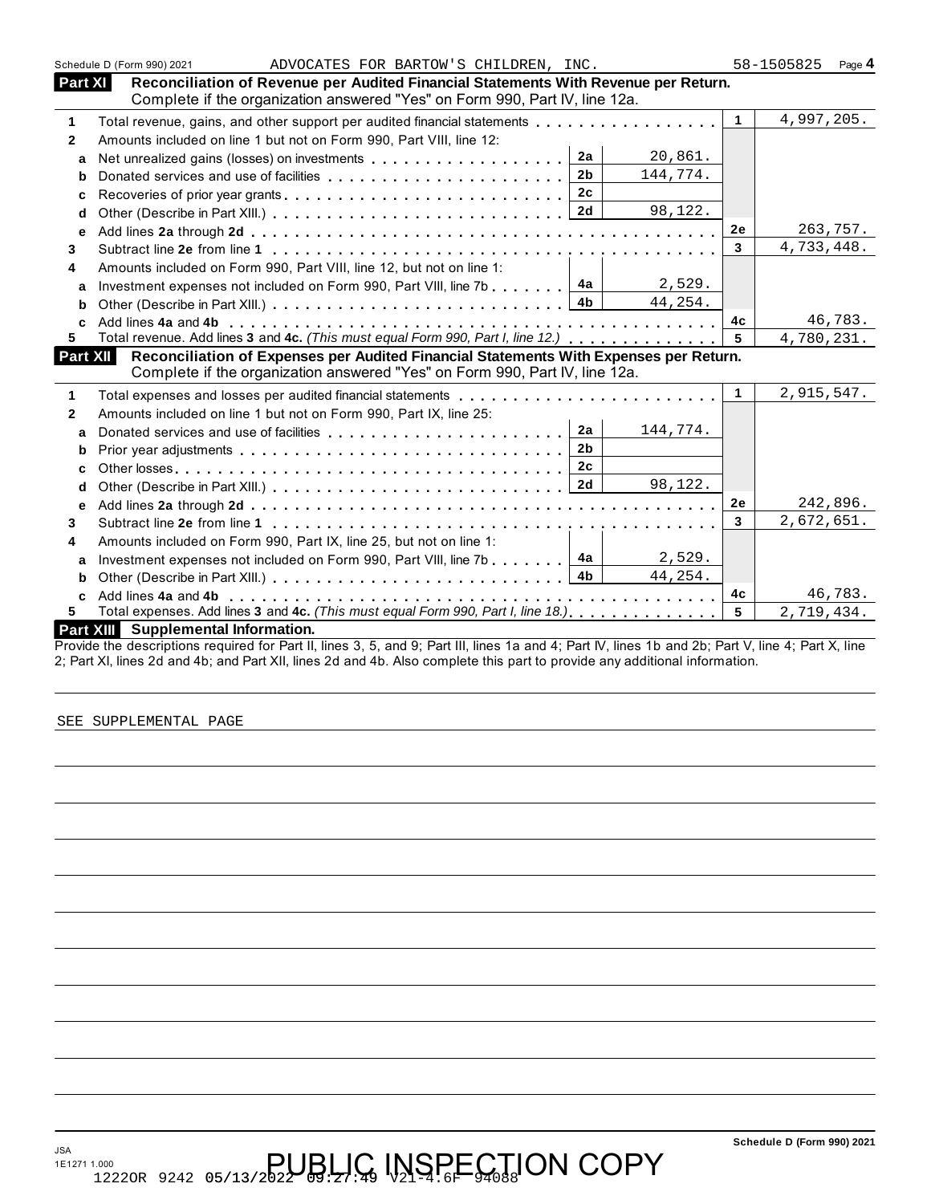Schedule D (Form 990) 2021 ADVOCATES FOR BARTOW'S CHILDREN, INC. 58-1505825 Page 4

## Part XI Reconciliation of Revenue per Audited Financial Statements With Revenue per Return.

Complete if the organization answered "Yes" on Form 990, Part IV, line 12a.

| | | | | | |
|---|---|---|---|---|---|
| 1 | Total revenue, gains, and other support per audited financial statements | | | 1 | 4,997,205. |
| 2 | Amounts included on line 1 but not on Form 990, Part VIII, line 12: | | | | |
| a | Net unrealized gains (losses) on investments | 2a | 20,861. | | |
| b | Donated services and use of facilities | 2b | 144,774. | | |
| c | Recoveries of prior year grants | 2c | | | |
| d | Other (Describe in Part XIII.) | 2d | 98,122. | | |
| e | Add lines **2a** through **2d** | | | 2e | 263,757. |
| 3 | Subtract line **2e** from line **1** | | | 3 | 4,733,448. |
| 4 | Amounts included on Form 990, Part VIII, line 12, but not on line 1: | | | | |
| a | Investment expenses not included on Form 990, Part VIII, line 7b | 4a | 2,529. | | |
| b | Other (Describe in Part XIII.) | 4b | 44,254. | | |
| c | Add lines **4a** and **4b** | | | 4c | 46,783. |
| 5 | Total revenue. Add lines **3** and **4c.** *(This must equal Form 990, Part I, line 12.)* | | | 5 | 4,780,231. |

## Part XII Reconciliation of Expenses per Audited Financial Statements With Expenses per Return.

Complete if the organization answered "Yes" on Form 990, Part IV, line 12a.

| | | | | | |
|---|---|---|---|---|---|
| 1 | Total expenses and losses per audited financial statements | | | 1 | 2,915,547. |
| 2 | Amounts included on line 1 but not on Form 990, Part IX, line 25: | | | | |
| a | Donated services and use of facilities | 2a | 144,774. | | |
| b | Prior year adjustments | 2b | | | |
| c | Other losses | 2c | | | |
| d | Other (Describe in Part XIII.) | 2d | 98,122. | | |
| e | Add lines **2a** through **2d** | | | 2e | 242,896. |
| 3 | Subtract line **2e** from line **1** | | | 3 | 2,672,651. |
| 4 | Amounts included on Form 990, Part IX, line 25, but not on line 1: | | | | |
| a | Investment expenses not included on Form 990, Part VIII, line 7b | 4a | 2,529. | | |
| b | Other (Describe in Part XIII.) | 4b | 44,254. | | |
| c | Add lines **4a** and **4b** | | | 4c | 46,783. |
| 5 | Total expenses. Add lines **3** and **4c.** *(This must equal Form 990, Part I, line 18.)* | | | 5 | 2,719,434. |

## Part XIII Supplemental Information.

Provide the descriptions required for Part II, lines 3, 5, and 9; Part III, lines 1a and 4; Part IV, lines 1b and 2b; Part V, line 4; Part X, line 2; Part XI, lines 2d and 4b; and Part XII, lines 2d and 4b. Also complete this part to provide any additional information.

SEE SUPPLEMENTAL PAGE

Schedule D (Form 990) 2021

PUBLIC INSPECTION COPY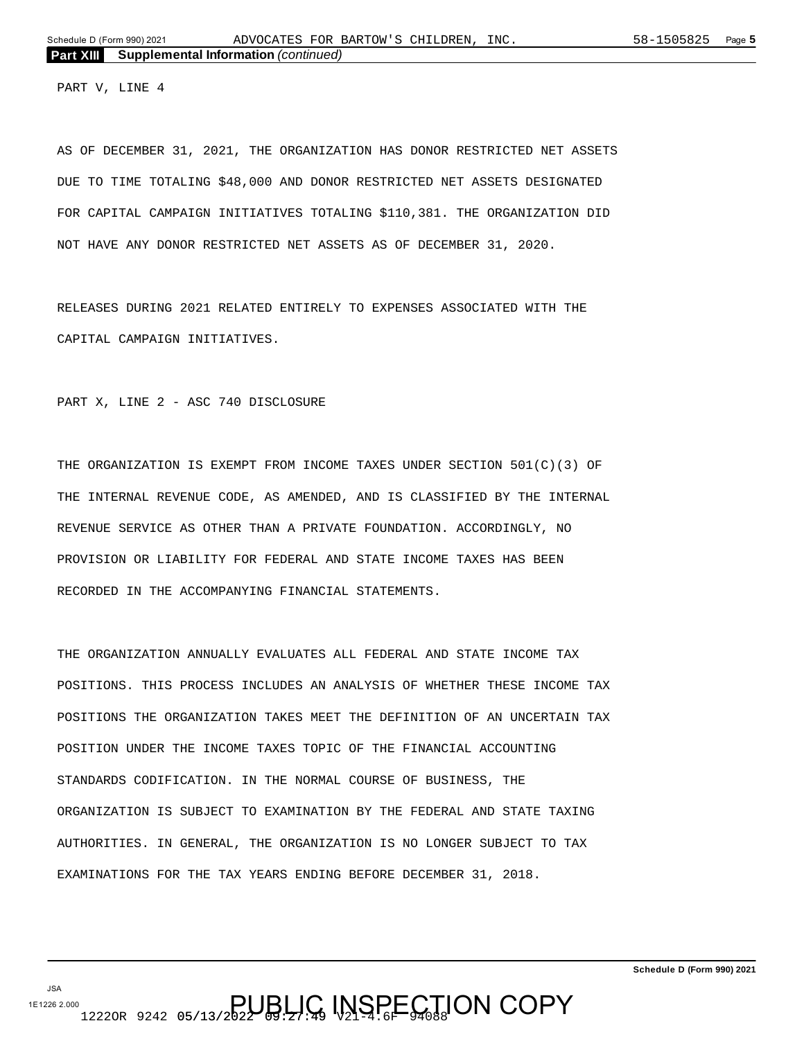**Part XIII Supplemental Information** *(continued)*

PART V, LINE 4

AS OF DECEMBER 31, 2021, THE ORGANIZATION HAS DONOR RESTRICTED NET ASSETS DUE TO TIME TOTALING $48,000 AND DONOR RESTRICTED NET ASSETS DESIGNATED FOR CAPITAL CAMPAIGN INITIATIVES TOTALING $110,381. THE ORGANIZATION DID NOT HAVE ANY DONOR RESTRICTED NET ASSETS AS OF DECEMBER 31, 2020.

RELEASES DURING 2021 RELATED ENTIRELY TO EXPENSES ASSOCIATED WITH THE CAPITAL CAMPAIGN INITIATIVES.

PART X, LINE 2 - ASC 740 DISCLOSURE

THE ORGANIZATION IS EXEMPT FROM INCOME TAXES UNDER SECTION 501(C)(3) OF THE INTERNAL REVENUE CODE, AS AMENDED, AND IS CLASSIFIED BY THE INTERNAL REVENUE SERVICE AS OTHER THAN A PRIVATE FOUNDATION. ACCORDINGLY, NO PROVISION OR LIABILITY FOR FEDERAL AND STATE INCOME TAXES HAS BEEN RECORDED IN THE ACCOMPANYING FINANCIAL STATEMENTS.

THE ORGANIZATION ANNUALLY EVALUATES ALL FEDERAL AND STATE INCOME TAX POSITIONS. THIS PROCESS INCLUDES AN ANALYSIS OF WHETHER THESE INCOME TAX POSITIONS THE ORGANIZATION TAKES MEET THE DEFINITION OF AN UNCERTAIN TAX POSITION UNDER THE INCOME TAXES TOPIC OF THE FINANCIAL ACCOUNTING STANDARDS CODIFICATION. IN THE NORMAL COURSE OF BUSINESS, THE ORGANIZATION IS SUBJECT TO EXAMINATION BY THE FEDERAL AND STATE TAXING AUTHORITIES. IN GENERAL, THE ORGANIZATION IS NO LONGER SUBJECT TO TAX EXAMINATIONS FOR THE TAX YEARS ENDING BEFORE DECEMBER 31, 2018.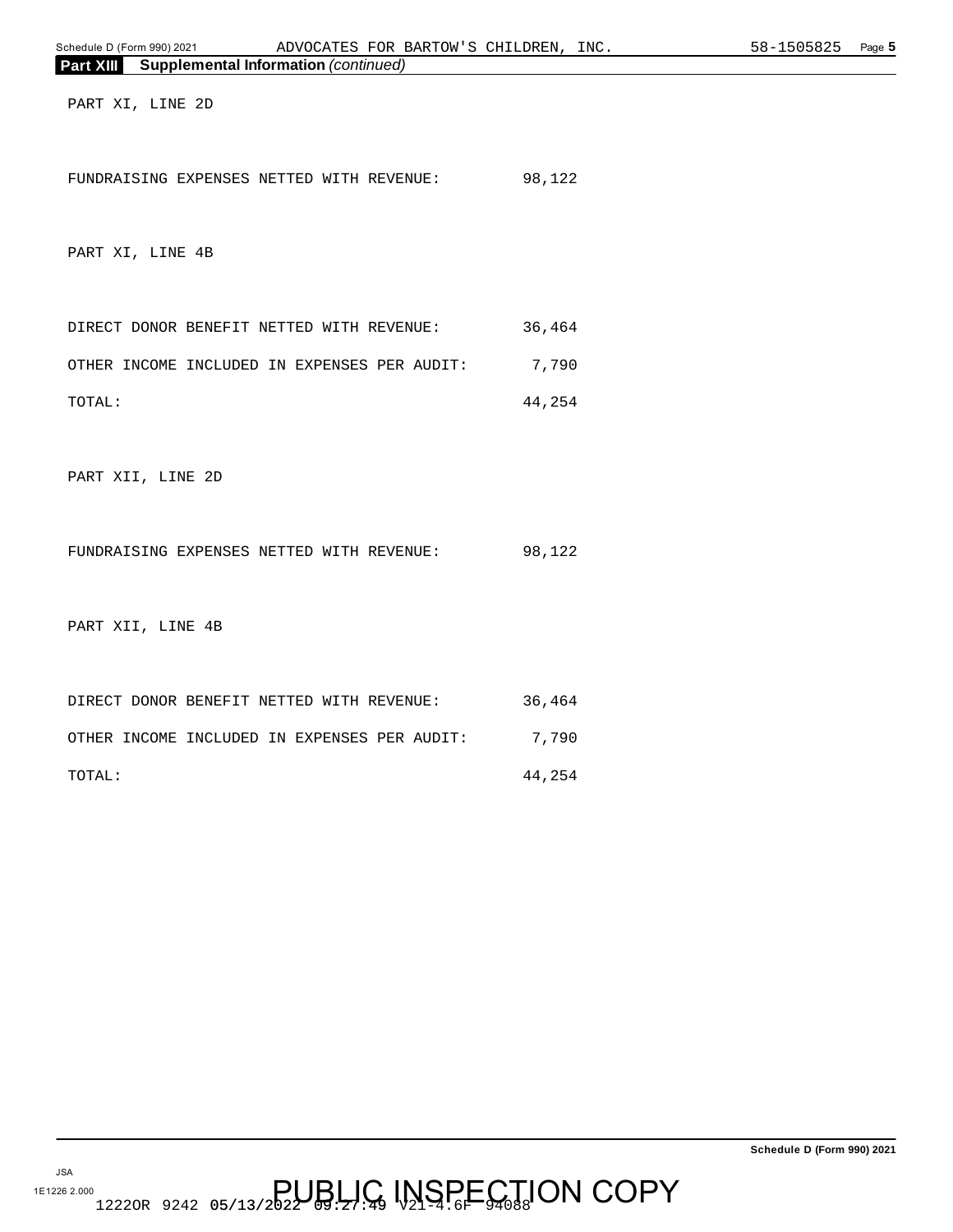**Part XIII Supplemental Information** *(continued)*

PART XI, LINE 2D

| | |
|---|---|
| FUNDRAISING EXPENSES NETTED WITH REVENUE: | 98,122 |

PART XI, LINE 4B

| | |
|---|---|
| DIRECT DONOR BENEFIT NETTED WITH REVENUE: | 36,464 |
| OTHER INCOME INCLUDED IN EXPENSES PER AUDIT: | 7,790 |
| TOTAL: | 44,254 |

PART XII, LINE 2D

| | |
|---|---|
| FUNDRAISING EXPENSES NETTED WITH REVENUE: | 98,122 |

PART XII, LINE 4B

| | |
|---|---|
| DIRECT DONOR BENEFIT NETTED WITH REVENUE: | 36,464 |
| OTHER INCOME INCLUDED IN EXPENSES PER AUDIT: | 7,790 |
| TOTAL: | 44,254 |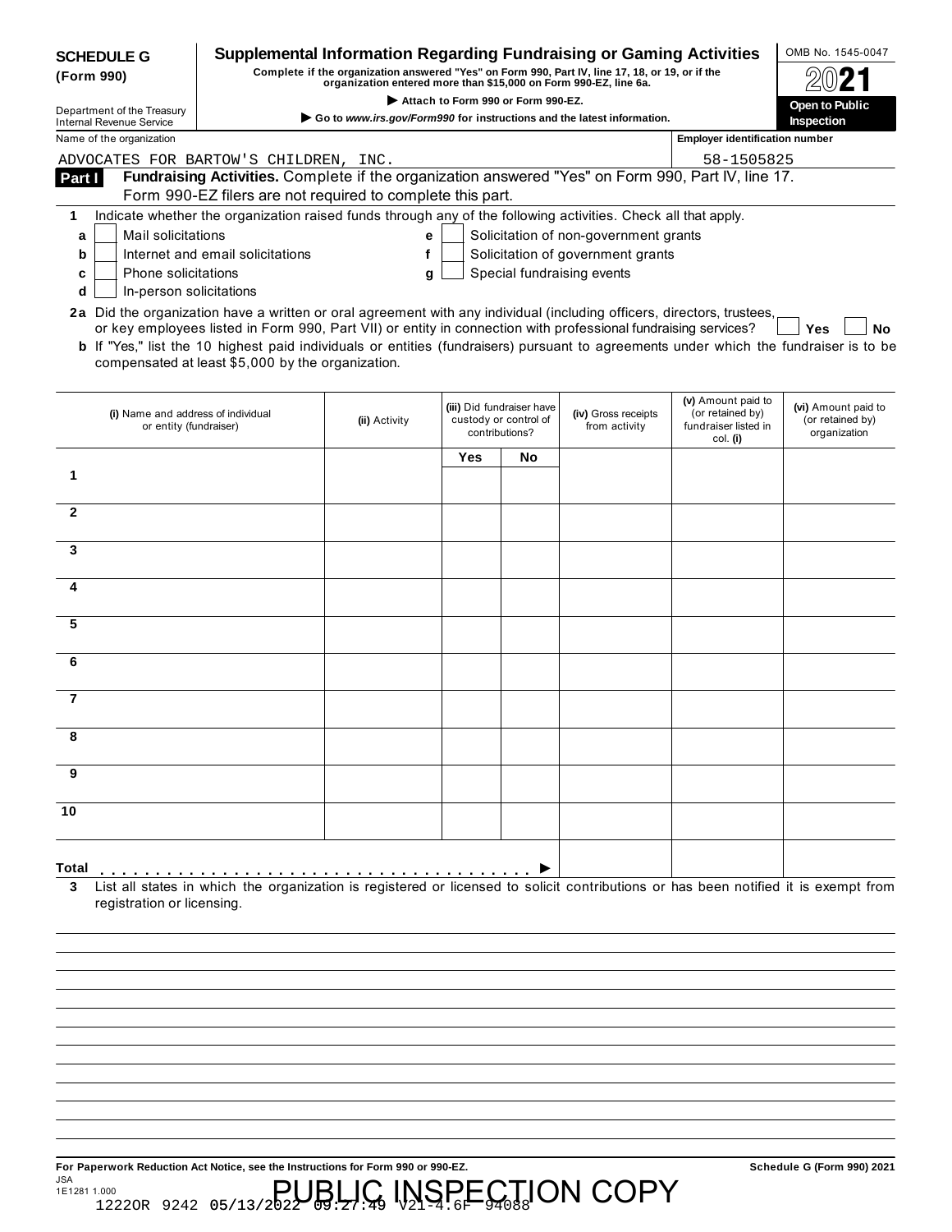**SCHEDULE G (Form 990)**

Department of the Treasury
Internal Revenue Service

# Supplemental Information Regarding Fundraising or Gaming Activities

**Complete if the organization answered "Yes" on Form 990, Part IV, line 17, 18, or 19, or if the organization entered more than $15,000 on Form 990-EZ, line 6a.**

▶ **Attach to Form 990 or Form 990-EZ.**

▶ **Go to** ***www.irs.gov/Form990*** **for instructions and the latest information.**

OMB No. 1545-0047

**2021**

**Open to Public Inspection**

Name of the organization: ADVOCATES FOR BARTOW'S CHILDREN, INC.

Employer identification number: 58-1505825

## Part I Fundraising Activities. 
Complete if the organization answered "Yes" on Form 990, Part IV, line 17. Form 990-EZ filers are not required to complete this part.

**1** Indicate whether the organization raised funds through any of the following activities. Check all that apply.

- **a** ☐ Mail solicitations
- **b** ☐ Internet and email solicitations
- **c** ☐ Phone solicitations
- **d** ☐ In-person solicitations
- **e** ☐ Solicitation of non-government grants
- **f** ☐ Solicitation of government grants
- **g** ☐ Special fundraising events

**2a** Did the organization have a written or oral agreement with any individual (including officers, directors, trustees, or key employees listed in Form 990, Part VII) or entity in connection with professional fundraising services? ☐ **Yes** ☐ **No**

**b** If "Yes," list the 10 highest paid individuals or entities (fundraisers) pursuant to agreements under which the fundraiser is to be compensated at least $5,000 by the organization.

| | (i) Name and address of individual or entity (fundraiser) | (ii) Activity | (iii) Did fundraiser have custody or control of contributions? | | (iv) Gross receipts from activity | (v) Amount paid to (or retained by) fundraiser listed in col. (i) | (vi) Amount paid to (or retained by) organization |
|---|---|---|---|---|---|---|---|
| | | | Yes | No | | | |
| 1 | | | | | | | |
| 2 | | | | | | | |
| 3 | | | | | | | |
| 4 | | | | | | | |
| 5 | | | | | | | |
| 6 | | | | | | | |
| 7 | | | | | | | |
| 8 | | | | | | | |
| 9 | | | | | | | |
| 10 | | | | | | | |
| **Total** ▶ | | | | | | | |

**3** List all states in which the organization is registered or licensed to solicit contributions or has been notified it is exempt from registration or licensing.

**For Paperwork Reduction Act Notice, see the Instructions for Form 990 or 990-EZ.**

**Schedule G (Form 990) 2021**

JSA
1E1281 1.000

PUBLIC INSPECTION COPY

1222OR 9242 05/13/2022 09:27:49 V21-4.6F 94088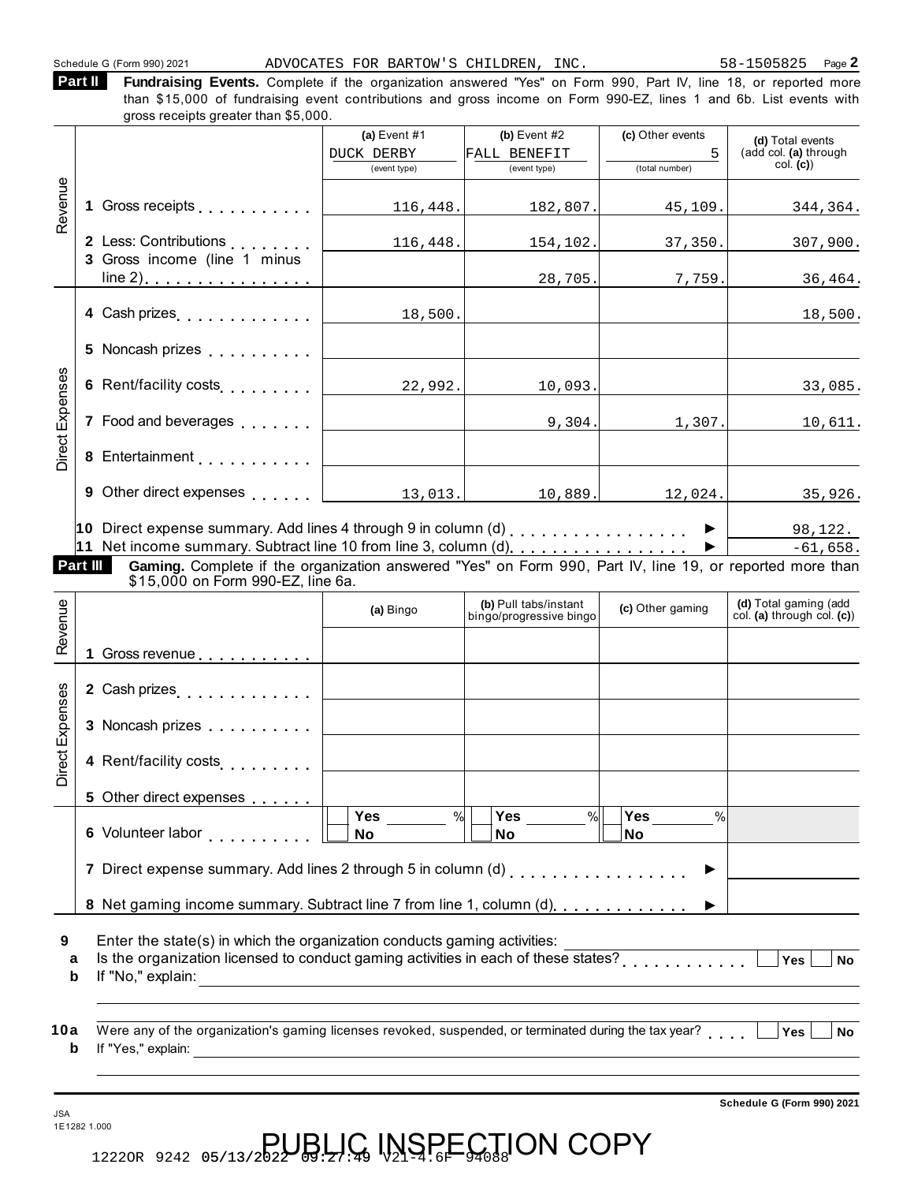Schedule G (Form 990) 2021 ADVOCATES FOR BARTOW'S CHILDREN, INC. 58-1505825 Page 2

**Part II** **Fundraising Events.** Complete if the organization answered "Yes" on Form 990, Part IV, line 18, or reported more than $15,000 of fundraising event contributions and gross income on Form 990-EZ, lines 1 and 6b. List events with gross receipts greater than $5,000.

| | | (a) Event #1 DUCK DERBY (event type) | (b) Event #2 FALL BENEFIT (event type) | (c) Other events 5 (total number) | (d) Total events (add col. (a) through col. (c)) |
|---|---|---|---|---|---|
| Revenue | 1 Gross receipts | 116,448. | 182,807. | 45,109. | 344,364. |
| | 2 Less: Contributions | 116,448. | 154,102. | 37,350. | 307,900. |
| | 3 Gross income (line 1 minus line 2) | | 28,705. | 7,759. | 36,464. |
| Direct Expenses | 4 Cash prizes | 18,500. | | | 18,500. |
| | 5 Noncash prizes | | | | |
| | 6 Rent/facility costs | 22,992. | 10,093. | | 33,085. |
| | 7 Food and beverages | | 9,304. | 1,307. | 10,611. |
| | 8 Entertainment | | | | |
| | 9 Other direct expenses | 13,013. | 10,889. | 12,024. | 35,926. |

10 Direct expense summary. Add lines 4 through 9 in column (d) ▶ 98,122.

11 Net income summary. Subtract line 10 from line 3, column (d) ▶ -61,658.

**Part III** **Gaming.** Complete if the organization answered "Yes" on Form 990, Part IV, line 19, or reported more than $15,000 on Form 990-EZ, line 6a.

| | | (a) Bingo | (b) Pull tabs/instant bingo/progressive bingo | (c) Other gaming | (d) Total gaming (add col. (a) through col. (c)) |
|---|---|---|---|---|---|
| Revenue | 1 Gross revenue | | | | |
| Direct Expenses | 2 Cash prizes | | | | |
| | 3 Noncash prizes | | | | |
| | 4 Rent/facility costs | | | | |
| | 5 Other direct expenses | | | | |
| | 6 Volunteer labor | Yes ___ % / No | Yes ___ % / No | Yes ___ % / No | |

7 Direct expense summary. Add lines 2 through 5 in column (d) ▶

8 Net gaming income summary. Subtract line 7 from line 1, column (d) ▶

9 Enter the state(s) in which the organization conducts gaming activities:

a Is the organization licensed to conduct gaming activities in each of these states? Yes No

b If "No," explain:

10a Were any of the organization's gaming licenses revoked, suspended, or terminated during the tax year? Yes No

b If "Yes," explain:

Schedule G (Form 990) 2021

JSA 1E1282 1.000

1222OR 9242 05/13/2022 09:27:49 V21-4.6F 94088

PUBLIC INSPECTION COPY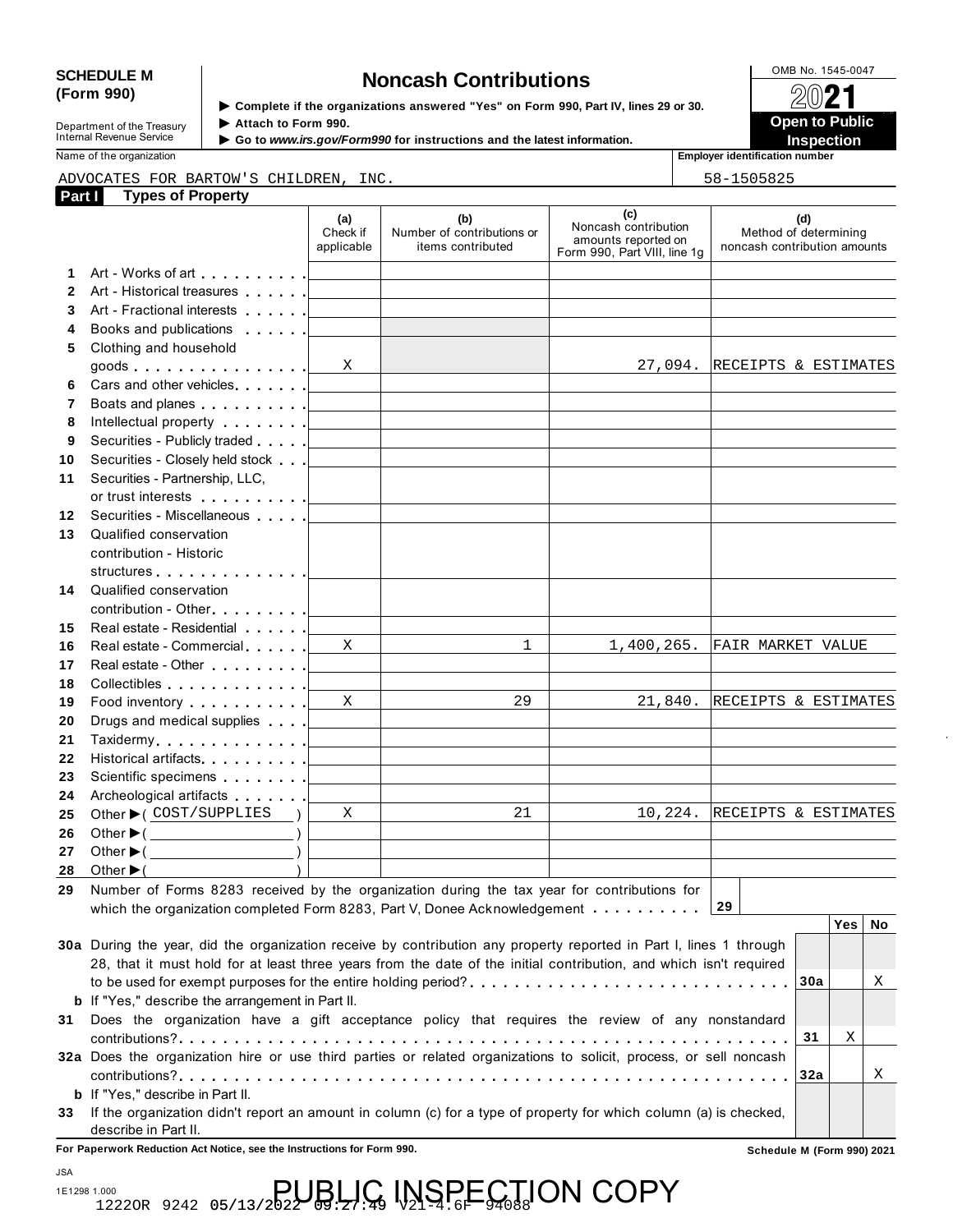**SCHEDULE M (Form 990)**

Department of the Treasury
Internal Revenue Service

# Noncash Contributions

▶ Complete if the organizations answered "Yes" on Form 990, Part IV, lines 29 or 30.
▶ Attach to Form 990.
▶ Go to *www.irs.gov/Form990* for instructions and the latest information.

OMB No. 1545-0047

**2021**

**Open to Public Inspection**

Name of the organization: ADVOCATES FOR BARTOW'S CHILDREN, INC.

Employer identification number: 58-1505825

## Part I Types of Property

| | | (a) Check if applicable | (b) Number of contributions or items contributed | (c) Noncash contribution amounts reported on Form 990, Part VIII, line 1g | (d) Method of determining noncash contribution amounts |
|---|---|---|---|---|---|
| 1 | Art - Works of art | | | | |
| 2 | Art - Historical treasures | | | | |
| 3 | Art - Fractional interests | | | | |
| 4 | Books and publications | | | | |
| 5 | Clothing and household goods | X | | 27,094. | RECEIPTS & ESTIMATES |
| 6 | Cars and other vehicles | | | | |
| 7 | Boats and planes | | | | |
| 8 | Intellectual property | | | | |
| 9 | Securities - Publicly traded | | | | |
| 10 | Securities - Closely held stock | | | | |
| 11 | Securities - Partnership, LLC, or trust interests | | | | |
| 12 | Securities - Miscellaneous | | | | |
| 13 | Qualified conservation contribution - Historic structures | | | | |
| 14 | Qualified conservation contribution - Other | | | | |
| 15 | Real estate - Residential | | | | |
| 16 | Real estate - Commercial | X | 1 | 1,400,265. | FAIR MARKET VALUE |
| 17 | Real estate - Other | | | | |
| 18 | Collectibles | | | | |
| 19 | Food inventory | X | 29 | 21,840. | RECEIPTS & ESTIMATES |
| 20 | Drugs and medical supplies | | | | |
| 21 | Taxidermy | | | | |
| 22 | Historical artifacts | | | | |
| 23 | Scientific specimens | | | | |
| 24 | Archeological artifacts | | | | |
| 25 | Other ▶ ( COST/SUPPLIES ) | X | 21 | 10,224. | RECEIPTS & ESTIMATES |
| 26 | Other ▶ ( ) | | | | |
| 27 | Other ▶ ( ) | | | | |
| 28 | Other ▶ ( ) | | | | |

**29** Number of Forms 8283 received by the organization during the tax year for contributions for which the organization completed Form 8283, Part V, Donee Acknowledgement . . . . . . . . . . **29**

| | | | Yes | No |
|---|---|---|---|---|
| **30a** | During the year, did the organization receive by contribution any property reported in Part I, lines 1 through 28, that it must hold for at least three years from the date of the initial contribution, and which isn't required to be used for exempt purposes for the entire holding period? | **30a** | | X |
| **b** | If "Yes," describe the arrangement in Part II. | | | |
| **31** | Does the organization have a gift acceptance policy that requires the review of any nonstandard contributions? | **31** | X | |
| **32a** | Does the organization hire or use third parties or related organizations to solicit, process, or sell noncash contributions? | **32a** | | X |
| **b** | If "Yes," describe in Part II. | | | |
| **33** | If the organization didn't report an amount in column (c) for a type of property for which column (a) is checked, describe in Part II. | | | |

**For Paperwork Reduction Act Notice, see the Instructions for Form 990.**

**Schedule M (Form 990) 2021**

JSA
1E1298 1.000
1222OR 9242 05/13/2022 09:27:49 V21-4.6F 94088

PUBLIC INSPECTION COPY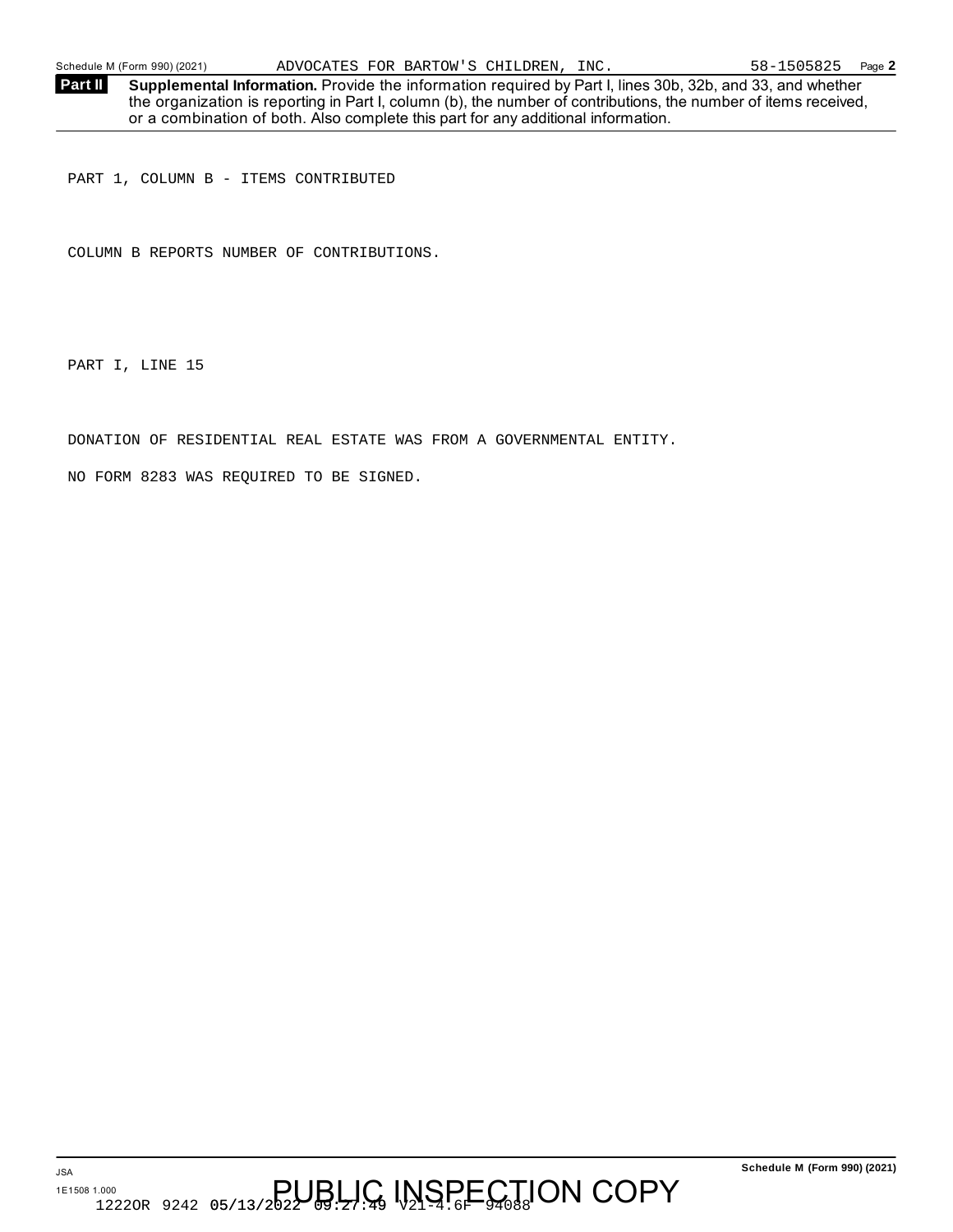**Part II** **Supplemental Information.** Provide the information required by Part I, lines 30b, 32b, and 33, and whether the organization is reporting in Part I, column (b), the number of contributions, the number of items received, or a combination of both. Also complete this part for any additional information.

PART 1, COLUMN B - ITEMS CONTRIBUTED

COLUMN B REPORTS NUMBER OF CONTRIBUTIONS.

PART I, LINE 15

DONATION OF RESIDENTIAL REAL ESTATE WAS FROM A GOVERNMENTAL ENTITY.

NO FORM 8283 WAS REQUIRED TO BE SIGNED.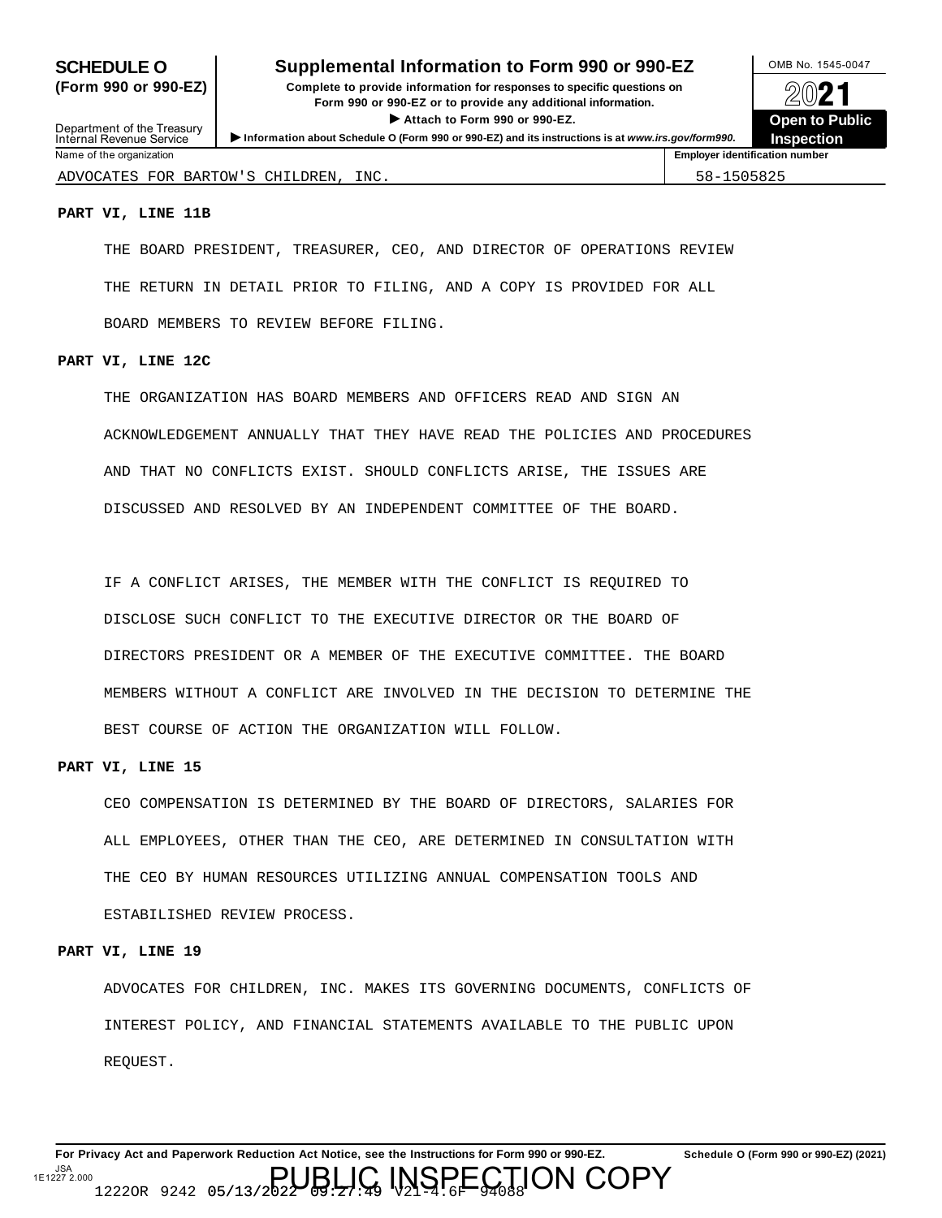**SCHEDULE O (Form 990 or 990-EZ)**

Department of the Treasury
Internal Revenue Service

# Supplemental Information to Form 990 or 990-EZ

**Complete to provide information for responses to specific questions on Form 990 or 990-EZ or to provide any additional information.**

**▶ Attach to Form 990 or 990-EZ.**

**▶ Information about Schedule O (Form 990 or 990-EZ) and its instructions is at www.irs.gov/form990.**

OMB No. 1545-0047

**2021**

**Open to Public Inspection**

| Name of the organization | Employer identification number |
|---|---|
| ADVOCATES FOR BARTOW'S CHILDREN, INC. | 58-1505825 |

**PART VI, LINE 11B**

THE BOARD PRESIDENT, TREASURER, CEO, AND DIRECTOR OF OPERATIONS REVIEW THE RETURN IN DETAIL PRIOR TO FILING, AND A COPY IS PROVIDED FOR ALL BOARD MEMBERS TO REVIEW BEFORE FILING.

**PART VI, LINE 12C**

THE ORGANIZATION HAS BOARD MEMBERS AND OFFICERS READ AND SIGN AN ACKNOWLEDGEMENT ANNUALLY THAT THEY HAVE READ THE POLICIES AND PROCEDURES AND THAT NO CONFLICTS EXIST. SHOULD CONFLICTS ARISE, THE ISSUES ARE DISCUSSED AND RESOLVED BY AN INDEPENDENT COMMITTEE OF THE BOARD.

IF A CONFLICT ARISES, THE MEMBER WITH THE CONFLICT IS REQUIRED TO DISCLOSE SUCH CONFLICT TO THE EXECUTIVE DIRECTOR OR THE BOARD OF DIRECTORS PRESIDENT OR A MEMBER OF THE EXECUTIVE COMMITTEE. THE BOARD MEMBERS WITHOUT A CONFLICT ARE INVOLVED IN THE DECISION TO DETERMINE THE BEST COURSE OF ACTION THE ORGANIZATION WILL FOLLOW.

**PART VI, LINE 15**

CEO COMPENSATION IS DETERMINED BY THE BOARD OF DIRECTORS, SALARIES FOR ALL EMPLOYEES, OTHER THAN THE CEO, ARE DETERMINED IN CONSULTATION WITH THE CEO BY HUMAN RESOURCES UTILIZING ANNUAL COMPENSATION TOOLS AND ESTABILISHED REVIEW PROCESS.

**PART VI, LINE 19**

ADVOCATES FOR CHILDREN, INC. MAKES ITS GOVERNING DOCUMENTS, CONFLICTS OF INTEREST POLICY, AND FINANCIAL STATEMENTS AVAILABLE TO THE PUBLIC UPON REQUEST.

**For Privacy Act and Paperwork Reduction Act Notice, see the Instructions for Form 990 or 990-EZ.** **Schedule O (Form 990 or 990-EZ) (2021)**

JSA
1E1227 2.000

PUBLIC INSPECTION COPY

1222OR 9242 05/13/2022 09:27:49 V21-4.6F 94088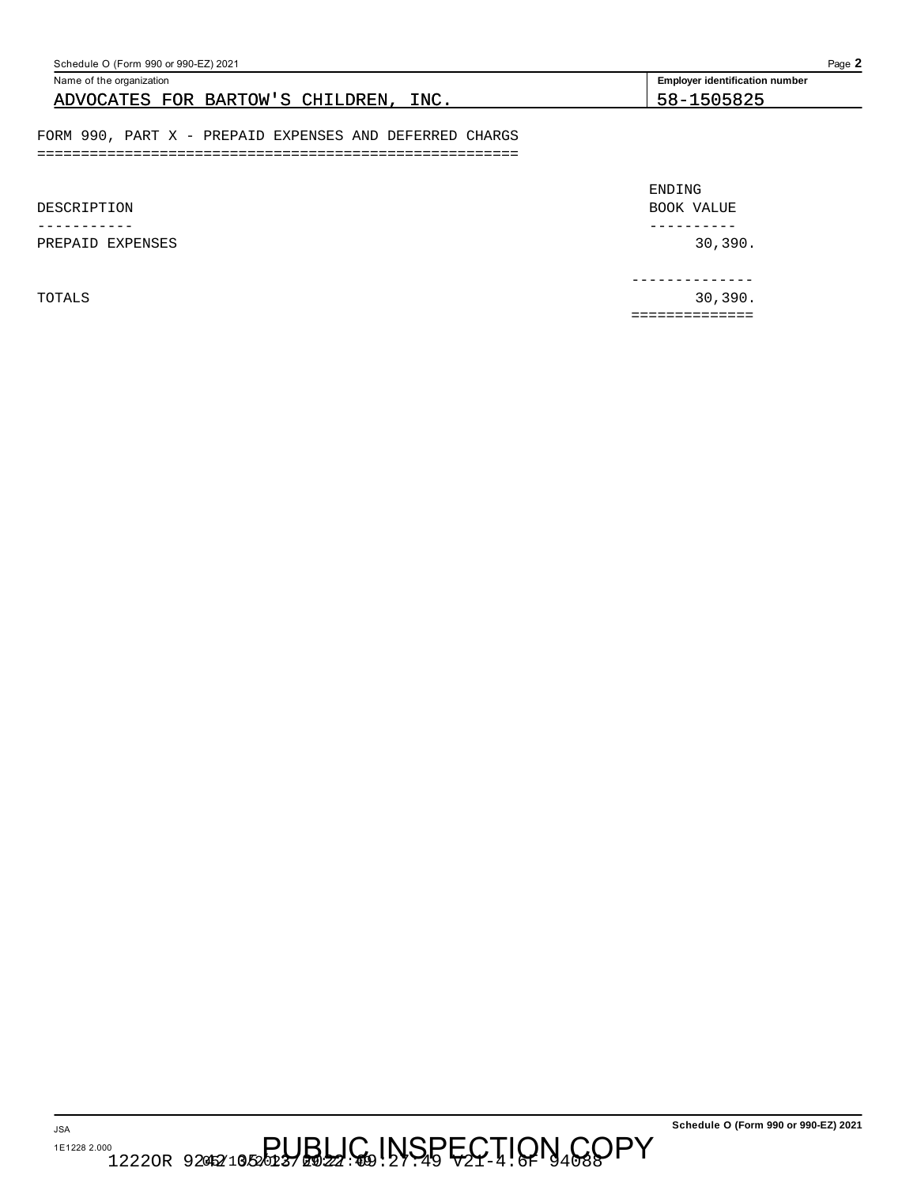Name of the organization: ADVOCATES FOR BARTOW'S CHILDREN, INC.

Employer identification number: 58-1505825

## FORM 990, PART X - PREPAID EXPENSES AND DEFERRED CHARGS

| DESCRIPTION | ENDING BOOK VALUE |
|---|---|
| PREPAID EXPENSES | 30,390. |
| TOTALS | 30,390. |